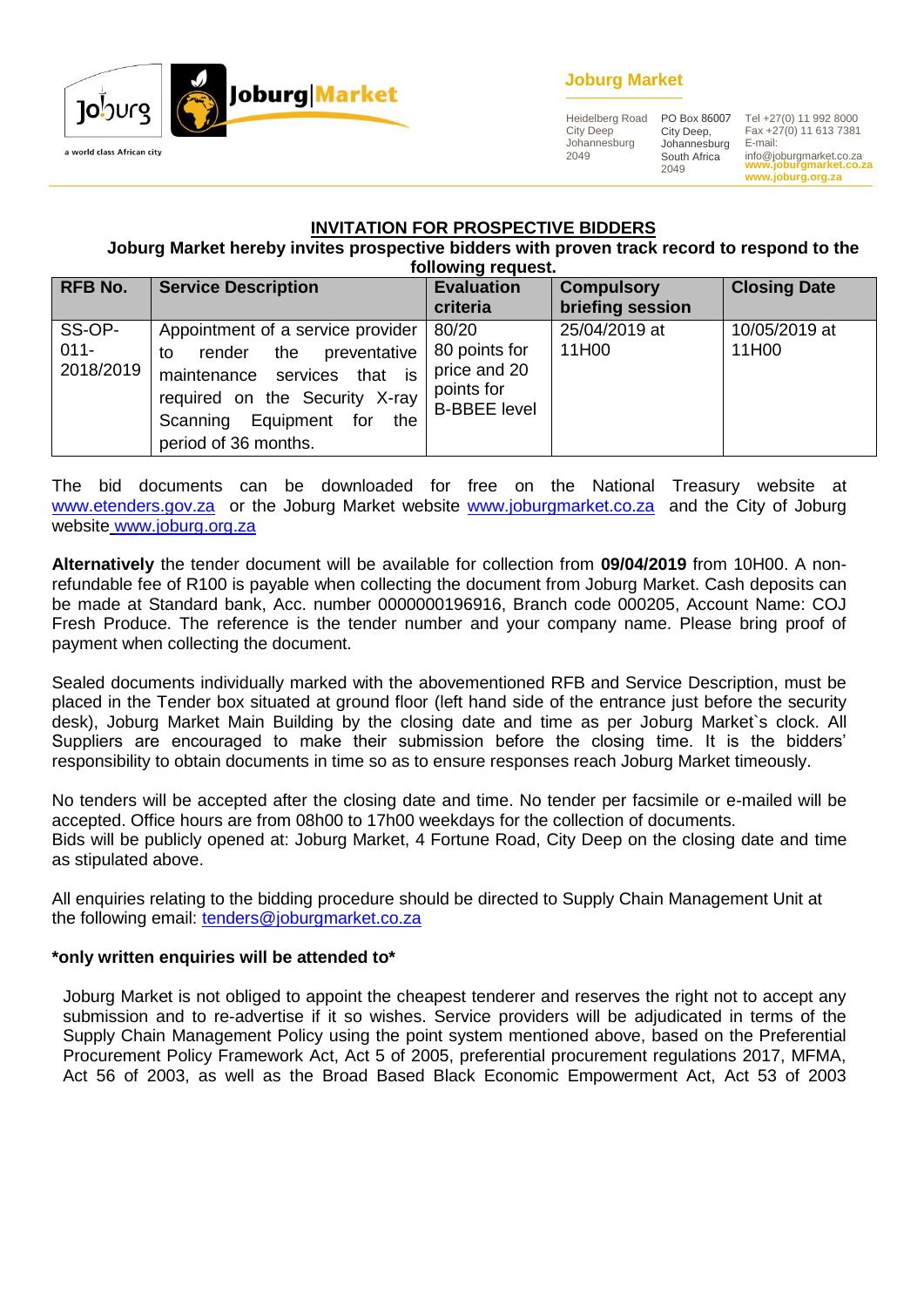Jo'burg
a world class African city

Joburg|Market

**Joburg Market**

Heidelberg Road
City Deep
Johannesburg
2049

PO Box 86007
City Deep,
Johannesburg
South Africa
2049

Tel +27(0) 11 992 8000
Fax +27(0) 11 613 7381
E-mail:
info@joburgmarket.co.za
www.joburgmarket.co.za
www.joburg.org.za

## INVITATION FOR PROSPECTIVE BIDDERS

**Joburg Market hereby invites prospective bidders with proven track record to respond to the following request.**

| RFB No. | Service Description | Evaluation criteria | Compulsory briefing session | Closing Date |
|---|---|---|---|---|
| SS-OP-011-2018/2019 | Appointment of a service provider to render the preventative maintenance services that is required on the Security X-ray Scanning Equipment for the period of 36 months. | 80/20 80 points for price and 20 points for B-BBEE level | 25/04/2019 at 11H00 | 10/05/2019 at 11H00 |

The bid documents can be downloaded for free on the National Treasury website at www.etenders.gov.za or the Joburg Market website www.joburgmarket.co.za and the City of Joburg website www.joburg.org.za

**Alternatively** the tender document will be available for collection from **09/04/2019** from 10H00. A non-refundable fee of R100 is payable when collecting the document from Joburg Market. Cash deposits can be made at Standard bank, Acc. number 0000000196916, Branch code 000205, Account Name: COJ Fresh Produce. The reference is the tender number and your company name. Please bring proof of payment when collecting the document.

Sealed documents individually marked with the abovementioned RFB and Service Description, must be placed in the Tender box situated at ground floor (left hand side of the entrance just before the security desk), Joburg Market Main Building by the closing date and time as per Joburg Market`s clock. All Suppliers are encouraged to make their submission before the closing time. It is the bidders' responsibility to obtain documents in time so as to ensure responses reach Joburg Market timeously.

No tenders will be accepted after the closing date and time. No tender per facsimile or e-mailed will be accepted. Office hours are from 08h00 to 17h00 weekdays for the collection of documents.
Bids will be publicly opened at: Joburg Market, 4 Fortune Road, City Deep on the closing date and time as stipulated above.

All enquiries relating to the bidding procedure should be directed to Supply Chain Management Unit at the following email: tenders@joburgmarket.co.za

**\*only written enquiries will be attended to\***

Joburg Market is not obliged to appoint the cheapest tenderer and reserves the right not to accept any submission and to re-advertise if it so wishes. Service providers will be adjudicated in terms of the Supply Chain Management Policy using the point system mentioned above, based on the Preferential Procurement Policy Framework Act, Act 5 of 2005, preferential procurement regulations 2017, MFMA, Act 56 of 2003, as well as the Broad Based Black Economic Empowerment Act, Act 53 of 2003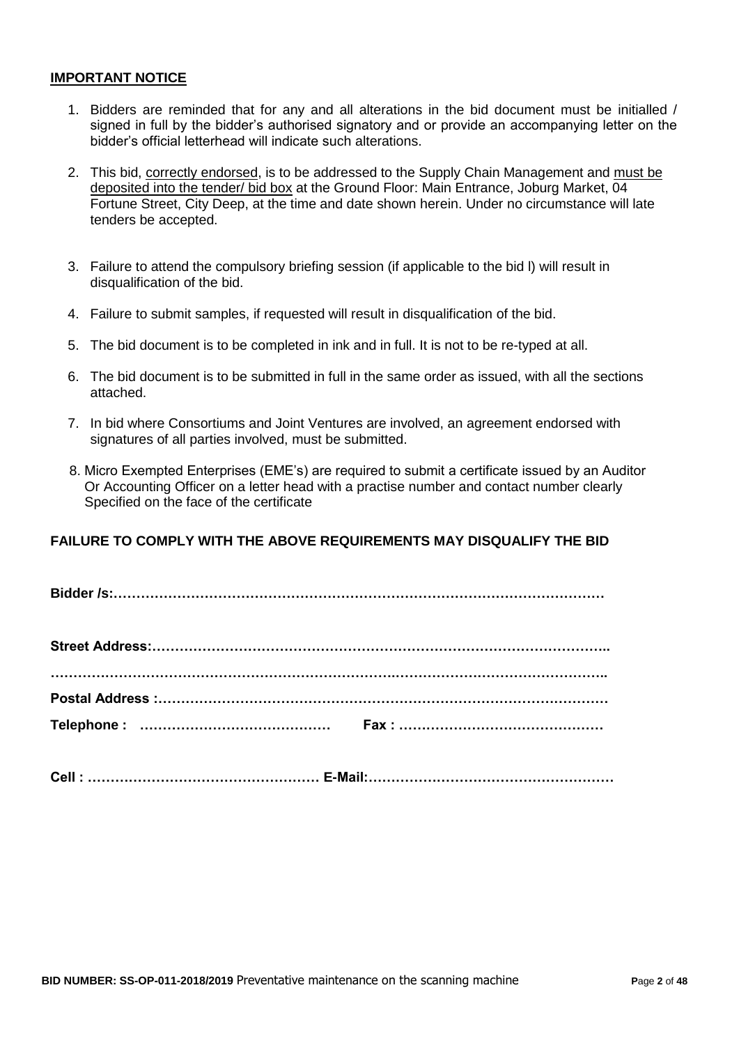**IMPORTANT NOTICE**

1. Bidders are reminded that for any and all alterations in the bid document must be initialled / signed in full by the bidder's authorised signatory and or provide an accompanying letter on the bidder's official letterhead will indicate such alterations.

2. This bid, correctly endorsed, is to be addressed to the Supply Chain Management and must be deposited into the tender/ bid box at the Ground Floor: Main Entrance, Joburg Market, 04 Fortune Street, City Deep, at the time and date shown herein. Under no circumstance will late tenders be accepted.

3. Failure to attend the compulsory briefing session (if applicable to the bid l) will result in disqualification of the bid.

4. Failure to submit samples, if requested will result in disqualification of the bid.

5. The bid document is to be completed in ink and in full. It is not to be re-typed at all.

6. The bid document is to be submitted in full in the same order as issued, with all the sections attached.

7. In bid where Consortiums and Joint Ventures are involved, an agreement endorsed with signatures of all parties involved, must be submitted.

8. Micro Exempted Enterprises (EME's) are required to submit a certificate issued by an Auditor Or Accounting Officer on a letter head with a practise number and contact number clearly Specified on the face of the certificate

**FAILURE TO COMPLY WITH THE ABOVE REQUIREMENTS MAY DISQUALIFY THE BID**

**Bidder /s:…………………………………………………………………………………………**

**Street Address:……………………………………………………………………………………..**

**…………………………………………………………………………………………………………..**

**Postal Address :………………………………………………………………………………………**

**Telephone : ……………………………………  Fax : ………………………………………**

**Cell : …………………………………………… E-Mail:………………………………………………**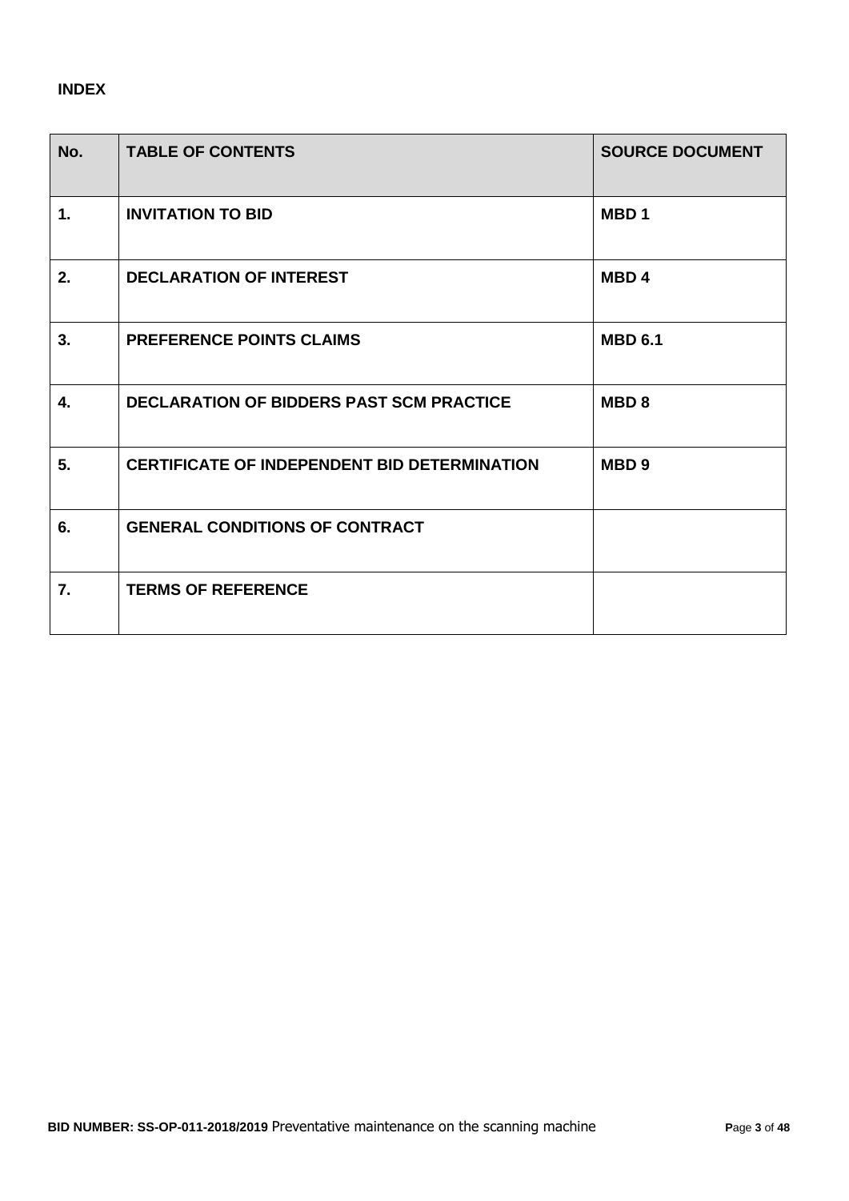**INDEX**

| No. | TABLE OF CONTENTS | SOURCE DOCUMENT |
|---|---|---|
| 1. | INVITATION TO BID | MBD 1 |
| 2. | DECLARATION OF INTEREST | MBD 4 |
| 3. | PREFERENCE POINTS CLAIMS | MBD 6.1 |
| 4. | DECLARATION OF BIDDERS PAST SCM PRACTICE | MBD 8 |
| 5. | CERTIFICATE OF INDEPENDENT BID DETERMINATION | MBD 9 |
| 6. | GENERAL CONDITIONS OF CONTRACT | |
| 7. | TERMS OF REFERENCE | |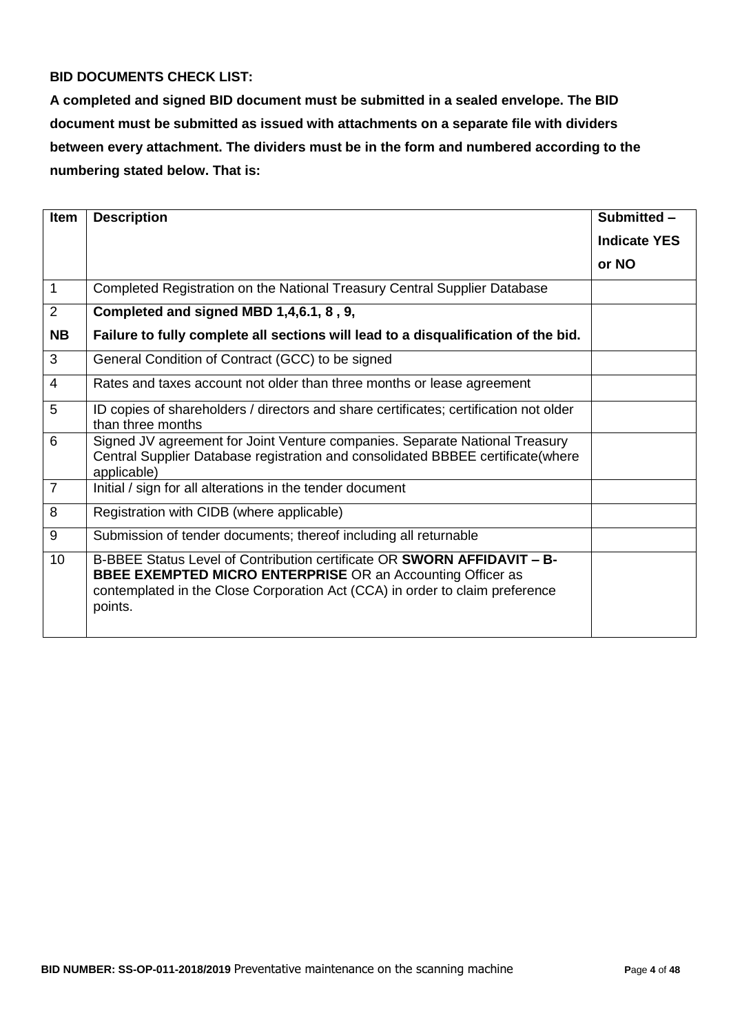**BID DOCUMENTS CHECK LIST:**

**A completed and signed BID document must be submitted in a sealed envelope. The BID document must be submitted as issued with attachments on a separate file with dividers between every attachment. The dividers must be in the form and numbered according to the numbering stated below. That is:**

| Item | Description | Submitted – Indicate YES or NO |
|---|---|---|
| 1 | Completed Registration on the National Treasury Central Supplier Database | |
| 2<br>**NB** | **Completed and signed MBD 1,4,6.1, 8 , 9,**<br>**Failure to fully complete all sections will lead to a disqualification of the bid.** | |
| 3 | General Condition of Contract (GCC) to be signed | |
| 4 | Rates and taxes account not older than three months or lease agreement | |
| 5 | ID copies of shareholders / directors and share certificates; certification not older than three months | |
| 6 | Signed JV agreement for Joint Venture companies. Separate National Treasury Central Supplier Database registration and consolidated BBBEE certificate(where applicable) | |
| 7 | Initial / sign for all alterations in the tender document | |
| 8 | Registration with CIDB (where applicable) | |
| 9 | Submission of tender documents; thereof including all returnable | |
| 10 | B-BBEE Status Level of Contribution certificate OR **SWORN AFFIDAVIT – B-BBEE EXEMPTED MICRO ENTERPRISE** OR an Accounting Officer as contemplated in the Close Corporation Act (CCA) in order to claim preference points. | |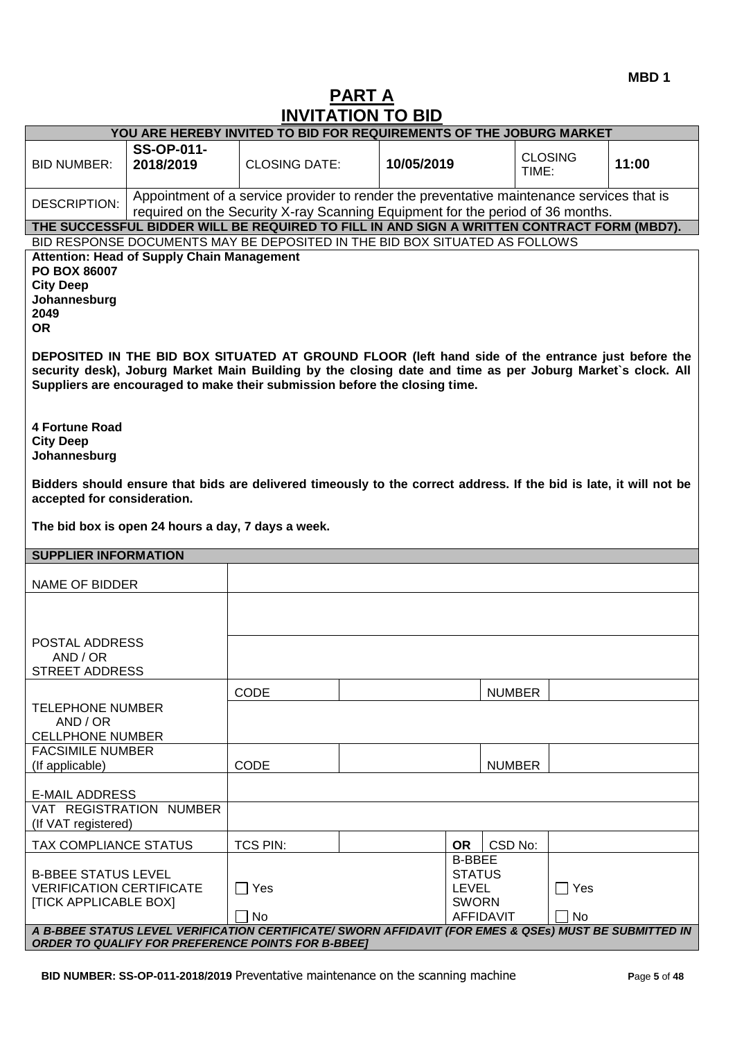**MBD 1**

# PART A
# INVITATION TO BID

| YOU ARE HEREBY INVITED TO BID FOR REQUIREMENTS OF THE JOBURG MARKET | | | | | |
|---|---|---|---|---|---|
| BID NUMBER: | **SS-OP-011-2018/2019** | CLOSING DATE: | **10/05/2019** | CLOSING TIME: | **11:00** |
| DESCRIPTION: | Appointment of a service provider to render the preventative maintenance services that is required on the Security X-ray Scanning Equipment for the period of 36 months. | | | | |

**THE SUCCESSFUL BIDDER WILL BE REQUIRED TO FILL IN AND SIGN A WRITTEN CONTRACT FORM (MBD7).**

BID RESPONSE DOCUMENTS MAY BE DEPOSITED IN THE BID BOX SITUATED AS FOLLOWS

**Attention: Head of Supply Chain Management**
**PO BOX 86007**
**City Deep**
**Johannesburg**
**2049**
**OR**

**DEPOSITED IN THE BID BOX SITUATED AT GROUND FLOOR (left hand side of the entrance just before the security desk), Joburg Market Main Building by the closing date and time as per Joburg Market`s clock. All Suppliers are encouraged to make their submission before the closing time.**

**4 Fortune Road**
**City Deep**
**Johannesburg**

**Bidders should ensure that bids are delivered timeously to the correct address. If the bid is late, it will not be accepted for consideration.**

**The bid box is open 24 hours a day, 7 days a week.**

**SUPPLIER INFORMATION**

| | | | | | |
|---|---|---|---|---|---|
| NAME OF BIDDER | | | | | |
| POSTAL ADDRESS AND / OR STREET ADDRESS | | | | | |
| TELEPHONE NUMBER AND / OR CELLPHONE NUMBER | CODE | | NUMBER | | |
| FACSIMILE NUMBER (If applicable) | CODE | | NUMBER | | |
| E-MAIL ADDRESS | | | | | |
| VAT REGISTRATION NUMBER (If VAT registered) | | | | | |
| TAX COMPLIANCE STATUS | TCS PIN: | | **OR** | CSD No: | |
| B-BBEE STATUS LEVEL VERIFICATION CERTIFICATE [TICK APPLICABLE BOX] | ☐ Yes ☐ No | | B-BBEE STATUS LEVEL SWORN AFFIDAVIT | | ☐ Yes ☐ No |

***A B-BBEE STATUS LEVEL VERIFICATION CERTIFICATE/ SWORN AFFIDAVIT (FOR EMES & QSEs) MUST BE SUBMITTED IN ORDER TO QUALIFY FOR PREFERENCE POINTS FOR B-BBEE]***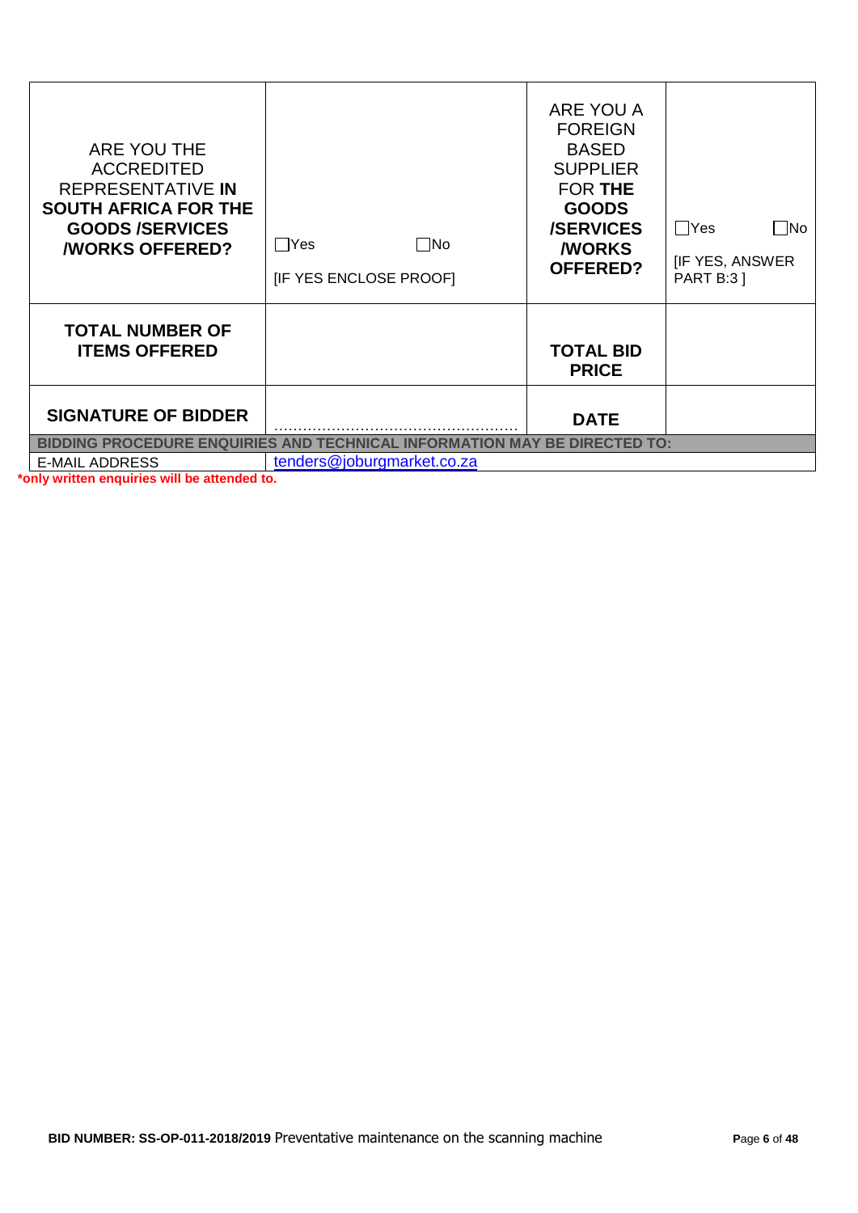| ARE YOU THE ACCREDITED REPRESENTATIVE **IN SOUTH AFRICA FOR THE GOODS /SERVICES /WORKS OFFERED?** | ☐Yes ☐No [IF YES ENCLOSE PROOF] | ARE YOU A FOREIGN BASED SUPPLIER FOR **THE GOODS /SERVICES /WORKS OFFERED?** | ☐Yes ☐No [IF YES, ANSWER PART B:3 ] |
|---|---|---|---|
| **TOTAL NUMBER OF ITEMS OFFERED** | | **TOTAL BID PRICE** | |
| **SIGNATURE OF BIDDER** | ……………………………………………… | **DATE** | |
| **BIDDING PROCEDURE ENQUIRIES AND TECHNICAL INFORMATION MAY BE DIRECTED TO:** | | | |
| E-MAIL ADDRESS | tenders@joburgmarket.co.za | | |

***only written enquiries will be attended to.**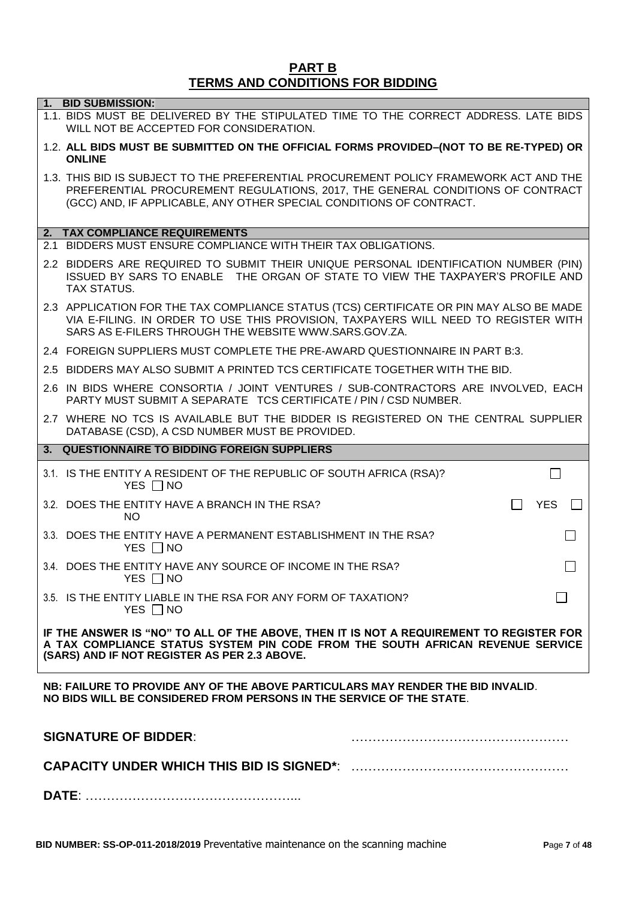# PART B
## TERMS AND CONDITIONS FOR BIDDING

### 1. BID SUBMISSION:

1.1. BIDS MUST BE DELIVERED BY THE STIPULATED TIME TO THE CORRECT ADDRESS. LATE BIDS WILL NOT BE ACCEPTED FOR CONSIDERATION.

1.2. **ALL BIDS MUST BE SUBMITTED ON THE OFFICIAL FORMS PROVIDED–(NOT TO BE RE-TYPED) OR ONLINE**

1.3. THIS BID IS SUBJECT TO THE PREFERENTIAL PROCUREMENT POLICY FRAMEWORK ACT AND THE PREFERENTIAL PROCUREMENT REGULATIONS, 2017, THE GENERAL CONDITIONS OF CONTRACT (GCC) AND, IF APPLICABLE, ANY OTHER SPECIAL CONDITIONS OF CONTRACT.

### 2. TAX COMPLIANCE REQUIREMENTS

2.1 BIDDERS MUST ENSURE COMPLIANCE WITH THEIR TAX OBLIGATIONS.

2.2 BIDDERS ARE REQUIRED TO SUBMIT THEIR UNIQUE PERSONAL IDENTIFICATION NUMBER (PIN) ISSUED BY SARS TO ENABLE THE ORGAN OF STATE TO VIEW THE TAXPAYER'S PROFILE AND TAX STATUS.

2.3 APPLICATION FOR THE TAX COMPLIANCE STATUS (TCS) CERTIFICATE OR PIN MAY ALSO BE MADE VIA E-FILING. IN ORDER TO USE THIS PROVISION, TAXPAYERS WILL NEED TO REGISTER WITH SARS AS E-FILERS THROUGH THE WEBSITE WWW.SARS.GOV.ZA.

2.4 FOREIGN SUPPLIERS MUST COMPLETE THE PRE-AWARD QUESTIONNAIRE IN PART B:3.

2.5 BIDDERS MAY ALSO SUBMIT A PRINTED TCS CERTIFICATE TOGETHER WITH THE BID.

2.6 IN BIDS WHERE CONSORTIA / JOINT VENTURES / SUB-CONTRACTORS ARE INVOLVED, EACH PARTY MUST SUBMIT A SEPARATE TCS CERTIFICATE / PIN / CSD NUMBER.

2.7 WHERE NO TCS IS AVAILABLE BUT THE BIDDER IS REGISTERED ON THE CENTRAL SUPPLIER DATABASE (CSD), A CSD NUMBER MUST BE PROVIDED.

### 3. QUESTIONNAIRE TO BIDDING FOREIGN SUPPLIERS

3.1. IS THE ENTITY A RESIDENT OF THE REPUBLIC OF SOUTH AFRICA (RSA)? ☐ YES ☐ NO

3.2. DOES THE ENTITY HAVE A BRANCH IN THE RSA? ☐ YES ☐ NO

3.3. DOES THE ENTITY HAVE A PERMANENT ESTABLISHMENT IN THE RSA? ☐ YES ☐ NO

3.4. DOES THE ENTITY HAVE ANY SOURCE OF INCOME IN THE RSA? ☐ YES ☐ NO

3.5. IS THE ENTITY LIABLE IN THE RSA FOR ANY FORM OF TAXATION? ☐ YES ☐ NO

**IF THE ANSWER IS "NO" TO ALL OF THE ABOVE, THEN IT IS NOT A REQUIREMENT TO REGISTER FOR A TAX COMPLIANCE STATUS SYSTEM PIN CODE FROM THE SOUTH AFRICAN REVENUE SERVICE (SARS) AND IF NOT REGISTER AS PER 2.3 ABOVE.**

**NB: FAILURE TO PROVIDE ANY OF THE ABOVE PARTICULARS MAY RENDER THE BID INVALID.**
**NO BIDS WILL BE CONSIDERED FROM PERSONS IN THE SERVICE OF THE STATE.**

**SIGNATURE OF BIDDER**: ……………………………………………

**CAPACITY UNDER WHICH THIS BID IS SIGNED***: ……………………………………………

**DATE**: …………………………………………...

**BID NUMBER: SS-OP-011-2018/2019** Preventative maintenance on the scanning machine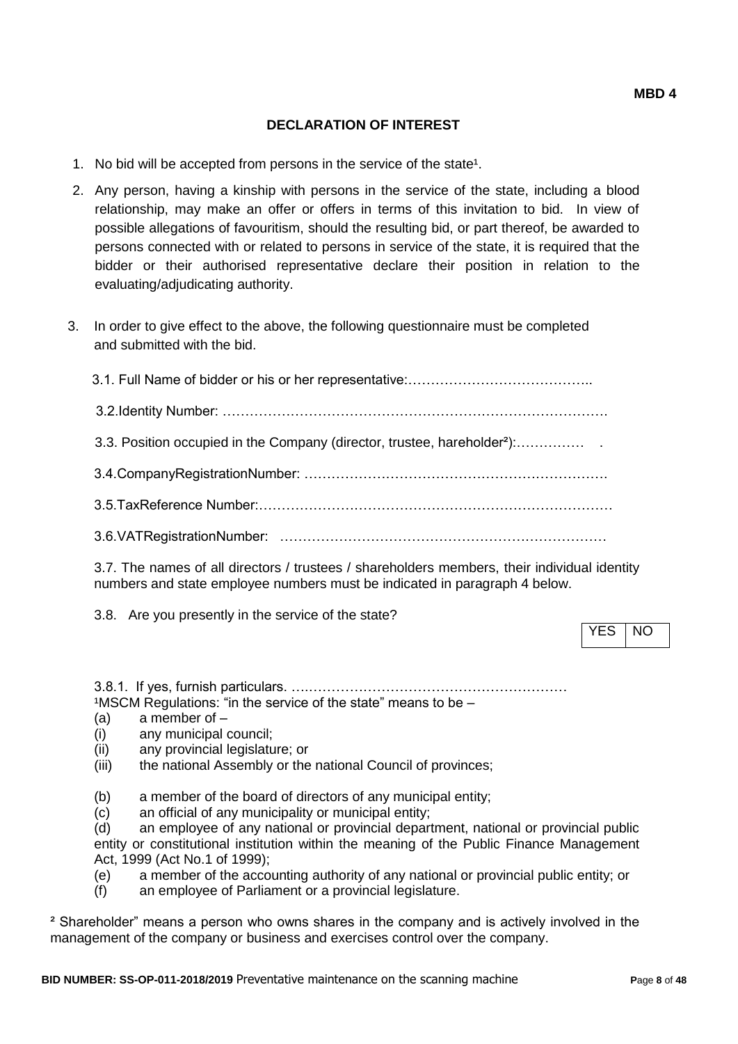**MBD 4**

## DECLARATION OF INTEREST

1. No bid will be accepted from persons in the service of the state[1].

2. Any person, having a kinship with persons in the service of the state, including a blood relationship, may make an offer or offers in terms of this invitation to bid. In view of possible allegations of favouritism, should the resulting bid, or part thereof, be awarded to persons connected with or related to persons in service of the state, it is required that the bidder or their authorised representative declare their position in relation to the evaluating/adjudicating authority.

3. In order to give effect to the above, the following questionnaire must be completed and submitted with the bid.

   3.1. Full Name of bidder or his or her representative:…………………………………..

   3.2.Identity Number: ……………………………………………………………………….

   3.3. Position occupied in the Company (director, trustee, hareholder[2]):…………… .

   3.4.CompanyRegistrationNumber: ………………………………………………………….

   3.5.TaxReference Number:……………………………………………………………………

   3.6.VATRegistrationNumber: ……………………………………………………………

   3.7. The names of all directors / trustees / shareholders members, their individual identity numbers and state employee numbers must be indicated in paragraph 4 below.

   3.8. Are you presently in the service of the state?

| YES | NO |
|---|---|

   3.8.1. If yes, furnish particulars. ….…………………………………………………

[1]MSCM Regulations: "in the service of the state" means to be –

(a) a member of –

(i) any municipal council;

(ii) any provincial legislature; or

(iii) the national Assembly or the national Council of provinces;

(b) a member of the board of directors of any municipal entity;

(c) an official of any municipality or municipal entity;

(d) an employee of any national or provincial department, national or provincial public entity or constitutional institution within the meaning of the Public Finance Management Act, 1999 (Act No.1 of 1999);

(e) a member of the accounting authority of any national or provincial public entity; or

(f) an employee of Parliament or a provincial legislature.

[2] Shareholder" means a person who owns shares in the company and is actively involved in the management of the company or business and exercises control over the company.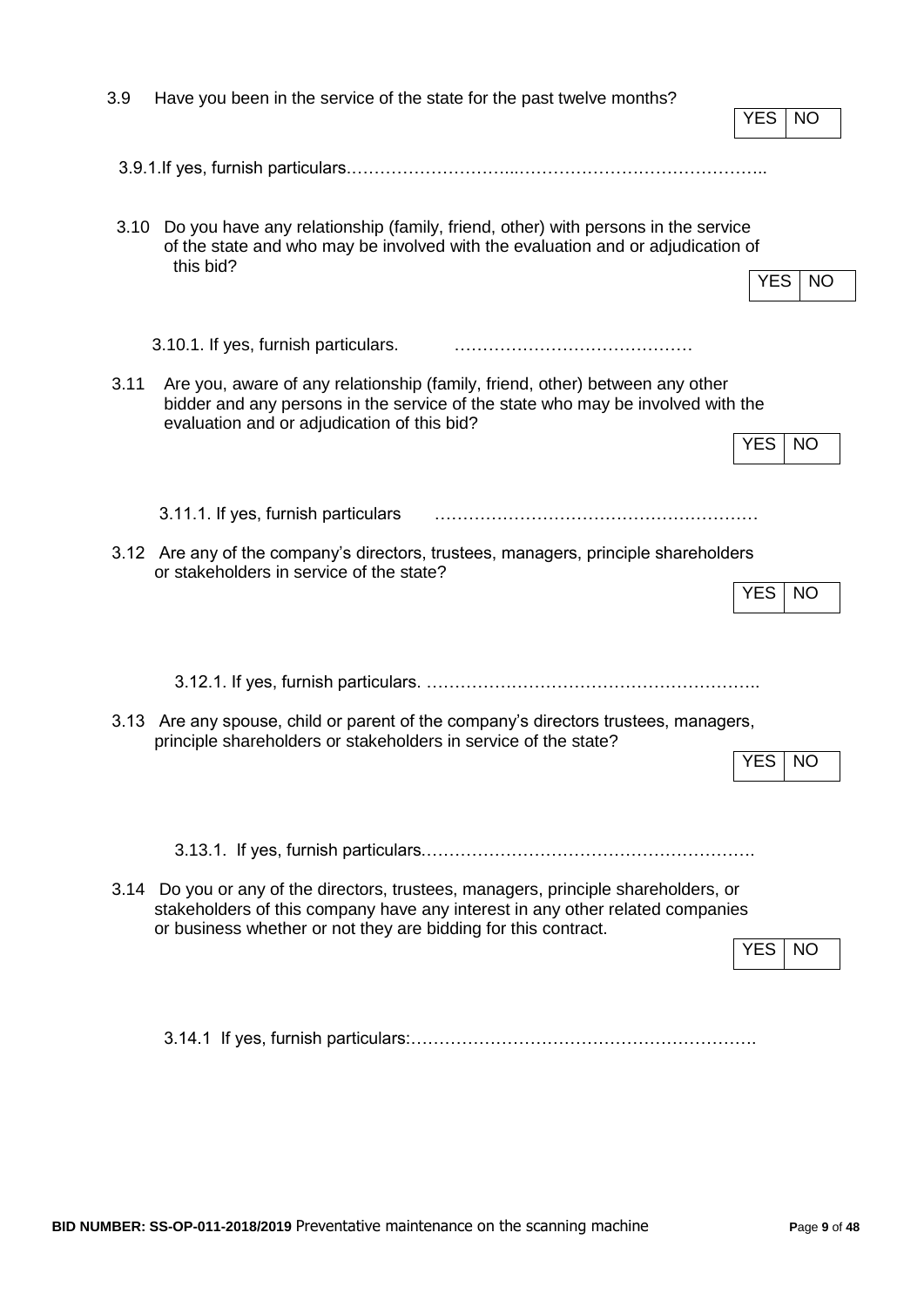3.9 Have you been in the service of the state for the past twelve months?

| YES | NO |
|---|---|

3.9.1.If yes, furnish particulars………………………...……………………………………..

3.10 Do you have any relationship (family, friend, other) with persons in the service of the state and who may be involved with the evaluation and or adjudication of this bid?

| YES | NO |
|---|---|

3.10.1. If yes, furnish particulars. ……………………………………

3.11 Are you, aware of any relationship (family, friend, other) between any other bidder and any persons in the service of the state who may be involved with the evaluation and or adjudication of this bid?

| YES | NO |
|---|---|

3.11.1. If yes, furnish particulars ……………………………………………….…

3.12 Are any of the company's directors, trustees, managers, principle shareholders or stakeholders in service of the state?

| YES | NO |
|---|---|

3.12.1. If yes, furnish particulars. …………………………………………………..

3.13 Are any spouse, child or parent of the company's directors trustees, managers, principle shareholders or stakeholders in service of the state?

| YES | NO |
|---|---|

3.13.1. If yes, furnish particulars.………………………………………………….

3.14 Do you or any of the directors, trustees, managers, principle shareholders, or stakeholders of this company have any interest in any other related companies or business whether or not they are bidding for this contract.

| YES | NO |
|---|---|

3.14.1 If yes, furnish particulars:…………………………………………………….

**BID NUMBER: SS-OP-011-2018/2019** Preventative maintenance on the scanning machine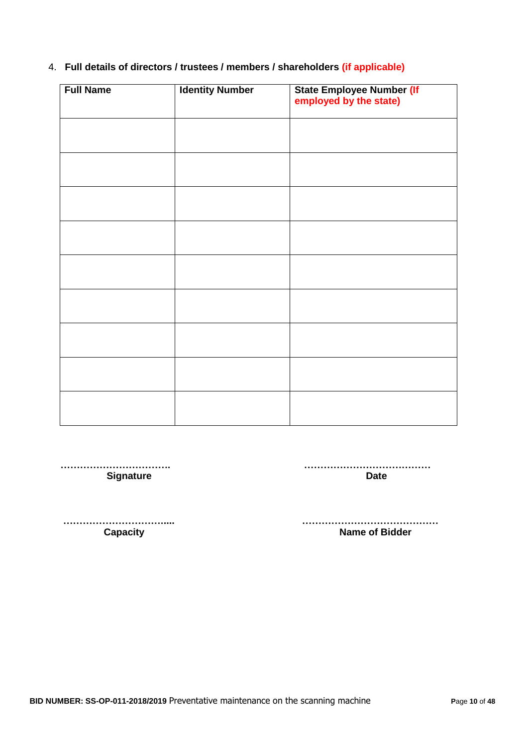4. **Full details of directors / trustees / members / shareholders (if applicable)**

| Full Name | Identity Number | State Employee Number (If employed by the state) |
|---|---|---|
| | | |
| | | |
| | | |
| | | |
| | | |
| | | |
| | | |
| | | |
| | | |

……………………………. **Signature**

………………………………… **Date**

…………………………….... **Capacity**

…………………………………… **Name of Bidder**

**BID NUMBER: SS-OP-011-2018/2019** Preventative maintenance on the scanning machine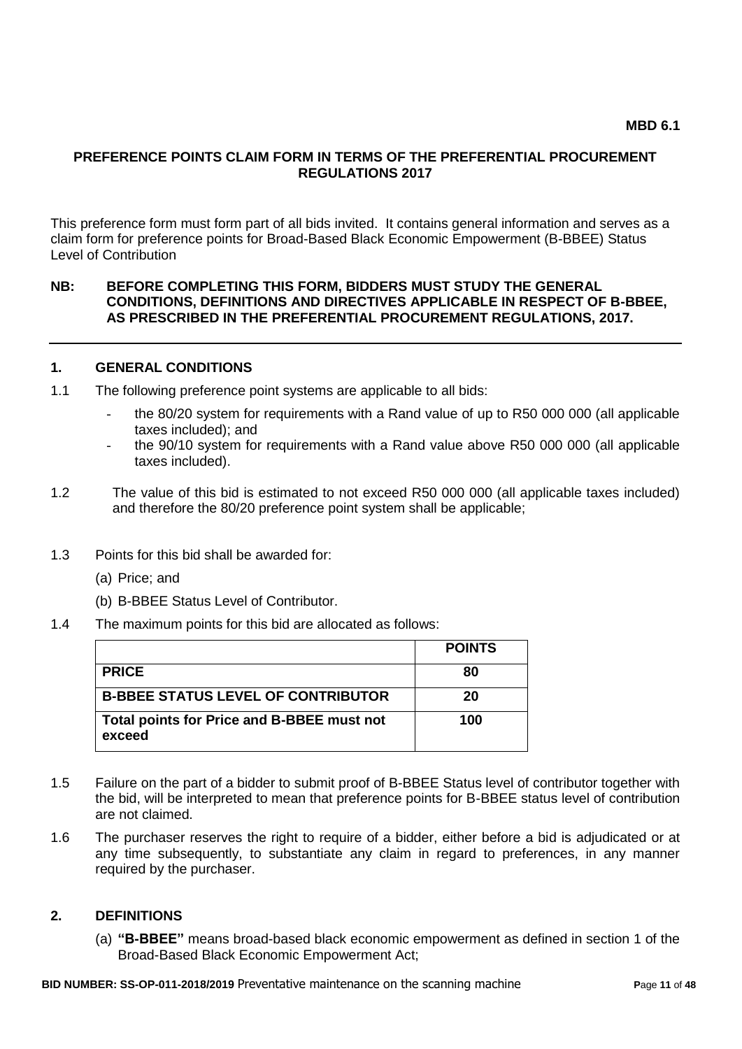**MBD 6.1**

## PREFERENCE POINTS CLAIM FORM IN TERMS OF THE PREFERENTIAL PROCUREMENT REGULATIONS 2017

This preference form must form part of all bids invited. It contains general information and serves as a claim form for preference points for Broad-Based Black Economic Empowerment (B-BBEE) Status Level of Contribution

**NB: BEFORE COMPLETING THIS FORM, BIDDERS MUST STUDY THE GENERAL CONDITIONS, DEFINITIONS AND DIRECTIVES APPLICABLE IN RESPECT OF B-BBEE, AS PRESCRIBED IN THE PREFERENTIAL PROCUREMENT REGULATIONS, 2017.**

---

### 1. GENERAL CONDITIONS

1.1 The following preference point systems are applicable to all bids:

- the 80/20 system for requirements with a Rand value of up to R50 000 000 (all applicable taxes included); and
- the 90/10 system for requirements with a Rand value above R50 000 000 (all applicable taxes included).

1.2 The value of this bid is estimated to not exceed R50 000 000 (all applicable taxes included) and therefore the 80/20 preference point system shall be applicable;

1.3 Points for this bid shall be awarded for:

(a) Price; and

(b) B-BBEE Status Level of Contributor.

1.4 The maximum points for this bid are allocated as follows:

| | **POINTS** |
|---|---|
| **PRICE** | **80** |
| **B-BBEE STATUS LEVEL OF CONTRIBUTOR** | **20** |
| **Total points for Price and B-BBEE must not exceed** | **100** |

1.5 Failure on the part of a bidder to submit proof of B-BBEE Status level of contributor together with the bid, will be interpreted to mean that preference points for B-BBEE status level of contribution are not claimed.

1.6 The purchaser reserves the right to require of a bidder, either before a bid is adjudicated or at any time subsequently, to substantiate any claim in regard to preferences, in any manner required by the purchaser.

### 2. DEFINITIONS

(a) **"B-BBEE"** means broad-based black economic empowerment as defined in section 1 of the Broad-Based Black Economic Empowerment Act;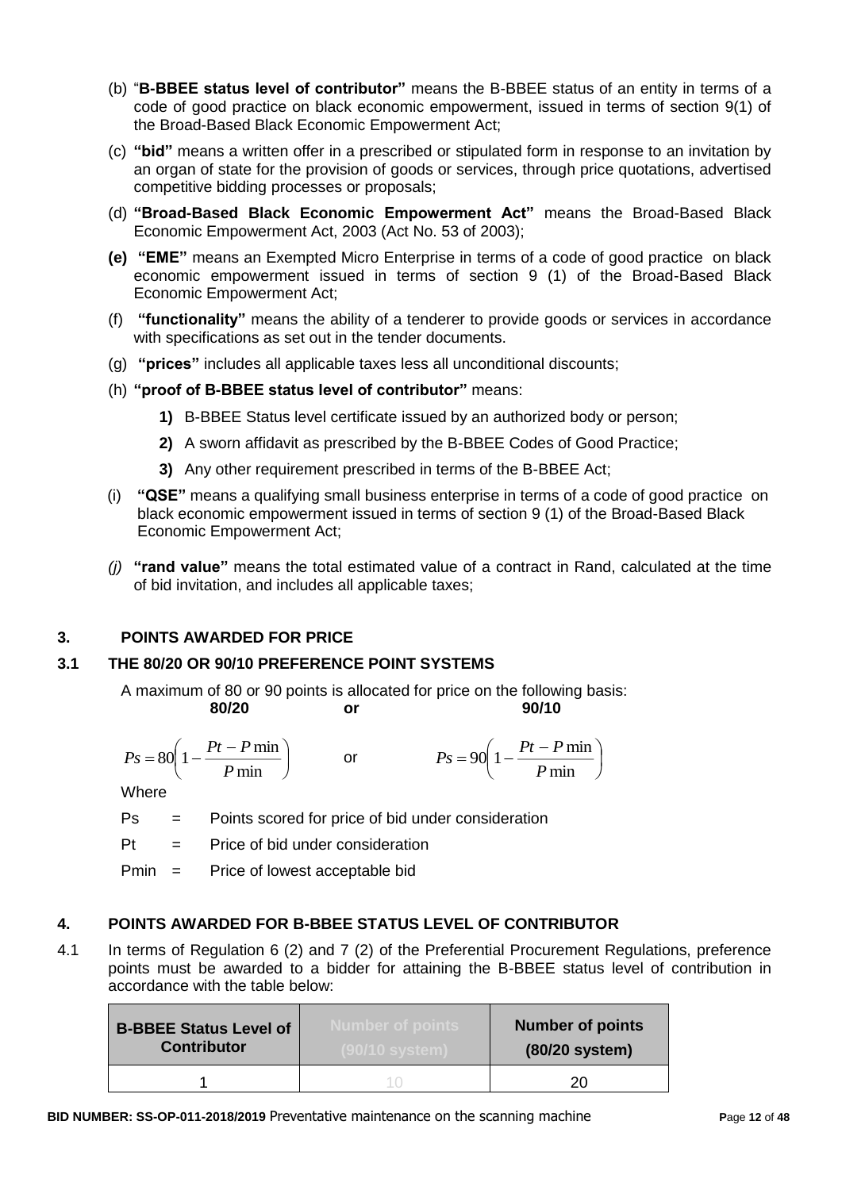(b) "**B-BBEE status level of contributor"** means the B-BBEE status of an entity in terms of a code of good practice on black economic empowerment, issued in terms of section 9(1) of the Broad-Based Black Economic Empowerment Act;

(c) **"bid"** means a written offer in a prescribed or stipulated form in response to an invitation by an organ of state for the provision of goods or services, through price quotations, advertised competitive bidding processes or proposals;

(d) **"Broad-Based Black Economic Empowerment Act"** means the Broad-Based Black Economic Empowerment Act, 2003 (Act No. 53 of 2003);

**(e) "EME"** means an Exempted Micro Enterprise in terms of a code of good practice on black economic empowerment issued in terms of section 9 (1) of the Broad-Based Black Economic Empowerment Act;

(f) **"functionality"** means the ability of a tenderer to provide goods or services in accordance with specifications as set out in the tender documents.

(g) **"prices"** includes all applicable taxes less all unconditional discounts;

(h) **"proof of B-BBEE status level of contributor"** means:

**1)** B-BBEE Status level certificate issued by an authorized body or person;

**2)** A sworn affidavit as prescribed by the B-BBEE Codes of Good Practice;

**3)** Any other requirement prescribed in terms of the B-BBEE Act;

(i) **"QSE"** means a qualifying small business enterprise in terms of a code of good practice on black economic empowerment issued in terms of section 9 (1) of the Broad-Based Black Economic Empowerment Act;

*(j)* **"rand value"** means the total estimated value of a contract in Rand, calculated at the time of bid invitation, and includes all applicable taxes;

## 3. POINTS AWARDED FOR PRICE

### 3.1 THE 80/20 OR 90/10 PREFERENCE POINT SYSTEMS

A maximum of 80 or 90 points is allocated for price on the following basis:

**80/20** **or** **90/10**

$$Ps = 80\left(1 - \frac{Pt - P\min}{P\min}\right) \quad \text{or} \quad Ps = 90\left(1 - \frac{Pt - P\min}{P\min}\right)$$

Where

Ps = Points scored for price of bid under consideration

Pt = Price of bid under consideration

Pmin = Price of lowest acceptable bid

## 4. POINTS AWARDED FOR B-BBEE STATUS LEVEL OF CONTRIBUTOR

4.1 In terms of Regulation 6 (2) and 7 (2) of the Preferential Procurement Regulations, preference points must be awarded to a bidder for attaining the B-BBEE status level of contribution in accordance with the table below:

| B-BBEE Status Level of Contributor | Number of points (90/10 system) | Number of points (80/20 system) |
|---|---|---|
| 1 | 10 | 20 |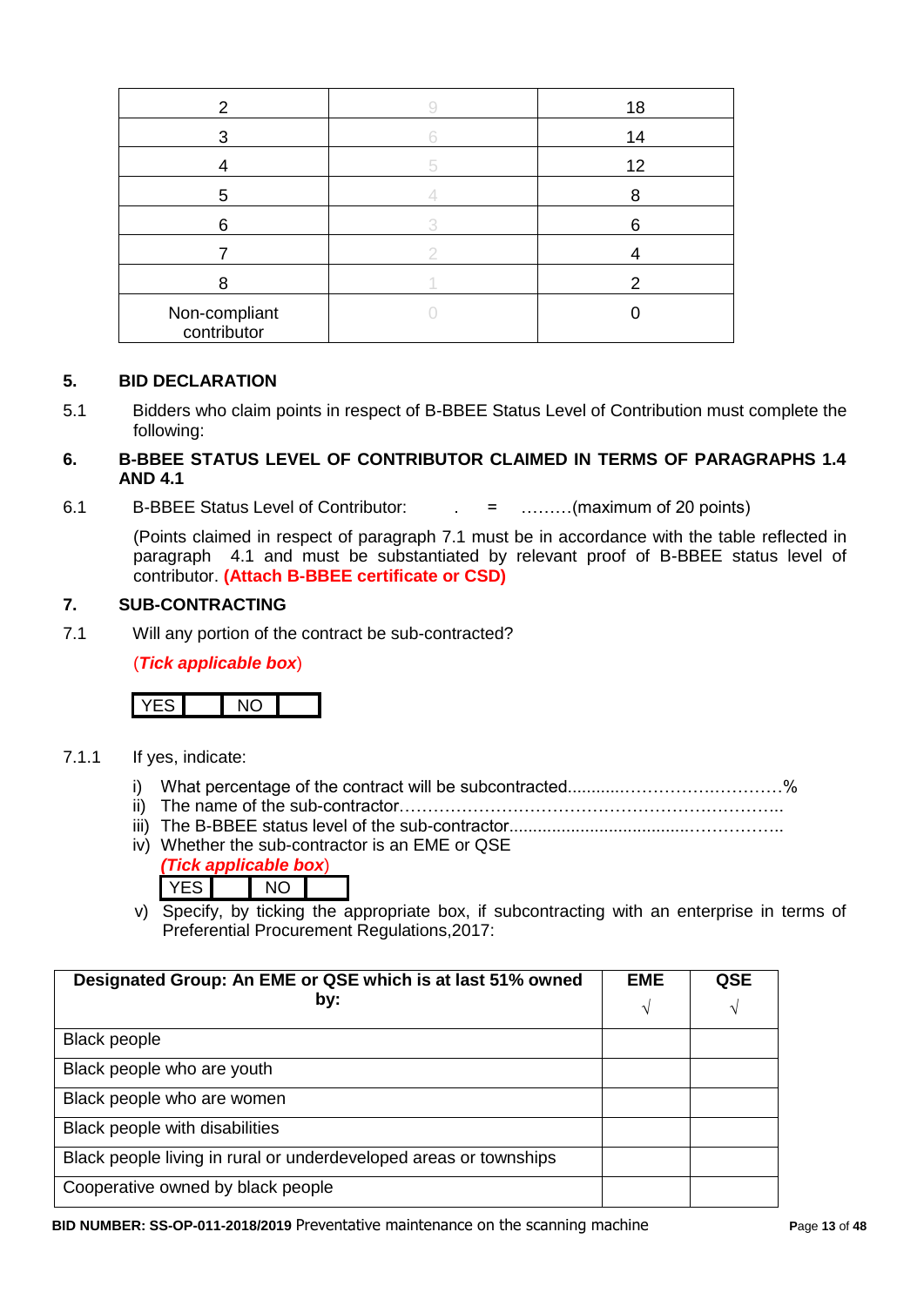| 2 | 9 | 18 |
|---|---|---|
| 3 | 6 | 14 |
| 4 | 5 | 12 |
| 5 | 4 | 8 |
| 6 | 3 | 6 |
| 7 | 2 | 4 |
| 8 | 1 | 2 |
| Non-compliant contributor | 0 | 0 |

## 5. BID DECLARATION

5.1 Bidders who claim points in respect of B-BBEE Status Level of Contribution must complete the following:

## 6. B-BBEE STATUS LEVEL OF CONTRIBUTOR CLAIMED IN TERMS OF PARAGRAPHS 1.4 AND 4.1

6.1 B-BBEE Status Level of Contributor: . = ………(maximum of 20 points)

(Points claimed in respect of paragraph 7.1 must be in accordance with the table reflected in paragraph 4.1 and must be substantiated by relevant proof of B-BBEE status level of contributor. **(Attach B-BBEE certificate or CSD)**

## 7. SUB-CONTRACTING

7.1 Will any portion of the contract be sub-contracted?

(***Tick applicable box***)

| YES | | NO | |
|---|---|---|---|

7.1.1 If yes, indicate:

i) What percentage of the contract will be subcontracted............…………….…………%
ii) The name of the sub-contractor…………………………………………………………..
iii) The B-BBEE status level of the sub-contractor......................................……………..
iv) Whether the sub-contractor is an EME or QSE
***(Tick applicable box)***

| YES | | NO | |
|---|---|---|---|

v) Specify, by ticking the appropriate box, if subcontracting with an enterprise in terms of Preferential Procurement Regulations,2017:

| **Designated Group: An EME or QSE which is at last 51% owned by:** | **EME** √ | **QSE** √ |
|---|---|---|
| Black people | | |
| Black people who are youth | | |
| Black people who are women | | |
| Black people with disabilities | | |
| Black people living in rural or underdeveloped areas or townships | | |
| Cooperative owned by black people | | |

**BID NUMBER: SS-OP-011-2018/2019** Preventative maintenance on the scanning machine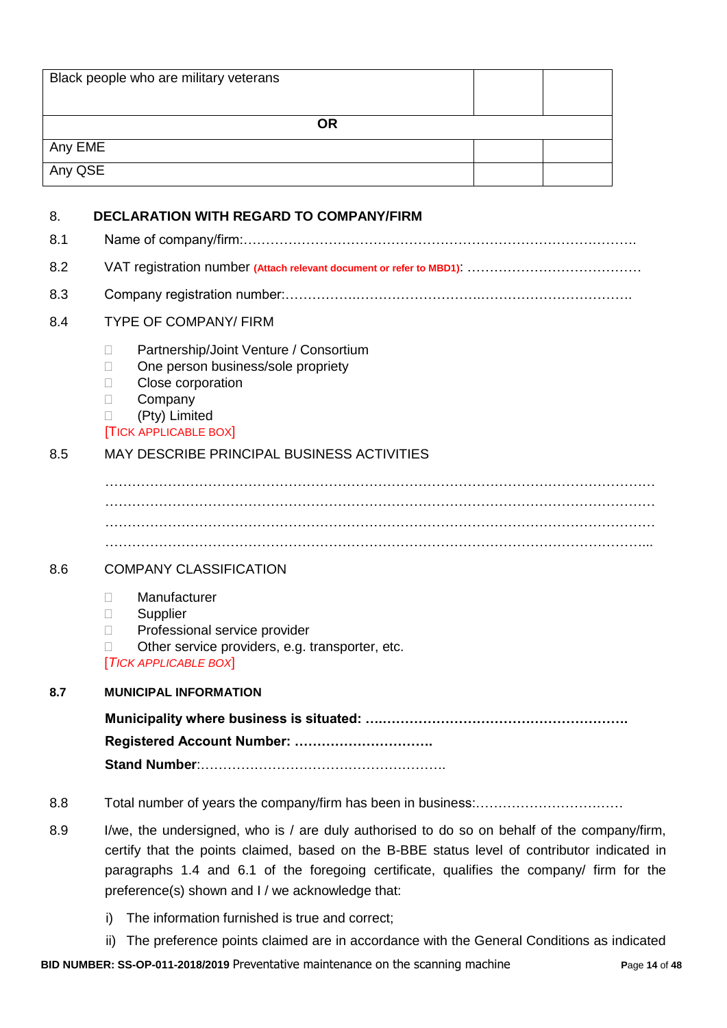| Black people who are military veterans | | |
|---|---|---|
| **OR** | | |
| Any EME | | |
| Any QSE | | |

## 8. DECLARATION WITH REGARD TO COMPANY/FIRM

8.1 Name of company/firm:…………………………………………………………………………….

8.2 VAT registration number (Attach relevant document or refer to MBD1): …………………………………

8.3 Company registration number:…………….……………………….…………………………….

8.4 TYPE OF COMPANY/ FIRM

- ☐ Partnership/Joint Venture / Consortium
- ☐ One person business/sole propriety
- ☐ Close corporation
- ☐ Company
- ☐ (Pty) Limited

[TICK APPLICABLE BOX]

8.5 MAY DESCRIBE PRINCIPAL BUSINESS ACTIVITIES

…………………………………………………………………………………………………………
…………………………………………………………………………………………………………
…………………………………………………………………………………………………………
………………………………………………………………………………………………………...

8.6 COMPANY CLASSIFICATION

- ☐ Manufacturer
- ☐ Supplier
- ☐ Professional service provider
- ☐ Other service providers, e.g. transporter, etc.

[*TICK APPLICABLE BOX*]

**8.7 MUNICIPAL INFORMATION**

**Municipality where business is situated: ………………………………………………….**

**Registered Account Number: ………………………….**

**Stand Number**:……………………………………………….

8.8 Total number of years the company/firm has been in business:……………………………

8.9 I/we, the undersigned, who is / are duly authorised to do so on behalf of the company/firm, certify that the points claimed, based on the B-BBE status level of contributor indicated in paragraphs 1.4 and 6.1 of the foregoing certificate, qualifies the company/ firm for the preference(s) shown and I / we acknowledge that:

i) The information furnished is true and correct;

ii) The preference points claimed are in accordance with the General Conditions as indicated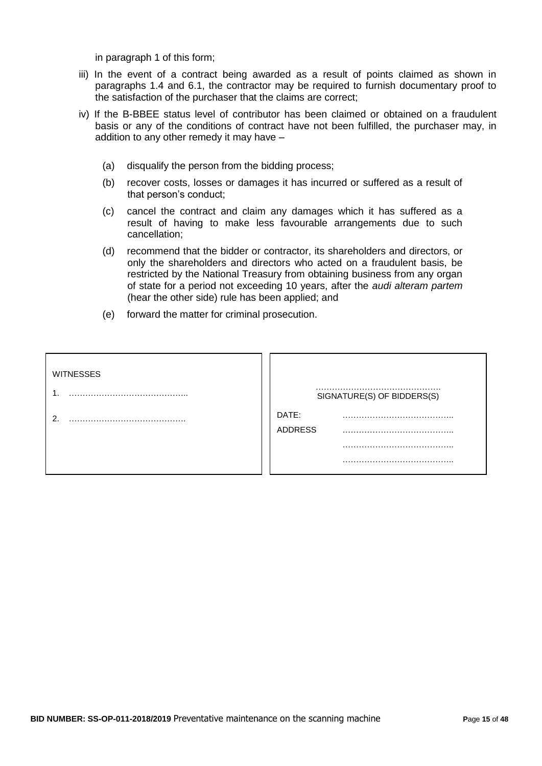in paragraph 1 of this form;

iii) In the event of a contract being awarded as a result of points claimed as shown in paragraphs 1.4 and 6.1, the contractor may be required to furnish documentary proof to the satisfaction of the purchaser that the claims are correct;

iv) If the B-BBEE status level of contributor has been claimed or obtained on a fraudulent basis or any of the conditions of contract have not been fulfilled, the purchaser may, in addition to any other remedy it may have –

   (a) disqualify the person from the bidding process;

   (b) recover costs, losses or damages it has incurred or suffered as a result of that person's conduct;

   (c) cancel the contract and claim any damages which it has suffered as a result of having to make less favourable arrangements due to such cancellation;

   (d) recommend that the bidder or contractor, its shareholders and directors, or only the shareholders and directors who acted on a fraudulent basis, be restricted by the National Treasury from obtaining business from any organ of state for a period not exceeding 10 years, after the *audi alteram partem* (hear the other side) rule has been applied; and

   (e) forward the matter for criminal prosecution.

| WITNESSES | |
|---|---|
| 1. …………………………………….. | ………………………………………. SIGNATURE(S) OF BIDDERS(S) |
| 2. ……………………………………. | DATE: ………………………………….. |
| | ADDRESS ………………………………….. |
| | ………………………………….. |
| | ………………………………….. |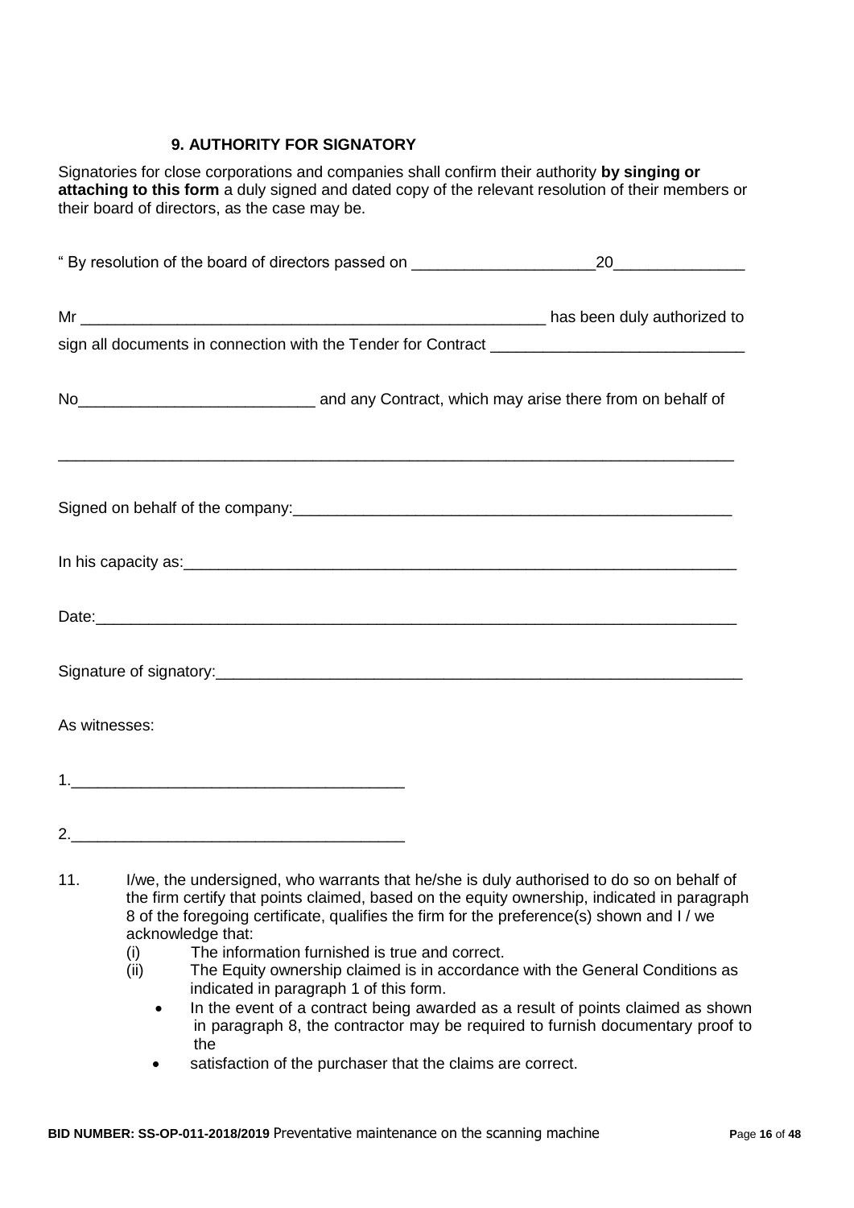### 9. AUTHORITY FOR SIGNATORY

Signatories for close corporations and companies shall confirm their authority **by singing or attaching to this form** a duly signed and dated copy of the relevant resolution of their members or their board of directors, as the case may be.

" By resolution of the board of directors passed on _____________________20_______________

Mr _______________________________________________________ has been duly authorized to sign all documents in connection with the Tender for Contract _____________________________

No___________________________ and any Contract, which may arise there from on behalf of

_____________________________________________________________________________

Signed on behalf of the company:___________________________________________________

In his capacity as:_______________________________________________________________

Date:_________________________________________________________________________

Signature of signatory:____________________________________________________________

As witnesses:

1.______________________________________

2.______________________________________

11. I/we, the undersigned, who warrants that he/she is duly authorised to do so on behalf of the firm certify that points claimed, based on the equity ownership, indicated in paragraph 8 of the foregoing certificate, qualifies the firm for the preference(s) shown and I / we acknowledge that:
    (i) The information furnished is true and correct.
    (ii) The Equity ownership claimed is in accordance with the General Conditions as indicated in paragraph 1 of this form.
    - In the event of a contract being awarded as a result of points claimed as shown in paragraph 8, the contractor may be required to furnish documentary proof to the
    - satisfaction of the purchaser that the claims are correct.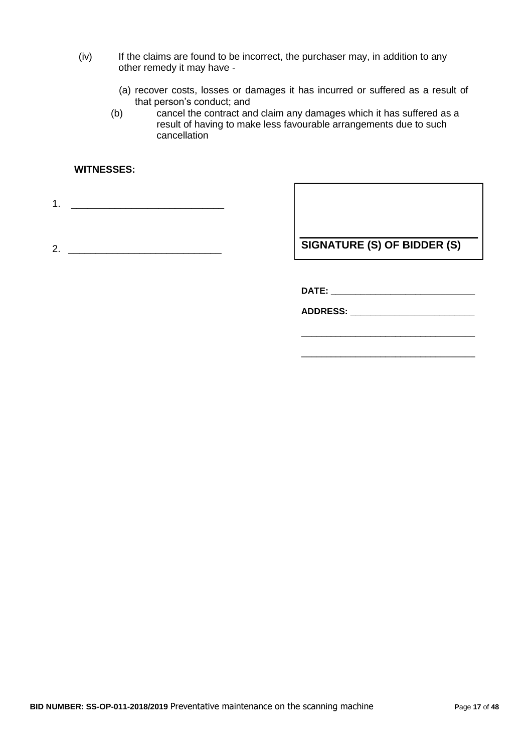(iv) If the claims are found to be incorrect, the purchaser may, in addition to any other remedy it may have -

(a) recover costs, losses or damages it has incurred or suffered as a result of that person's conduct; and

(b) cancel the contract and claim any damages which it has suffered as a result of having to make less favourable arrangements due to such cancellation

**WITNESSES:**

1. ____________________________

2. ____________________________

**SIGNATURE (S) OF BIDDER (S)**

**DATE:** ____________________________

**ADDRESS:** ____________________________

____________________________________

____________________________________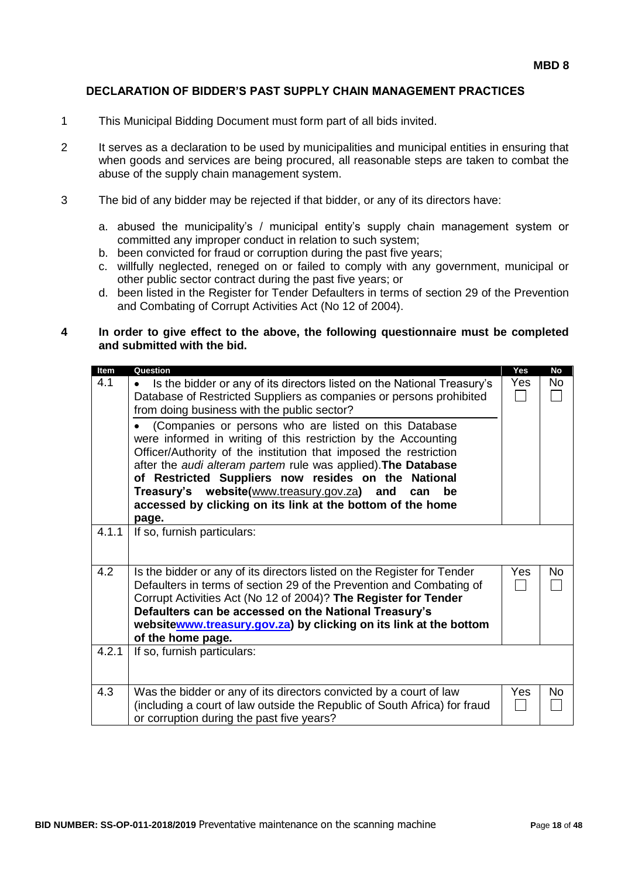**MBD 8**

## DECLARATION OF BIDDER'S PAST SUPPLY CHAIN MANAGEMENT PRACTICES

1. This Municipal Bidding Document must form part of all bids invited.

2. It serves as a declaration to be used by municipalities and municipal entities in ensuring that when goods and services are being procured, all reasonable steps are taken to combat the abuse of the supply chain management system.

3. The bid of any bidder may be rejected if that bidder, or any of its directors have:

   a. abused the municipality's / municipal entity's supply chain management system or committed any improper conduct in relation to such system;
   b. been convicted for fraud or corruption during the past five years;
   c. willfully neglected, reneged on or failed to comply with any government, municipal or other public sector contract during the past five years; or
   d. been listed in the Register for Tender Defaulters in terms of section 29 of the Prevention and Combating of Corrupt Activities Act (No 12 of 2004).

4. **In order to give effect to the above, the following questionnaire must be completed and submitted with the bid.**

| Item | Question | Yes | No |
|---|---|---|---|
| 4.1 | • Is the bidder or any of its directors listed on the National Treasury's Database of Restricted Suppliers as companies or persons prohibited from doing business with the public sector?<br>• (Companies or persons who are listed on this Database were informed in writing of this restriction by the Accounting Officer/Authority of the institution that imposed the restriction after the *audi alteram partem* rule was applied). **The Database of Restricted Suppliers now resides on the National Treasury's website(www.treasury.gov.za) and can be accessed by clicking on its link at the bottom of the home page.** | Yes ☐ | No ☐ |
| 4.1.1 | If so, furnish particulars: | | |
| 4.2 | Is the bidder or any of its directors listed on the Register for Tender Defaulters in terms of section 29 of the Prevention and Combating of Corrupt Activities Act (No 12 of 2004)? **The Register for Tender Defaulters can be accessed on the National Treasury's websitewww.treasury.gov.za) by clicking on its link at the bottom of the home page.** | Yes ☐ | No ☐ |
| 4.2.1 | If so, furnish particulars: | | |
| 4.3 | Was the bidder or any of its directors convicted by a court of law (including a court of law outside the Republic of South Africa) for fraud or corruption during the past five years? | Yes ☐ | No ☐ |

**BID NUMBER: SS-OP-011-2018/2019** Preventative maintenance on the scanning machine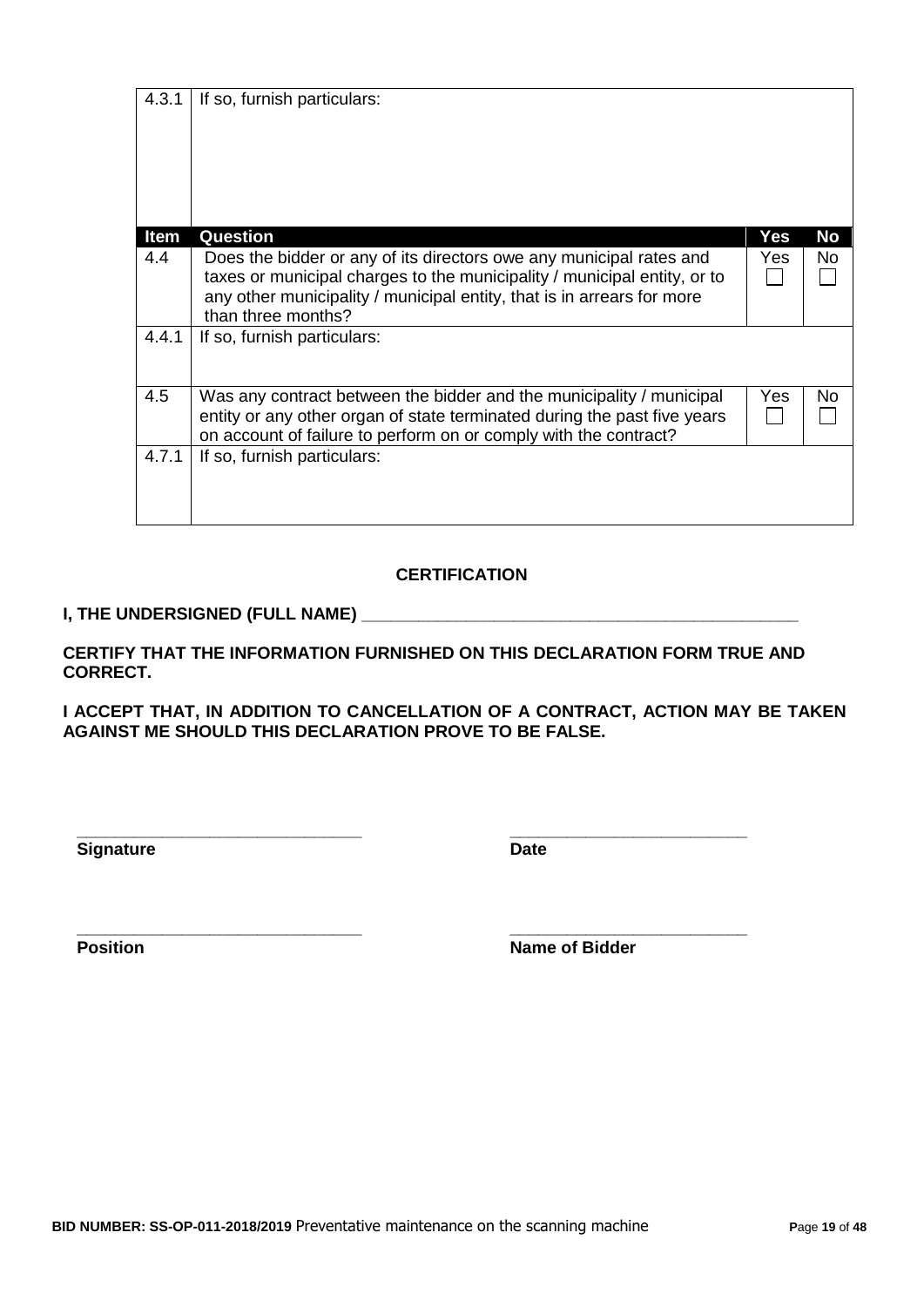| 4.3.1 | If so, furnish particulars: | | |
|---|---|---|---|
| **Item** | **Question** | **Yes** | **No** |
| 4.4 | Does the bidder or any of its directors owe any municipal rates and taxes or municipal charges to the municipality / municipal entity, or to any other municipality / municipal entity, that is in arrears for more than three months? | Yes ☐ | No ☐ |
| 4.4.1 | If so, furnish particulars: | | |
| 4.5 | Was any contract between the bidder and the municipality / municipal entity or any other organ of state terminated during the past five years on account of failure to perform on or comply with the contract? | Yes ☐ | No ☐ |
| 4.7.1 | If so, furnish particulars: | | |

**CERTIFICATION**

**I, THE UNDERSIGNED (FULL NAME) _______________________________________________**

**CERTIFY THAT THE INFORMATION FURNISHED ON THIS DECLARATION FORM TRUE AND CORRECT.**

**I ACCEPT THAT, IN ADDITION TO CANCELLATION OF A CONTRACT, ACTION MAY BE TAKEN AGAINST ME SHOULD THIS DECLARATION PROVE TO BE FALSE.**

_____________________________ _________________________

**Signature** **Date**

_____________________________ _________________________

**Position** **Name of Bidder**

**BID NUMBER: SS-OP-011-2018/2019** Preventative maintenance on the scanning machine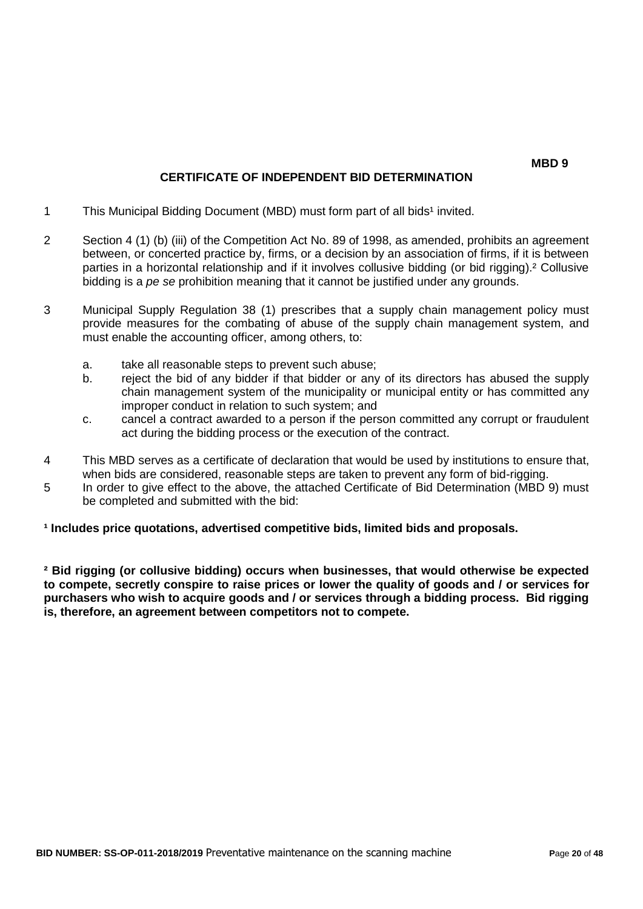**MBD 9**

# CERTIFICATE OF INDEPENDENT BID DETERMINATION

1 This Municipal Bidding Document (MBD) must form part of all bids[1] invited.

2 Section 4 (1) (b) (iii) of the Competition Act No. 89 of 1998, as amended, prohibits an agreement between, or concerted practice by, firms, or a decision by an association of firms, if it is between parties in a horizontal relationship and if it involves collusive bidding (or bid rigging).[2] Collusive bidding is a *pe se* prohibition meaning that it cannot be justified under any grounds.

3 Municipal Supply Regulation 38 (1) prescribes that a supply chain management policy must provide measures for the combating of abuse of the supply chain management system, and must enable the accounting officer, among others, to:

   a. take all reasonable steps to prevent such abuse;
   b. reject the bid of any bidder if that bidder or any of its directors has abused the supply chain management system of the municipality or municipal entity or has committed any improper conduct in relation to such system; and
   c. cancel a contract awarded to a person if the person committed any corrupt or fraudulent act during the bidding process or the execution of the contract.

4 This MBD serves as a certificate of declaration that would be used by institutions to ensure that, when bids are considered, reasonable steps are taken to prevent any form of bid-rigging.

5 In order to give effect to the above, the attached Certificate of Bid Determination (MBD 9) must be completed and submitted with the bid:

**[1] Includes price quotations, advertised competitive bids, limited bids and proposals.**

**[2] Bid rigging (or collusive bidding) occurs when businesses, that would otherwise be expected to compete, secretly conspire to raise prices or lower the quality of goods and / or services for purchasers who wish to acquire goods and / or services through a bidding process. Bid rigging is, therefore, an agreement between competitors not to compete.**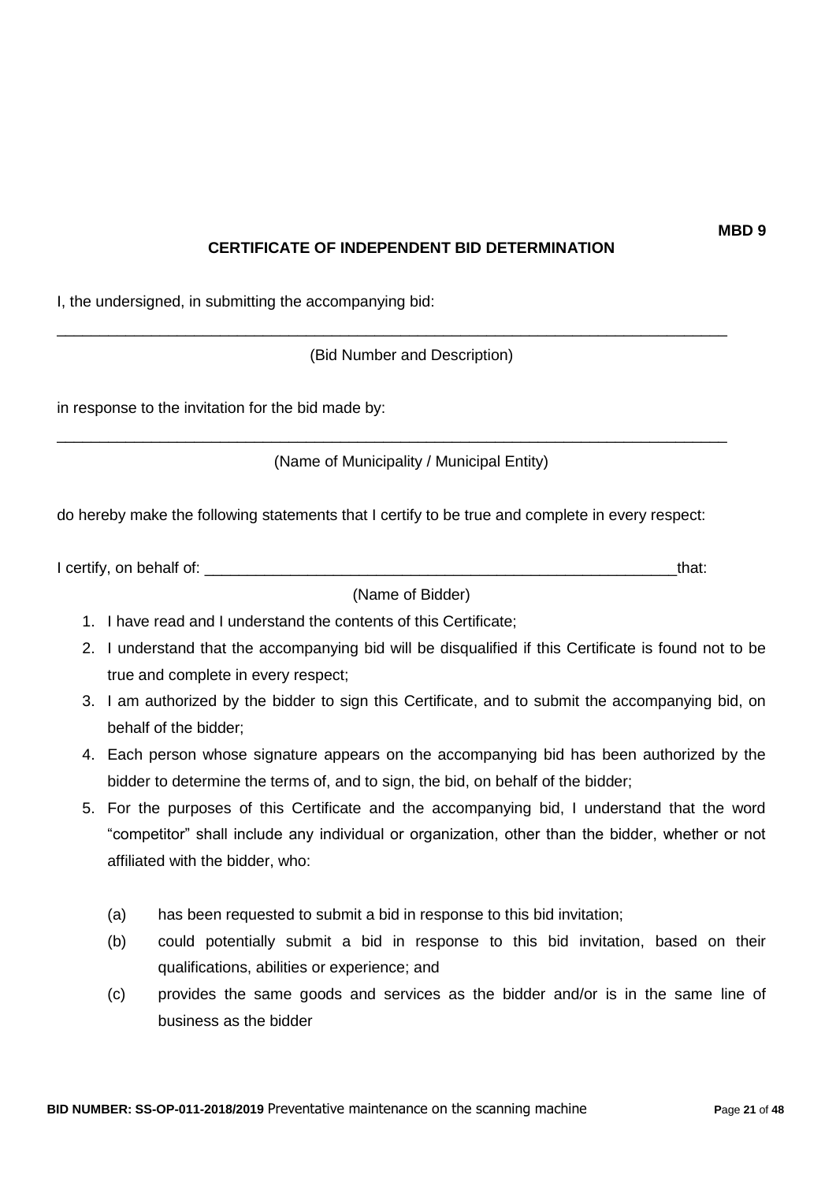**MBD 9**

## CERTIFICATE OF INDEPENDENT BID DETERMINATION

I, the undersigned, in submitting the accompanying bid:

\_\_\_\_\_\_\_\_\_\_\_\_\_\_\_\_\_\_\_\_\_\_\_\_\_\_\_\_\_\_\_\_\_\_\_\_\_\_\_\_\_\_\_\_\_\_\_\_\_\_\_\_\_\_\_\_\_\_\_\_\_\_\_\_\_\_\_\_\_\_\_\_\_\_\_\_\_\_

(Bid Number and Description)

in response to the invitation for the bid made by:

\_\_\_\_\_\_\_\_\_\_\_\_\_\_\_\_\_\_\_\_\_\_\_\_\_\_\_\_\_\_\_\_\_\_\_\_\_\_\_\_\_\_\_\_\_\_\_\_\_\_\_\_\_\_\_\_\_\_\_\_\_\_\_\_\_\_\_\_\_\_\_\_\_\_\_\_\_\_

(Name of Municipality / Municipal Entity)

do hereby make the following statements that I certify to be true and complete in every respect:

I certify, on behalf of: \_\_\_\_\_\_\_\_\_\_\_\_\_\_\_\_\_\_\_\_\_\_\_\_\_\_\_\_\_\_\_\_\_\_\_\_\_\_\_\_\_\_\_\_\_\_\_\_\_\_\_\_\_\_\_\_that:

(Name of Bidder)

1. I have read and I understand the contents of this Certificate;
2. I understand that the accompanying bid will be disqualified if this Certificate is found not to be true and complete in every respect;
3. I am authorized by the bidder to sign this Certificate, and to submit the accompanying bid, on behalf of the bidder;
4. Each person whose signature appears on the accompanying bid has been authorized by the bidder to determine the terms of, and to sign, the bid, on behalf of the bidder;
5. For the purposes of this Certificate and the accompanying bid, I understand that the word "competitor" shall include any individual or organization, other than the bidder, whether or not affiliated with the bidder, who:

   (a) has been requested to submit a bid in response to this bid invitation;

   (b) could potentially submit a bid in response to this bid invitation, based on their qualifications, abilities or experience; and

   (c) provides the same goods and services as the bidder and/or is in the same line of business as the bidder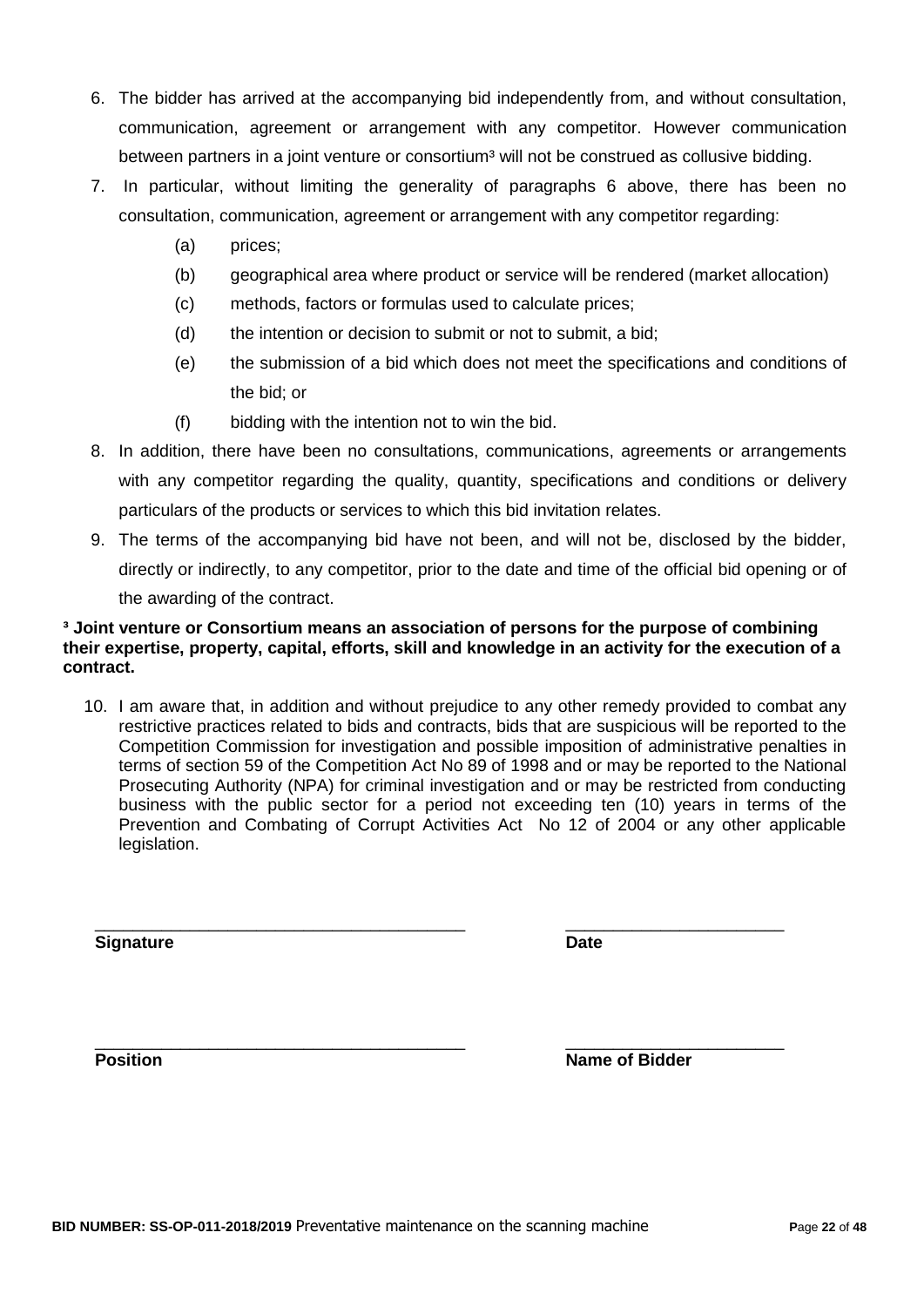6. The bidder has arrived at the accompanying bid independently from, and without consultation, communication, agreement or arrangement with any competitor. However communication between partners in a joint venture or consortium[3] will not be construed as collusive bidding.
7. In particular, without limiting the generality of paragraphs 6 above, there has been no consultation, communication, agreement or arrangement with any competitor regarding:
   - (a) prices;
   - (b) geographical area where product or service will be rendered (market allocation)
   - (c) methods, factors or formulas used to calculate prices;
   - (d) the intention or decision to submit or not to submit, a bid;
   - (e) the submission of a bid which does not meet the specifications and conditions of the bid; or
   - (f) bidding with the intention not to win the bid.
8. In addition, there have been no consultations, communications, agreements or arrangements with any competitor regarding the quality, quantity, specifications and conditions or delivery particulars of the products or services to which this bid invitation relates.
9. The terms of the accompanying bid have not been, and will not be, disclosed by the bidder, directly or indirectly, to any competitor, prior to the date and time of the official bid opening or of the awarding of the contract.

**[3] Joint venture or Consortium means an association of persons for the purpose of combining their expertise, property, capital, efforts, skill and knowledge in an activity for the execution of a contract.**

10. I am aware that, in addition and without prejudice to any other remedy provided to combat any restrictive practices related to bids and contracts, bids that are suspicious will be reported to the Competition Commission for investigation and possible imposition of administrative penalties in terms of section 59 of the Competition Act No 89 of 1998 and or may be reported to the National Prosecuting Authority (NPA) for criminal investigation and or may be restricted from conducting business with the public sector for a period not exceeding ten (10) years in terms of the Prevention and Combating of Corrupt Activities Act No 12 of 2004 or any other applicable legislation.

\_\_\_\_\_\_\_\_\_\_\_\_\_\_\_\_\_\_\_\_\_\_\_\_\_\_\_\_\_\_\_\_\_\_\_\_\_\_ &nbsp;&nbsp;&nbsp;&nbsp; \_\_\_\_\_\_\_\_\_\_\_\_\_\_\_\_\_\_\_\_\_\_\_

**Signature** &nbsp;&nbsp;&nbsp;&nbsp; **Date**

\_\_\_\_\_\_\_\_\_\_\_\_\_\_\_\_\_\_\_\_\_\_\_\_\_\_\_\_\_\_\_\_\_\_\_\_\_\_ &nbsp;&nbsp;&nbsp;&nbsp; \_\_\_\_\_\_\_\_\_\_\_\_\_\_\_\_\_\_\_\_\_\_\_

**Position** &nbsp;&nbsp;&nbsp;&nbsp; **Name of Bidder**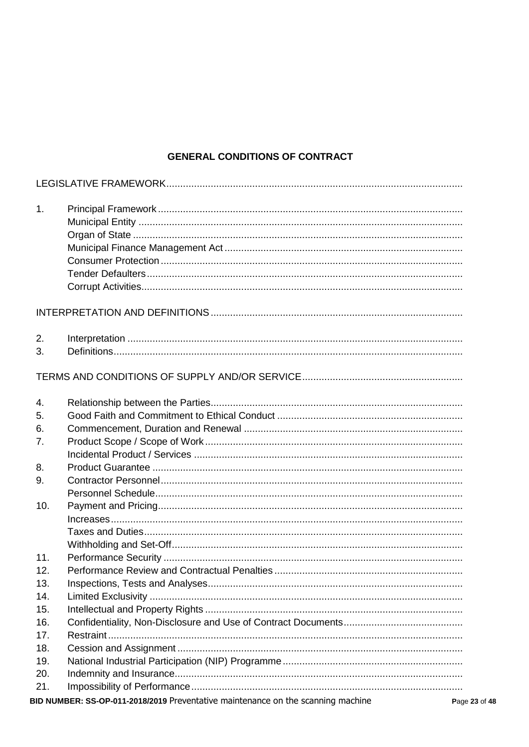## GENERAL CONDITIONS OF CONTRACT

LEGISLATIVE FRAMEWORK

1. Principal Framework
   - Municipal Entity
   - Organ of State
   - Municipal Finance Management Act
   - Consumer Protection
   - Tender Defaulters
   - Corrupt Activities

INTERPRETATION AND DEFINITIONS

2. Interpretation
3. Definitions

TERMS AND CONDITIONS OF SUPPLY AND/OR SERVICE

4. Relationship between the Parties
5. Good Faith and Commitment to Ethical Conduct
6. Commencement, Duration and Renewal
7. Product Scope / Scope of Work
   - Incidental Product / Services
8. Product Guarantee
9. Contractor Personnel
   - Personnel Schedule
10. Payment and Pricing
    - Increases
    - Taxes and Duties
    - Withholding and Set-Off
11. Performance Security
12. Performance Review and Contractual Penalties
13. Inspections, Tests and Analyses
14. Limited Exclusivity
15. Intellectual and Property Rights
16. Confidentiality, Non-Disclosure and Use of Contract Documents
17. Restraint
18. Cession and Assignment
19. National Industrial Participation (NIP) Programme
20. Indemnity and Insurance
21. Impossibility of Performance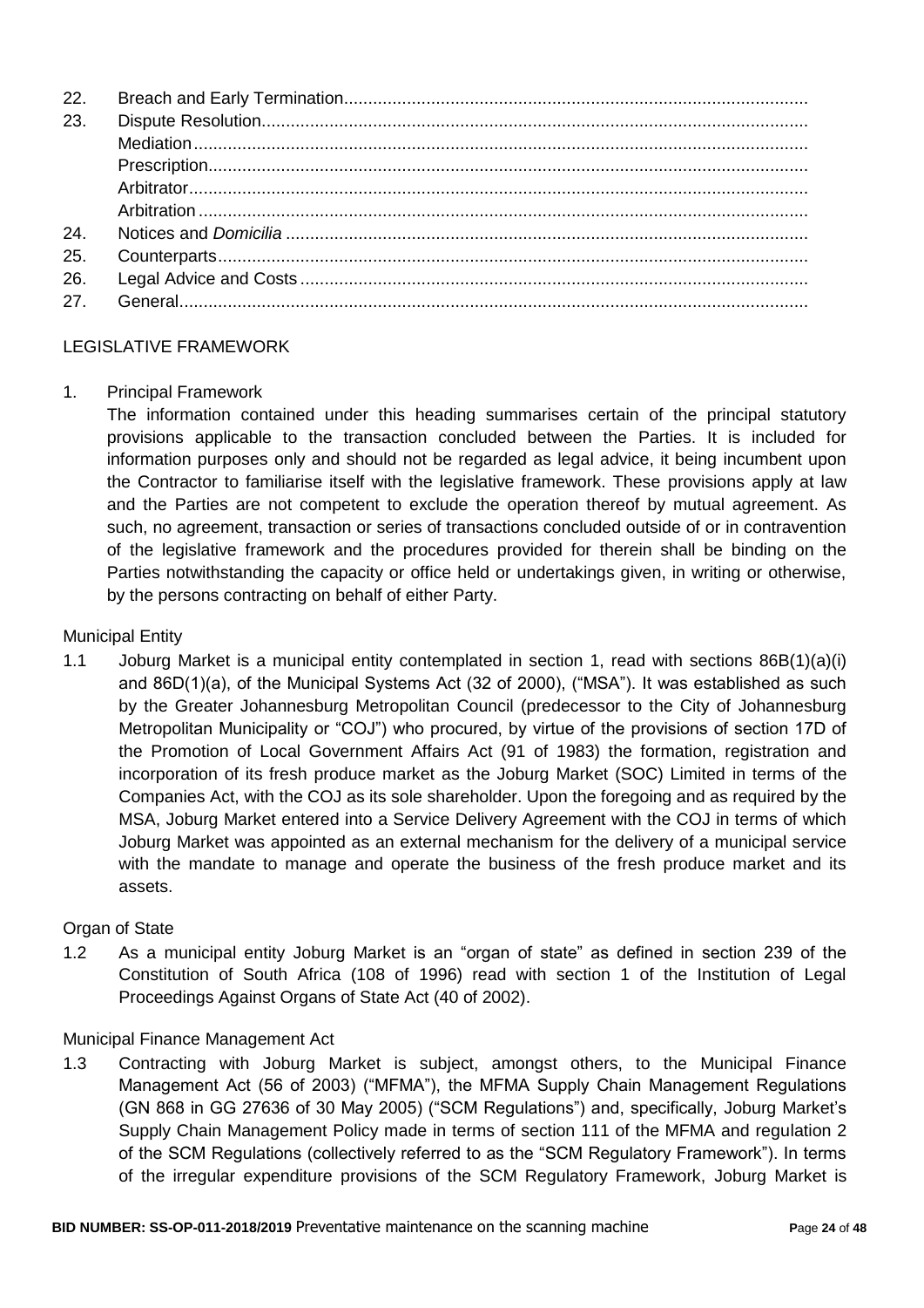22. Breach and Early Termination
23. Dispute Resolution
    Mediation
    Prescription
    Arbitrator
    Arbitration
24. Notices and *Domicilia*
25. Counterparts
26. Legal Advice and Costs
27. General

LEGISLATIVE FRAMEWORK

1. Principal Framework

   The information contained under this heading summarises certain of the principal statutory provisions applicable to the transaction concluded between the Parties. It is included for information purposes only and should not be regarded as legal advice, it being incumbent upon the Contractor to familiarise itself with the legislative framework. These provisions apply at law and the Parties are not competent to exclude the operation thereof by mutual agreement. As such, no agreement, transaction or series of transactions concluded outside of or in contravention of the legislative framework and the procedures provided for therein shall be binding on the Parties notwithstanding the capacity or office held or undertakings given, in writing or otherwise, by the persons contracting on behalf of either Party.

Municipal Entity

1.1 Joburg Market is a municipal entity contemplated in section 1, read with sections 86B(1)(a)(i) and 86D(1)(a), of the Municipal Systems Act (32 of 2000), ("MSA"). It was established as such by the Greater Johannesburg Metropolitan Council (predecessor to the City of Johannesburg Metropolitan Municipality or "COJ") who procured, by virtue of the provisions of section 17D of the Promotion of Local Government Affairs Act (91 of 1983) the formation, registration and incorporation of its fresh produce market as the Joburg Market (SOC) Limited in terms of the Companies Act, with the COJ as its sole shareholder. Upon the foregoing and as required by the MSA, Joburg Market entered into a Service Delivery Agreement with the COJ in terms of which Joburg Market was appointed as an external mechanism for the delivery of a municipal service with the mandate to manage and operate the business of the fresh produce market and its assets.

Organ of State

1.2 As a municipal entity Joburg Market is an "organ of state" as defined in section 239 of the Constitution of South Africa (108 of 1996) read with section 1 of the Institution of Legal Proceedings Against Organs of State Act (40 of 2002).

Municipal Finance Management Act

1.3 Contracting with Joburg Market is subject, amongst others, to the Municipal Finance Management Act (56 of 2003) ("MFMA"), the MFMA Supply Chain Management Regulations (GN 868 in GG 27636 of 30 May 2005) ("SCM Regulations") and, specifically, Joburg Market's Supply Chain Management Policy made in terms of section 111 of the MFMA and regulation 2 of the SCM Regulations (collectively referred to as the "SCM Regulatory Framework"). In terms of the irregular expenditure provisions of the SCM Regulatory Framework, Joburg Market is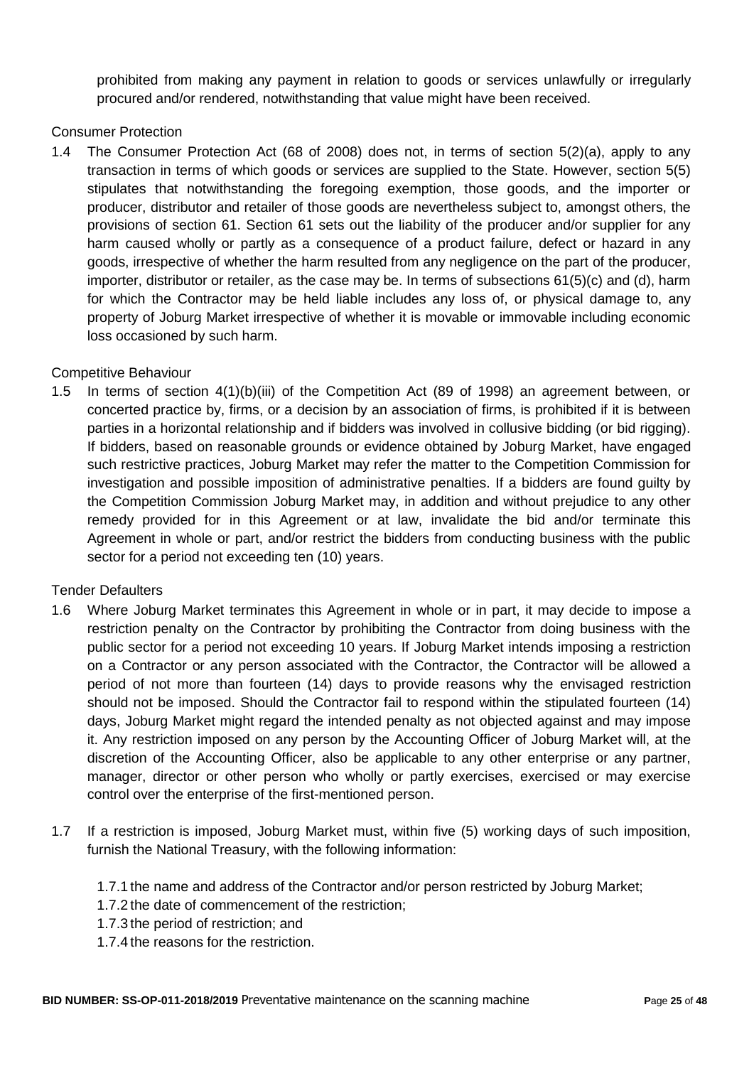prohibited from making any payment in relation to goods or services unlawfully or irregularly procured and/or rendered, notwithstanding that value might have been received.

Consumer Protection

1.4 The Consumer Protection Act (68 of 2008) does not, in terms of section 5(2)(a), apply to any transaction in terms of which goods or services are supplied to the State. However, section 5(5) stipulates that notwithstanding the foregoing exemption, those goods, and the importer or producer, distributor and retailer of those goods are nevertheless subject to, amongst others, the provisions of section 61. Section 61 sets out the liability of the producer and/or supplier for any harm caused wholly or partly as a consequence of a product failure, defect or hazard in any goods, irrespective of whether the harm resulted from any negligence on the part of the producer, importer, distributor or retailer, as the case may be. In terms of subsections 61(5)(c) and (d), harm for which the Contractor may be held liable includes any loss of, or physical damage to, any property of Joburg Market irrespective of whether it is movable or immovable including economic loss occasioned by such harm.

Competitive Behaviour

1.5 In terms of section 4(1)(b)(iii) of the Competition Act (89 of 1998) an agreement between, or concerted practice by, firms, or a decision by an association of firms, is prohibited if it is between parties in a horizontal relationship and if bidders was involved in collusive bidding (or bid rigging). If bidders, based on reasonable grounds or evidence obtained by Joburg Market, have engaged such restrictive practices, Joburg Market may refer the matter to the Competition Commission for investigation and possible imposition of administrative penalties. If a bidders are found guilty by the Competition Commission Joburg Market may, in addition and without prejudice to any other remedy provided for in this Agreement or at law, invalidate the bid and/or terminate this Agreement in whole or part, and/or restrict the bidders from conducting business with the public sector for a period not exceeding ten (10) years.

Tender Defaulters

1.6 Where Joburg Market terminates this Agreement in whole or in part, it may decide to impose a restriction penalty on the Contractor by prohibiting the Contractor from doing business with the public sector for a period not exceeding 10 years. If Joburg Market intends imposing a restriction on a Contractor or any person associated with the Contractor, the Contractor will be allowed a period of not more than fourteen (14) days to provide reasons why the envisaged restriction should not be imposed. Should the Contractor fail to respond within the stipulated fourteen (14) days, Joburg Market might regard the intended penalty as not objected against and may impose it. Any restriction imposed on any person by the Accounting Officer of Joburg Market will, at the discretion of the Accounting Officer, also be applicable to any other enterprise or any partner, manager, director or other person who wholly or partly exercises, exercised or may exercise control over the enterprise of the first-mentioned person.

1.7 If a restriction is imposed, Joburg Market must, within five (5) working days of such imposition, furnish the National Treasury, with the following information:

1.7.1 the name and address of the Contractor and/or person restricted by Joburg Market;
1.7.2 the date of commencement of the restriction;
1.7.3 the period of restriction; and
1.7.4 the reasons for the restriction.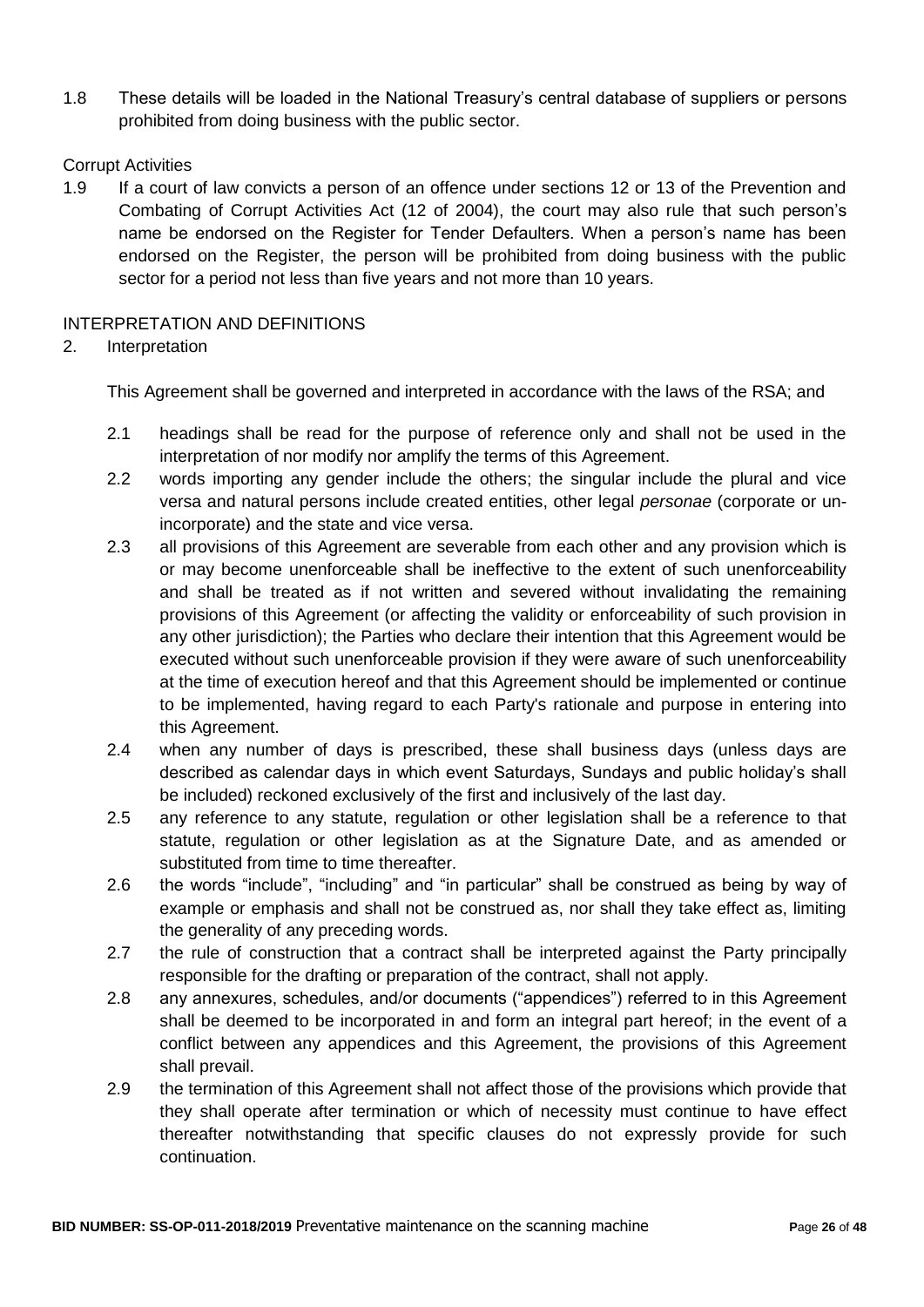1.8 These details will be loaded in the National Treasury's central database of suppliers or persons prohibited from doing business with the public sector.

Corrupt Activities

1.9 If a court of law convicts a person of an offence under sections 12 or 13 of the Prevention and Combating of Corrupt Activities Act (12 of 2004), the court may also rule that such person's name be endorsed on the Register for Tender Defaulters. When a person's name has been endorsed on the Register, the person will be prohibited from doing business with the public sector for a period not less than five years and not more than 10 years.

INTERPRETATION AND DEFINITIONS

2. Interpretation

This Agreement shall be governed and interpreted in accordance with the laws of the RSA; and

2.1 headings shall be read for the purpose of reference only and shall not be used in the interpretation of nor modify nor amplify the terms of this Agreement.

2.2 words importing any gender include the others; the singular include the plural and vice versa and natural persons include created entities, other legal *personae* (corporate or un-incorporate) and the state and vice versa.

2.3 all provisions of this Agreement are severable from each other and any provision which is or may become unenforceable shall be ineffective to the extent of such unenforceability and shall be treated as if not written and severed without invalidating the remaining provisions of this Agreement (or affecting the validity or enforceability of such provision in any other jurisdiction); the Parties who declare their intention that this Agreement would be executed without such unenforceable provision if they were aware of such unenforceability at the time of execution hereof and that this Agreement should be implemented or continue to be implemented, having regard to each Party's rationale and purpose in entering into this Agreement.

2.4 when any number of days is prescribed, these shall business days (unless days are described as calendar days in which event Saturdays, Sundays and public holiday's shall be included) reckoned exclusively of the first and inclusively of the last day.

2.5 any reference to any statute, regulation or other legislation shall be a reference to that statute, regulation or other legislation as at the Signature Date, and as amended or substituted from time to time thereafter.

2.6 the words "include", "including" and "in particular" shall be construed as being by way of example or emphasis and shall not be construed as, nor shall they take effect as, limiting the generality of any preceding words.

2.7 the rule of construction that a contract shall be interpreted against the Party principally responsible for the drafting or preparation of the contract, shall not apply.

2.8 any annexures, schedules, and/or documents ("appendices") referred to in this Agreement shall be deemed to be incorporated in and form an integral part hereof; in the event of a conflict between any appendices and this Agreement, the provisions of this Agreement shall prevail.

2.9 the termination of this Agreement shall not affect those of the provisions which provide that they shall operate after termination or which of necessity must continue to have effect thereafter notwithstanding that specific clauses do not expressly provide for such continuation.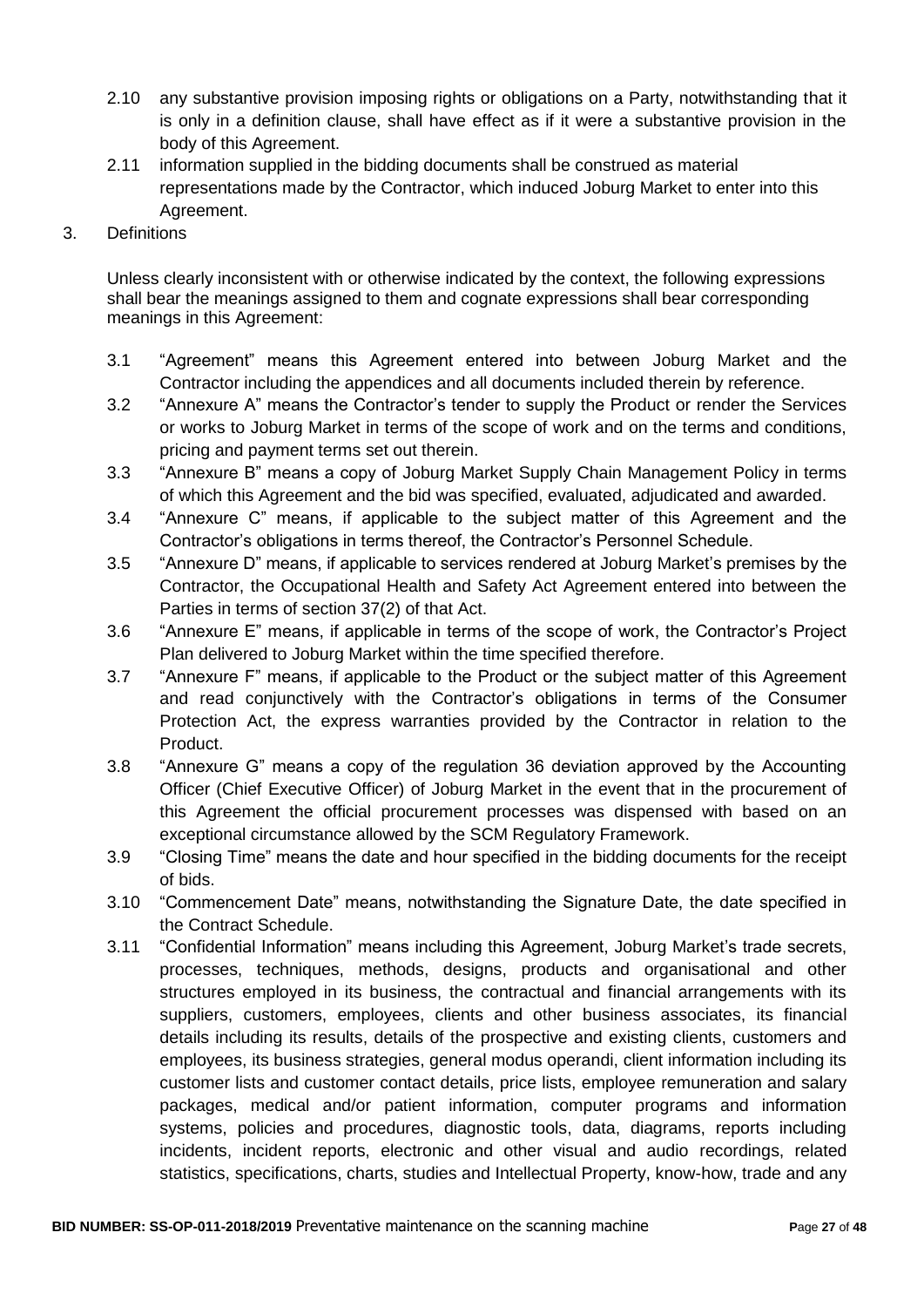2.10 any substantive provision imposing rights or obligations on a Party, notwithstanding that it is only in a definition clause, shall have effect as if it were a substantive provision in the body of this Agreement.

2.11 information supplied in the bidding documents shall be construed as material representations made by the Contractor, which induced Joburg Market to enter into this Agreement.

3. Definitions

Unless clearly inconsistent with or otherwise indicated by the context, the following expressions shall bear the meanings assigned to them and cognate expressions shall bear corresponding meanings in this Agreement:

3.1 "Agreement" means this Agreement entered into between Joburg Market and the Contractor including the appendices and all documents included therein by reference.

3.2 "Annexure A" means the Contractor's tender to supply the Product or render the Services or works to Joburg Market in terms of the scope of work and on the terms and conditions, pricing and payment terms set out therein.

3.3 "Annexure B" means a copy of Joburg Market Supply Chain Management Policy in terms of which this Agreement and the bid was specified, evaluated, adjudicated and awarded.

3.4 "Annexure C" means, if applicable to the subject matter of this Agreement and the Contractor's obligations in terms thereof, the Contractor's Personnel Schedule.

3.5 "Annexure D" means, if applicable to services rendered at Joburg Market's premises by the Contractor, the Occupational Health and Safety Act Agreement entered into between the Parties in terms of section 37(2) of that Act.

3.6 "Annexure E" means, if applicable in terms of the scope of work, the Contractor's Project Plan delivered to Joburg Market within the time specified therefore.

3.7 "Annexure F" means, if applicable to the Product or the subject matter of this Agreement and read conjunctively with the Contractor's obligations in terms of the Consumer Protection Act, the express warranties provided by the Contractor in relation to the Product.

3.8 "Annexure G" means a copy of the regulation 36 deviation approved by the Accounting Officer (Chief Executive Officer) of Joburg Market in the event that in the procurement of this Agreement the official procurement processes was dispensed with based on an exceptional circumstance allowed by the SCM Regulatory Framework.

3.9 "Closing Time" means the date and hour specified in the bidding documents for the receipt of bids.

3.10 "Commencement Date" means, notwithstanding the Signature Date, the date specified in the Contract Schedule.

3.11 "Confidential Information" means including this Agreement, Joburg Market's trade secrets, processes, techniques, methods, designs, products and organisational and other structures employed in its business, the contractual and financial arrangements with its suppliers, customers, employees, clients and other business associates, its financial details including its results, details of the prospective and existing clients, customers and employees, its business strategies, general modus operandi, client information including its customer lists and customer contact details, price lists, employee remuneration and salary packages, medical and/or patient information, computer programs and information systems, policies and procedures, diagnostic tools, data, diagrams, reports including incidents, incident reports, electronic and other visual and audio recordings, related statistics, specifications, charts, studies and Intellectual Property, know-how, trade and any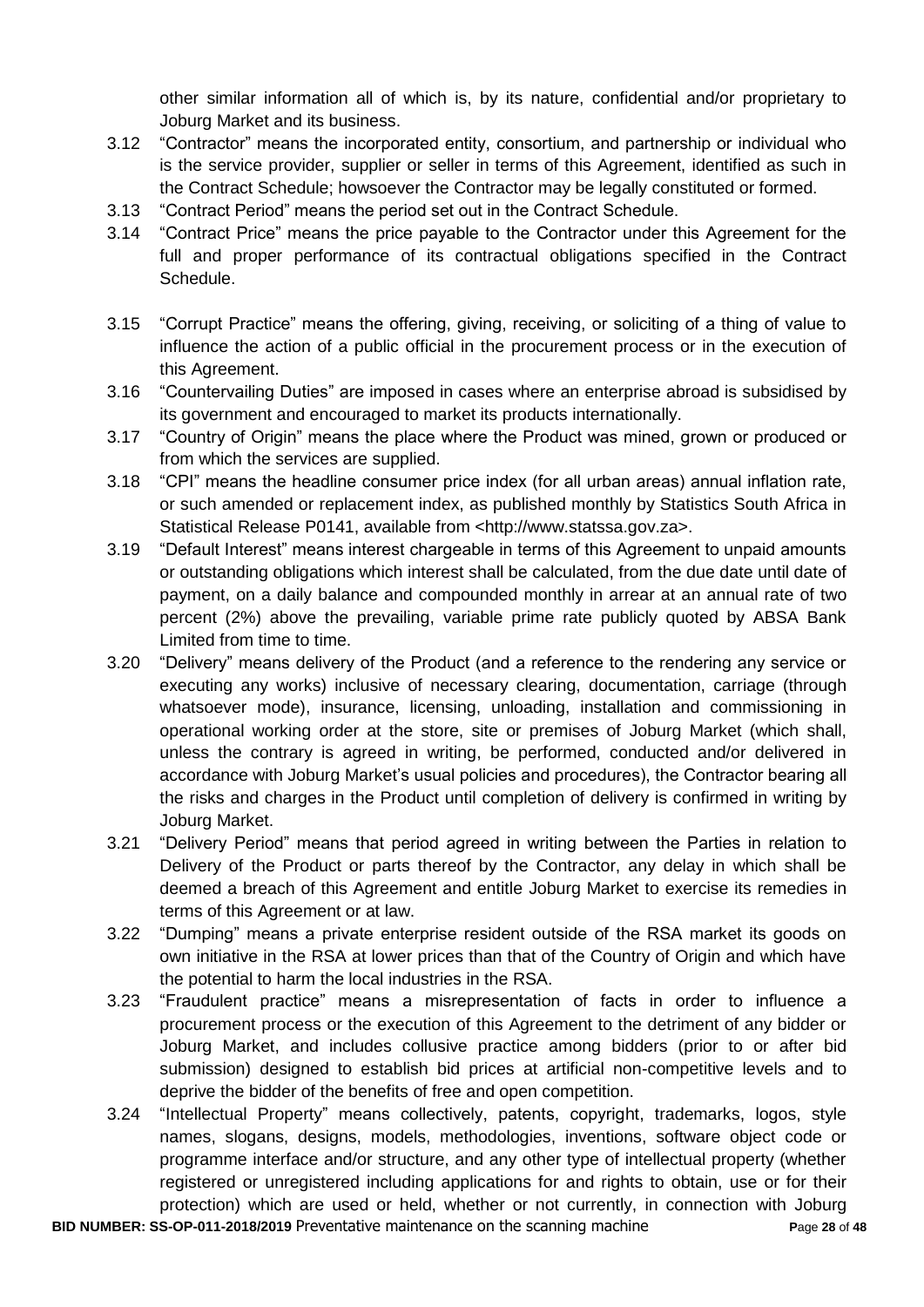other similar information all of which is, by its nature, confidential and/or proprietary to Joburg Market and its business.

3.12 "Contractor" means the incorporated entity, consortium, and partnership or individual who is the service provider, supplier or seller in terms of this Agreement, identified as such in the Contract Schedule; howsoever the Contractor may be legally constituted or formed.

3.13 "Contract Period" means the period set out in the Contract Schedule.

3.14 "Contract Price" means the price payable to the Contractor under this Agreement for the full and proper performance of its contractual obligations specified in the Contract Schedule.

3.15 "Corrupt Practice" means the offering, giving, receiving, or soliciting of a thing of value to influence the action of a public official in the procurement process or in the execution of this Agreement.

3.16 "Countervailing Duties" are imposed in cases where an enterprise abroad is subsidised by its government and encouraged to market its products internationally.

3.17 "Country of Origin" means the place where the Product was mined, grown or produced or from which the services are supplied.

3.18 "CPI" means the headline consumer price index (for all urban areas) annual inflation rate, or such amended or replacement index, as published monthly by Statistics South Africa in Statistical Release P0141, available from <http://www.statssa.gov.za>.

3.19 "Default Interest" means interest chargeable in terms of this Agreement to unpaid amounts or outstanding obligations which interest shall be calculated, from the due date until date of payment, on a daily balance and compounded monthly in arrear at an annual rate of two percent (2%) above the prevailing, variable prime rate publicly quoted by ABSA Bank Limited from time to time.

3.20 "Delivery" means delivery of the Product (and a reference to the rendering any service or executing any works) inclusive of necessary clearing, documentation, carriage (through whatsoever mode), insurance, licensing, unloading, installation and commissioning in operational working order at the store, site or premises of Joburg Market (which shall, unless the contrary is agreed in writing, be performed, conducted and/or delivered in accordance with Joburg Market's usual policies and procedures), the Contractor bearing all the risks and charges in the Product until completion of delivery is confirmed in writing by Joburg Market.

3.21 "Delivery Period" means that period agreed in writing between the Parties in relation to Delivery of the Product or parts thereof by the Contractor, any delay in which shall be deemed a breach of this Agreement and entitle Joburg Market to exercise its remedies in terms of this Agreement or at law.

3.22 "Dumping" means a private enterprise resident outside of the RSA market its goods on own initiative in the RSA at lower prices than that of the Country of Origin and which have the potential to harm the local industries in the RSA.

3.23 "Fraudulent practice" means a misrepresentation of facts in order to influence a procurement process or the execution of this Agreement to the detriment of any bidder or Joburg Market, and includes collusive practice among bidders (prior to or after bid submission) designed to establish bid prices at artificial non-competitive levels and to deprive the bidder of the benefits of free and open competition.

3.24 "Intellectual Property" means collectively, patents, copyright, trademarks, logos, style names, slogans, designs, models, methodologies, inventions, software object code or programme interface and/or structure, and any other type of intellectual property (whether registered or unregistered including applications for and rights to obtain, use or for their protection) which are used or held, whether or not currently, in connection with Joburg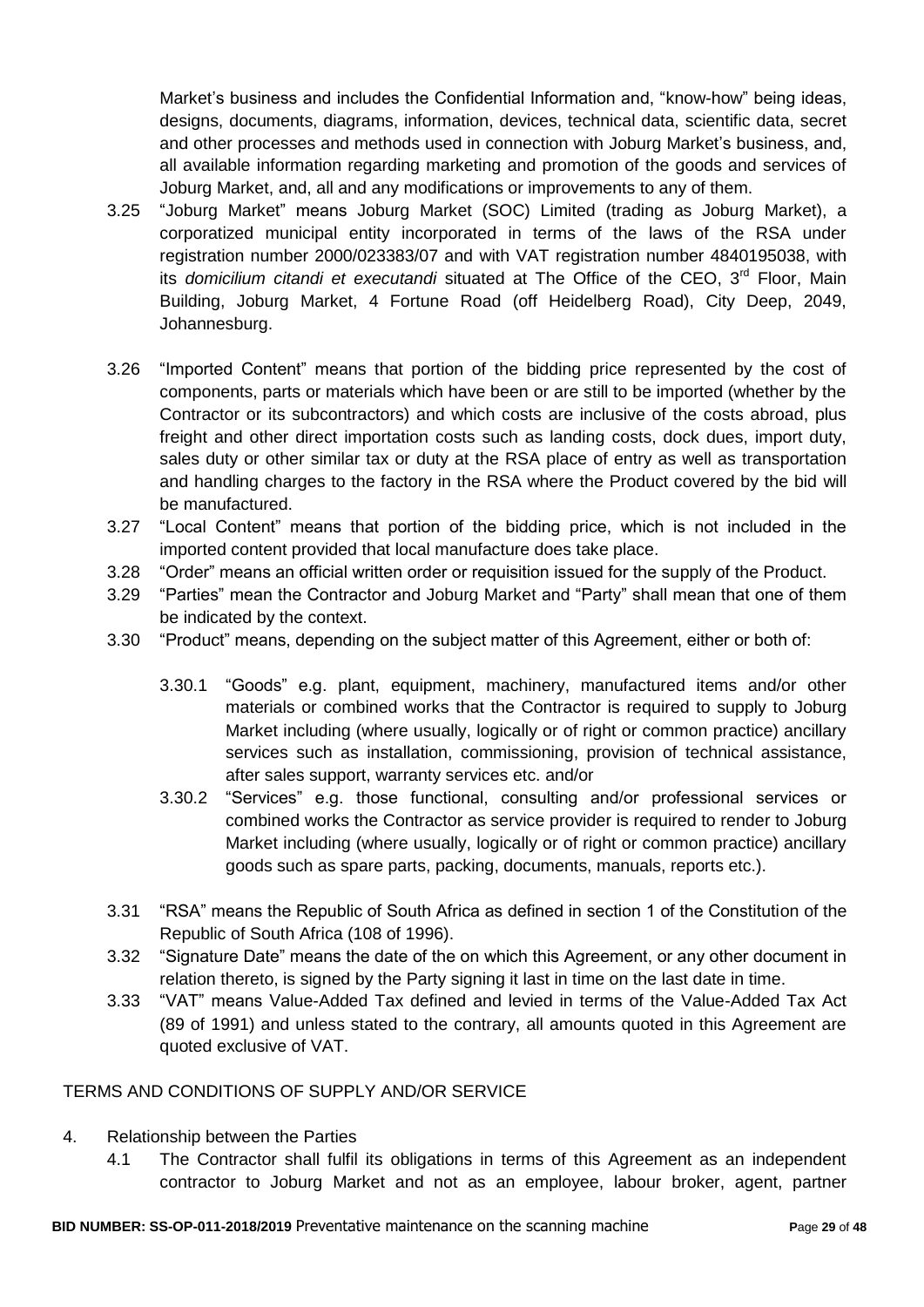Market's business and includes the Confidential Information and, "know-how" being ideas, designs, documents, diagrams, information, devices, technical data, scientific data, secret and other processes and methods used in connection with Joburg Market's business, and, all available information regarding marketing and promotion of the goods and services of Joburg Market, and, all and any modifications or improvements to any of them.

3.25 "Joburg Market" means Joburg Market (SOC) Limited (trading as Joburg Market), a corporatized municipal entity incorporated in terms of the laws of the RSA under registration number 2000/023383/07 and with VAT registration number 4840195038, with its *domicilium citandi et executandi* situated at The Office of the CEO, 3rd Floor, Main Building, Joburg Market, 4 Fortune Road (off Heidelberg Road), City Deep, 2049, Johannesburg.

3.26 "Imported Content" means that portion of the bidding price represented by the cost of components, parts or materials which have been or are still to be imported (whether by the Contractor or its subcontractors) and which costs are inclusive of the costs abroad, plus freight and other direct importation costs such as landing costs, dock dues, import duty, sales duty or other similar tax or duty at the RSA place of entry as well as transportation and handling charges to the factory in the RSA where the Product covered by the bid will be manufactured.

3.27 "Local Content" means that portion of the bidding price, which is not included in the imported content provided that local manufacture does take place.

3.28 "Order" means an official written order or requisition issued for the supply of the Product.

3.29 "Parties" mean the Contractor and Joburg Market and "Party" shall mean that one of them be indicated by the context.

3.30 "Product" means, depending on the subject matter of this Agreement, either or both of:

3.30.1 "Goods" e.g. plant, equipment, machinery, manufactured items and/or other materials or combined works that the Contractor is required to supply to Joburg Market including (where usually, logically or of right or common practice) ancillary services such as installation, commissioning, provision of technical assistance, after sales support, warranty services etc. and/or

3.30.2 "Services" e.g. those functional, consulting and/or professional services or combined works the Contractor as service provider is required to render to Joburg Market including (where usually, logically or of right or common practice) ancillary goods such as spare parts, packing, documents, manuals, reports etc.).

3.31 "RSA" means the Republic of South Africa as defined in section 1 of the Constitution of the Republic of South Africa (108 of 1996).

3.32 "Signature Date" means the date of the on which this Agreement, or any other document in relation thereto, is signed by the Party signing it last in time on the last date in time.

3.33 "VAT" means Value-Added Tax defined and levied in terms of the Value-Added Tax Act (89 of 1991) and unless stated to the contrary, all amounts quoted in this Agreement are quoted exclusive of VAT.

## TERMS AND CONDITIONS OF SUPPLY AND/OR SERVICE

4. Relationship between the Parties

4.1 The Contractor shall fulfil its obligations in terms of this Agreement as an independent contractor to Joburg Market and not as an employee, labour broker, agent, partner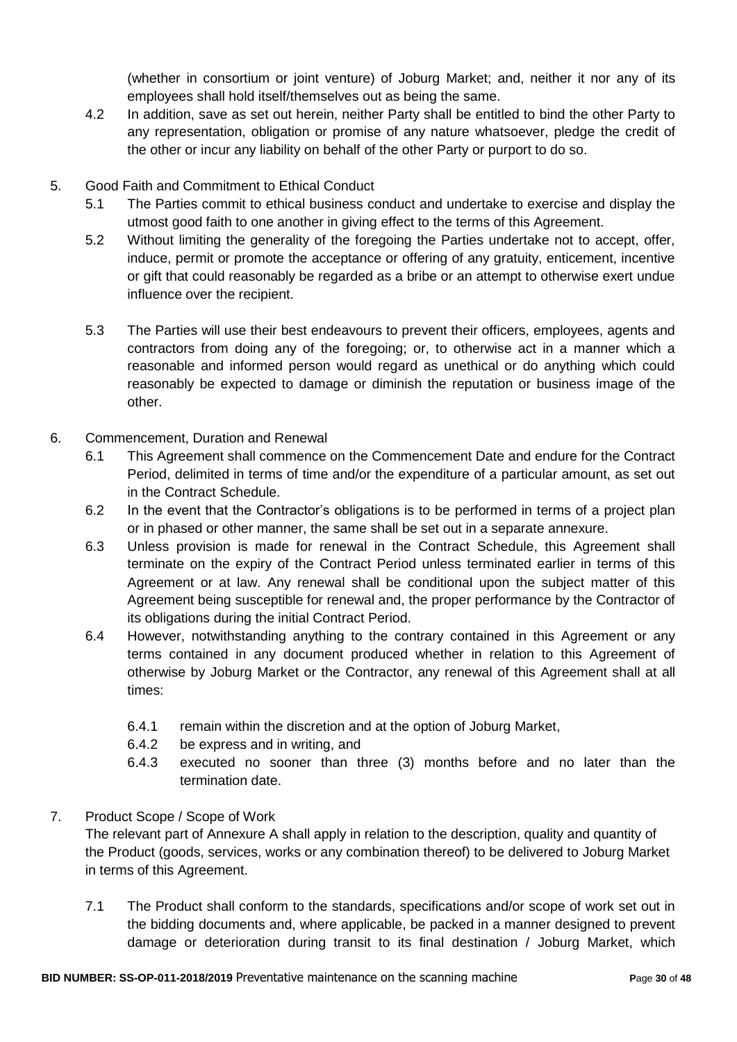(whether in consortium or joint venture) of Joburg Market; and, neither it nor any of its employees shall hold itself/themselves out as being the same.

4.2 In addition, save as set out herein, neither Party shall be entitled to bind the other Party to any representation, obligation or promise of any nature whatsoever, pledge the credit of the other or incur any liability on behalf of the other Party or purport to do so.

5. Good Faith and Commitment to Ethical Conduct

5.1 The Parties commit to ethical business conduct and undertake to exercise and display the utmost good faith to one another in giving effect to the terms of this Agreement.

5.2 Without limiting the generality of the foregoing the Parties undertake not to accept, offer, induce, permit or promote the acceptance or offering of any gratuity, enticement, incentive or gift that could reasonably be regarded as a bribe or an attempt to otherwise exert undue influence over the recipient.

5.3 The Parties will use their best endeavours to prevent their officers, employees, agents and contractors from doing any of the foregoing; or, to otherwise act in a manner which a reasonable and informed person would regard as unethical or do anything which could reasonably be expected to damage or diminish the reputation or business image of the other.

6. Commencement, Duration and Renewal

6.1 This Agreement shall commence on the Commencement Date and endure for the Contract Period, delimited in terms of time and/or the expenditure of a particular amount, as set out in the Contract Schedule.

6.2 In the event that the Contractor's obligations is to be performed in terms of a project plan or in phased or other manner, the same shall be set out in a separate annexure.

6.3 Unless provision is made for renewal in the Contract Schedule, this Agreement shall terminate on the expiry of the Contract Period unless terminated earlier in terms of this Agreement or at law. Any renewal shall be conditional upon the subject matter of this Agreement being susceptible for renewal and, the proper performance by the Contractor of its obligations during the initial Contract Period.

6.4 However, notwithstanding anything to the contrary contained in this Agreement or any terms contained in any document produced whether in relation to this Agreement of otherwise by Joburg Market or the Contractor, any renewal of this Agreement shall at all times:

6.4.1 remain within the discretion and at the option of Joburg Market,

6.4.2 be express and in writing, and

6.4.3 executed no sooner than three (3) months before and no later than the termination date.

7. Product Scope / Scope of Work

The relevant part of Annexure A shall apply in relation to the description, quality and quantity of the Product (goods, services, works or any combination thereof) to be delivered to Joburg Market in terms of this Agreement.

7.1 The Product shall conform to the standards, specifications and/or scope of work set out in the bidding documents and, where applicable, be packed in a manner designed to prevent damage or deterioration during transit to its final destination / Joburg Market, which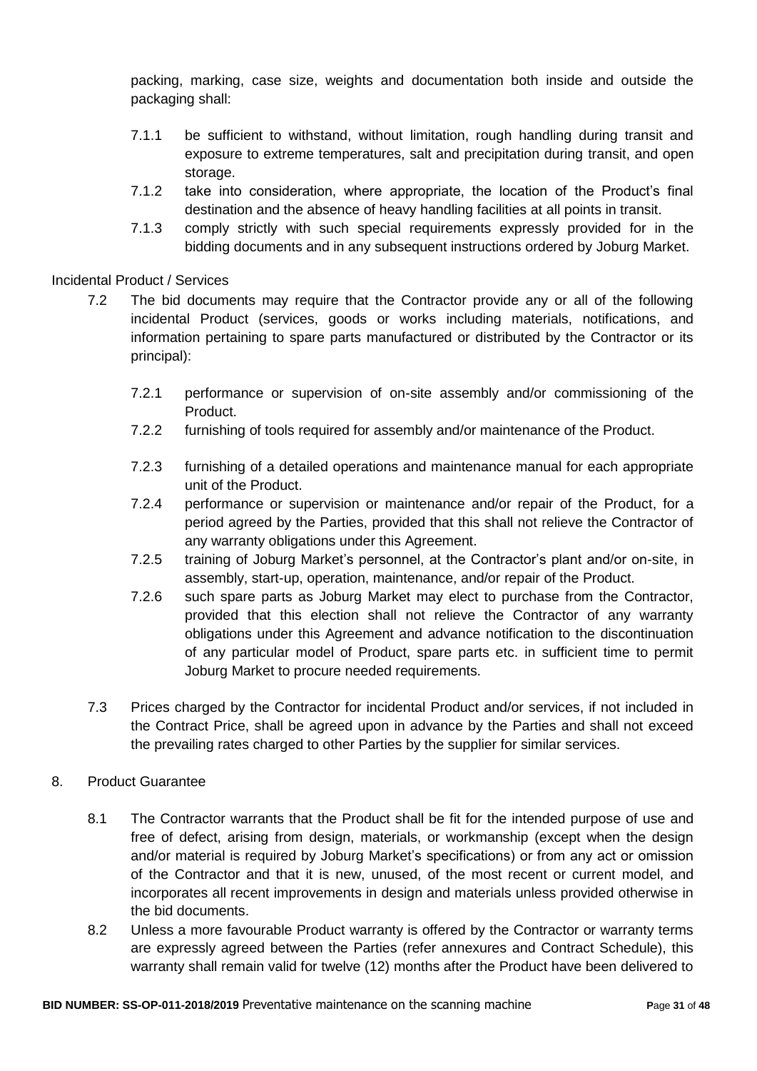packing, marking, case size, weights and documentation both inside and outside the packaging shall:

- 7.1.1 be sufficient to withstand, without limitation, rough handling during transit and exposure to extreme temperatures, salt and precipitation during transit, and open storage.
- 7.1.2 take into consideration, where appropriate, the location of the Product's final destination and the absence of heavy handling facilities at all points in transit.
- 7.1.3 comply strictly with such special requirements expressly provided for in the bidding documents and in any subsequent instructions ordered by Joburg Market.

Incidental Product / Services

7.2 The bid documents may require that the Contractor provide any or all of the following incidental Product (services, goods or works including materials, notifications, and information pertaining to spare parts manufactured or distributed by the Contractor or its principal):

- 7.2.1 performance or supervision of on-site assembly and/or commissioning of the Product.
- 7.2.2 furnishing of tools required for assembly and/or maintenance of the Product.
- 7.2.3 furnishing of a detailed operations and maintenance manual for each appropriate unit of the Product.
- 7.2.4 performance or supervision or maintenance and/or repair of the Product, for a period agreed by the Parties, provided that this shall not relieve the Contractor of any warranty obligations under this Agreement.
- 7.2.5 training of Joburg Market's personnel, at the Contractor's plant and/or on-site, in assembly, start-up, operation, maintenance, and/or repair of the Product.
- 7.2.6 such spare parts as Joburg Market may elect to purchase from the Contractor, provided that this election shall not relieve the Contractor of any warranty obligations under this Agreement and advance notification to the discontinuation of any particular model of Product, spare parts etc. in sufficient time to permit Joburg Market to procure needed requirements.

7.3 Prices charged by the Contractor for incidental Product and/or services, if not included in the Contract Price, shall be agreed upon in advance by the Parties and shall not exceed the prevailing rates charged to other Parties by the supplier for similar services.

8. Product Guarantee

8.1 The Contractor warrants that the Product shall be fit for the intended purpose of use and free of defect, arising from design, materials, or workmanship (except when the design and/or material is required by Joburg Market's specifications) or from any act or omission of the Contractor and that it is new, unused, of the most recent or current model, and incorporates all recent improvements in design and materials unless provided otherwise in the bid documents.

8.2 Unless a more favourable Product warranty is offered by the Contractor or warranty terms are expressly agreed between the Parties (refer annexures and Contract Schedule), this warranty shall remain valid for twelve (12) months after the Product have been delivered to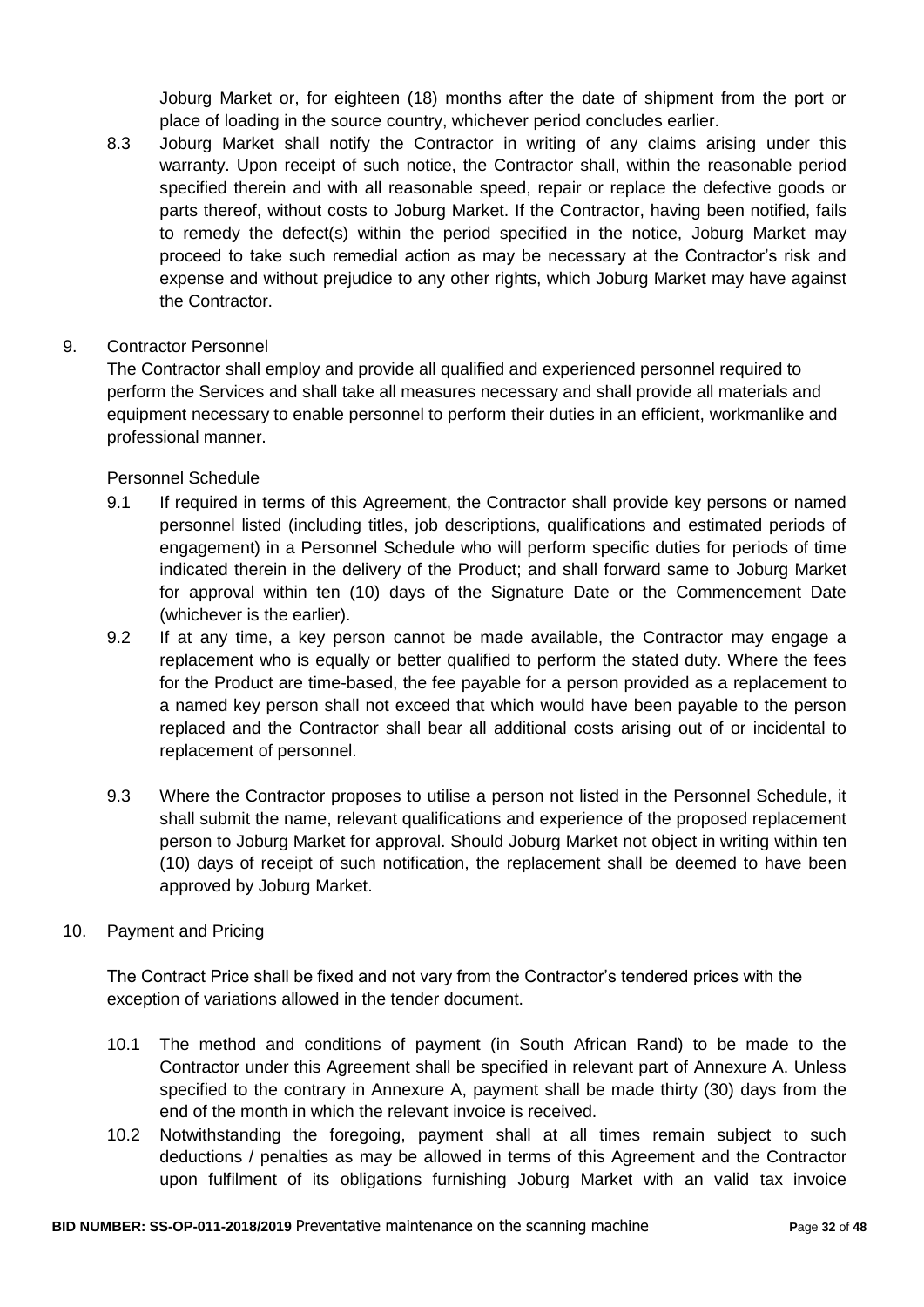Joburg Market or, for eighteen (18) months after the date of shipment from the port or place of loading in the source country, whichever period concludes earlier.

8.3 Joburg Market shall notify the Contractor in writing of any claims arising under this warranty. Upon receipt of such notice, the Contractor shall, within the reasonable period specified therein and with all reasonable speed, repair or replace the defective goods or parts thereof, without costs to Joburg Market. If the Contractor, having been notified, fails to remedy the defect(s) within the period specified in the notice, Joburg Market may proceed to take such remedial action as may be necessary at the Contractor's risk and expense and without prejudice to any other rights, which Joburg Market may have against the Contractor.

9. Contractor Personnel

The Contractor shall employ and provide all qualified and experienced personnel required to perform the Services and shall take all measures necessary and shall provide all materials and equipment necessary to enable personnel to perform their duties in an efficient, workmanlike and professional manner.

Personnel Schedule

9.1 If required in terms of this Agreement, the Contractor shall provide key persons or named personnel listed (including titles, job descriptions, qualifications and estimated periods of engagement) in a Personnel Schedule who will perform specific duties for periods of time indicated therein in the delivery of the Product; and shall forward same to Joburg Market for approval within ten (10) days of the Signature Date or the Commencement Date (whichever is the earlier).

9.2 If at any time, a key person cannot be made available, the Contractor may engage a replacement who is equally or better qualified to perform the stated duty. Where the fees for the Product are time-based, the fee payable for a person provided as a replacement to a named key person shall not exceed that which would have been payable to the person replaced and the Contractor shall bear all additional costs arising out of or incidental to replacement of personnel.

9.3 Where the Contractor proposes to utilise a person not listed in the Personnel Schedule, it shall submit the name, relevant qualifications and experience of the proposed replacement person to Joburg Market for approval. Should Joburg Market not object in writing within ten (10) days of receipt of such notification, the replacement shall be deemed to have been approved by Joburg Market.

10. Payment and Pricing

The Contract Price shall be fixed and not vary from the Contractor's tendered prices with the exception of variations allowed in the tender document.

10.1 The method and conditions of payment (in South African Rand) to be made to the Contractor under this Agreement shall be specified in relevant part of Annexure A. Unless specified to the contrary in Annexure A, payment shall be made thirty (30) days from the end of the month in which the relevant invoice is received.

10.2 Notwithstanding the foregoing, payment shall at all times remain subject to such deductions / penalties as may be allowed in terms of this Agreement and the Contractor upon fulfilment of its obligations furnishing Joburg Market with an valid tax invoice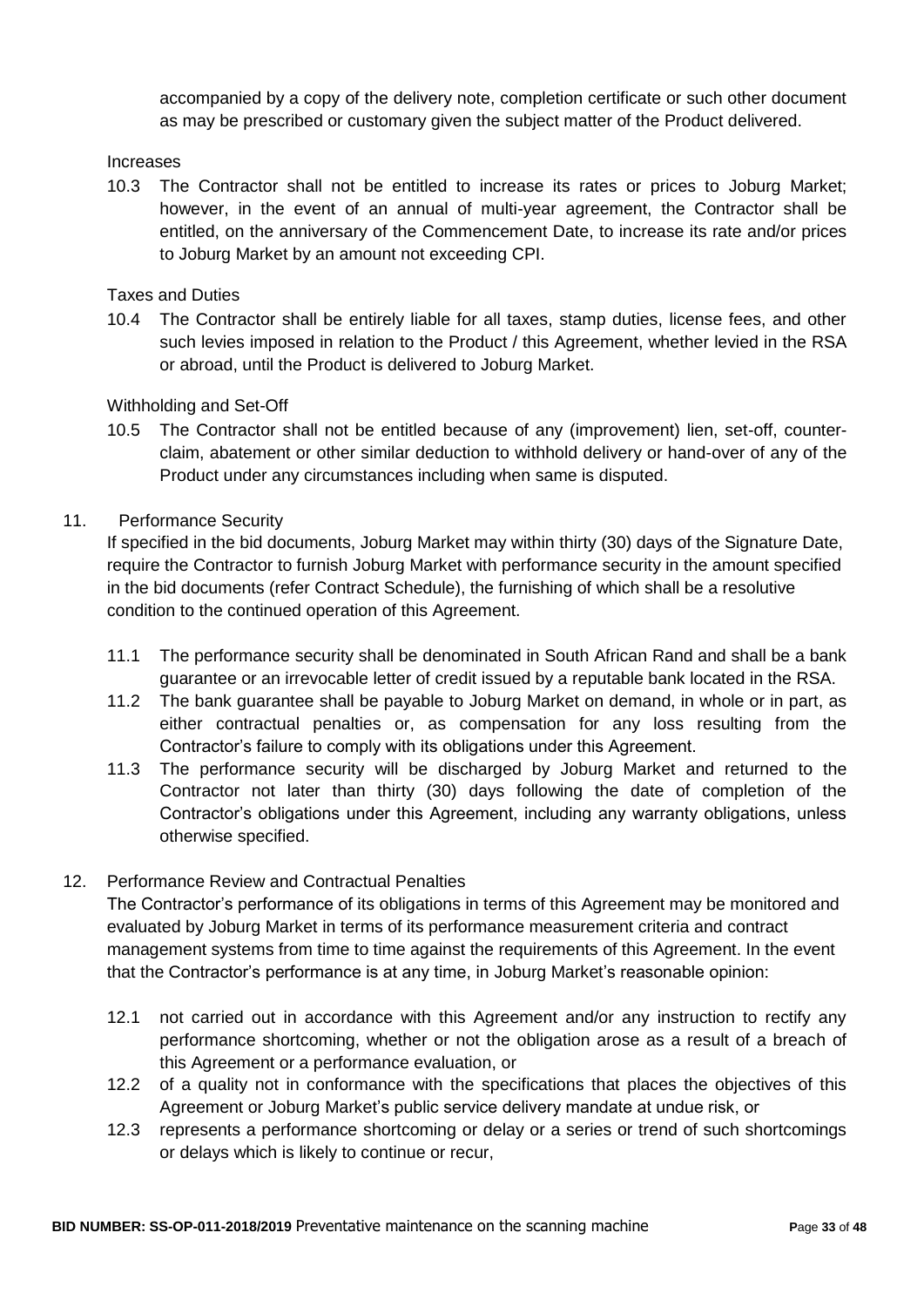accompanied by a copy of the delivery note, completion certificate or such other document as may be prescribed or customary given the subject matter of the Product delivered.

Increases

10.3 The Contractor shall not be entitled to increase its rates or prices to Joburg Market; however, in the event of an annual of multi-year agreement, the Contractor shall be entitled, on the anniversary of the Commencement Date, to increase its rate and/or prices to Joburg Market by an amount not exceeding CPI.

Taxes and Duties

10.4 The Contractor shall be entirely liable for all taxes, stamp duties, license fees, and other such levies imposed in relation to the Product / this Agreement, whether levied in the RSA or abroad, until the Product is delivered to Joburg Market.

Withholding and Set-Off

10.5 The Contractor shall not be entitled because of any (improvement) lien, set-off, counter-claim, abatement or other similar deduction to withhold delivery or hand-over of any of the Product under any circumstances including when same is disputed.

11. Performance Security

If specified in the bid documents, Joburg Market may within thirty (30) days of the Signature Date, require the Contractor to furnish Joburg Market with performance security in the amount specified in the bid documents (refer Contract Schedule), the furnishing of which shall be a resolutive condition to the continued operation of this Agreement.

11.1 The performance security shall be denominated in South African Rand and shall be a bank guarantee or an irrevocable letter of credit issued by a reputable bank located in the RSA.

11.2 The bank guarantee shall be payable to Joburg Market on demand, in whole or in part, as either contractual penalties or, as compensation for any loss resulting from the Contractor's failure to comply with its obligations under this Agreement.

11.3 The performance security will be discharged by Joburg Market and returned to the Contractor not later than thirty (30) days following the date of completion of the Contractor's obligations under this Agreement, including any warranty obligations, unless otherwise specified.

12. Performance Review and Contractual Penalties

The Contractor's performance of its obligations in terms of this Agreement may be monitored and evaluated by Joburg Market in terms of its performance measurement criteria and contract management systems from time to time against the requirements of this Agreement. In the event that the Contractor's performance is at any time, in Joburg Market's reasonable opinion:

12.1 not carried out in accordance with this Agreement and/or any instruction to rectify any performance shortcoming, whether or not the obligation arose as a result of a breach of this Agreement or a performance evaluation, or

12.2 of a quality not in conformance with the specifications that places the objectives of this Agreement or Joburg Market's public service delivery mandate at undue risk, or

12.3 represents a performance shortcoming or delay or a series or trend of such shortcomings or delays which is likely to continue or recur,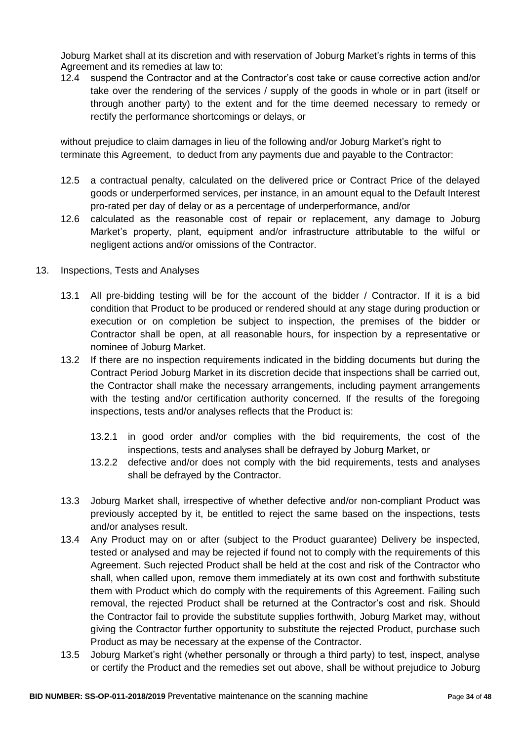Joburg Market shall at its discretion and with reservation of Joburg Market's rights in terms of this Agreement and its remedies at law to:

12.4 suspend the Contractor and at the Contractor's cost take or cause corrective action and/or take over the rendering of the services / supply of the goods in whole or in part (itself or through another party) to the extent and for the time deemed necessary to remedy or rectify the performance shortcomings or delays, or

without prejudice to claim damages in lieu of the following and/or Joburg Market's right to terminate this Agreement, to deduct from any payments due and payable to the Contractor:

12.5 a contractual penalty, calculated on the delivered price or Contract Price of the delayed goods or underperformed services, per instance, in an amount equal to the Default Interest pro-rated per day of delay or as a percentage of underperformance, and/or

12.6 calculated as the reasonable cost of repair or replacement, any damage to Joburg Market's property, plant, equipment and/or infrastructure attributable to the wilful or negligent actions and/or omissions of the Contractor.

13. Inspections, Tests and Analyses

13.1 All pre-bidding testing will be for the account of the bidder / Contractor. If it is a bid condition that Product to be produced or rendered should at any stage during production or execution or on completion be subject to inspection, the premises of the bidder or Contractor shall be open, at all reasonable hours, for inspection by a representative or nominee of Joburg Market.

13.2 If there are no inspection requirements indicated in the bidding documents but during the Contract Period Joburg Market in its discretion decide that inspections shall be carried out, the Contractor shall make the necessary arrangements, including payment arrangements with the testing and/or certification authority concerned. If the results of the foregoing inspections, tests and/or analyses reflects that the Product is:

13.2.1 in good order and/or complies with the bid requirements, the cost of the inspections, tests and analyses shall be defrayed by Joburg Market, or

13.2.2 defective and/or does not comply with the bid requirements, tests and analyses shall be defrayed by the Contractor.

13.3 Joburg Market shall, irrespective of whether defective and/or non-compliant Product was previously accepted by it, be entitled to reject the same based on the inspections, tests and/or analyses result.

13.4 Any Product may on or after (subject to the Product guarantee) Delivery be inspected, tested or analysed and may be rejected if found not to comply with the requirements of this Agreement. Such rejected Product shall be held at the cost and risk of the Contractor who shall, when called upon, remove them immediately at its own cost and forthwith substitute them with Product which do comply with the requirements of this Agreement. Failing such removal, the rejected Product shall be returned at the Contractor's cost and risk. Should the Contractor fail to provide the substitute supplies forthwith, Joburg Market may, without giving the Contractor further opportunity to substitute the rejected Product, purchase such Product as may be necessary at the expense of the Contractor.

13.5 Joburg Market's right (whether personally or through a third party) to test, inspect, analyse or certify the Product and the remedies set out above, shall be without prejudice to Joburg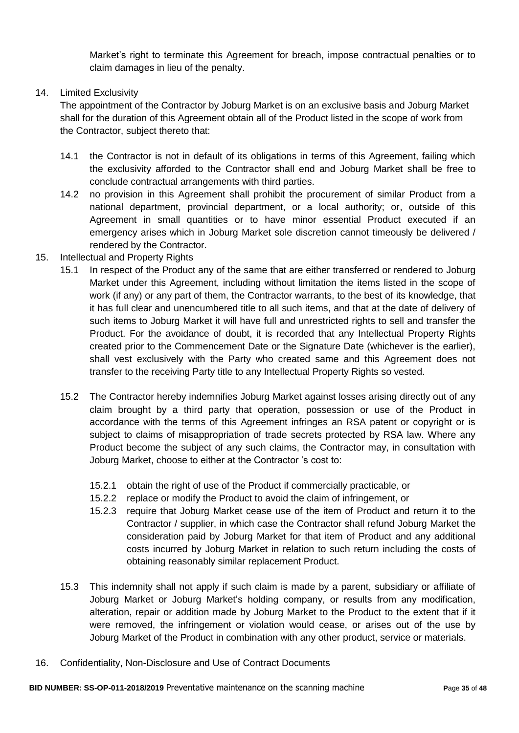Market's right to terminate this Agreement for breach, impose contractual penalties or to claim damages in lieu of the penalty.

14. Limited Exclusivity

The appointment of the Contractor by Joburg Market is on an exclusive basis and Joburg Market shall for the duration of this Agreement obtain all of the Product listed in the scope of work from the Contractor, subject thereto that:

14.1 the Contractor is not in default of its obligations in terms of this Agreement, failing which the exclusivity afforded to the Contractor shall end and Joburg Market shall be free to conclude contractual arrangements with third parties.

14.2 no provision in this Agreement shall prohibit the procurement of similar Product from a national department, provincial department, or a local authority; or, outside of this Agreement in small quantities or to have minor essential Product executed if an emergency arises which in Joburg Market sole discretion cannot timeously be delivered / rendered by the Contractor.

15. Intellectual and Property Rights

15.1 In respect of the Product any of the same that are either transferred or rendered to Joburg Market under this Agreement, including without limitation the items listed in the scope of work (if any) or any part of them, the Contractor warrants, to the best of its knowledge, that it has full clear and unencumbered title to all such items, and that at the date of delivery of such items to Joburg Market it will have full and unrestricted rights to sell and transfer the Product. For the avoidance of doubt, it is recorded that any Intellectual Property Rights created prior to the Commencement Date or the Signature Date (whichever is the earlier), shall vest exclusively with the Party who created same and this Agreement does not transfer to the receiving Party title to any Intellectual Property Rights so vested.

15.2 The Contractor hereby indemnifies Joburg Market against losses arising directly out of any claim brought by a third party that operation, possession or use of the Product in accordance with the terms of this Agreement infringes an RSA patent or copyright or is subject to claims of misappropriation of trade secrets protected by RSA law. Where any Product become the subject of any such claims, the Contractor may, in consultation with Joburg Market, choose to either at the Contractor 's cost to:

15.2.1 obtain the right of use of the Product if commercially practicable, or

15.2.2 replace or modify the Product to avoid the claim of infringement, or

15.2.3 require that Joburg Market cease use of the item of Product and return it to the Contractor / supplier, in which case the Contractor shall refund Joburg Market the consideration paid by Joburg Market for that item of Product and any additional costs incurred by Joburg Market in relation to such return including the costs of obtaining reasonably similar replacement Product.

15.3 This indemnity shall not apply if such claim is made by a parent, subsidiary or affiliate of Joburg Market or Joburg Market's holding company, or results from any modification, alteration, repair or addition made by Joburg Market to the Product to the extent that if it were removed, the infringement or violation would cease, or arises out of the use by Joburg Market of the Product in combination with any other product, service or materials.

16. Confidentiality, Non-Disclosure and Use of Contract Documents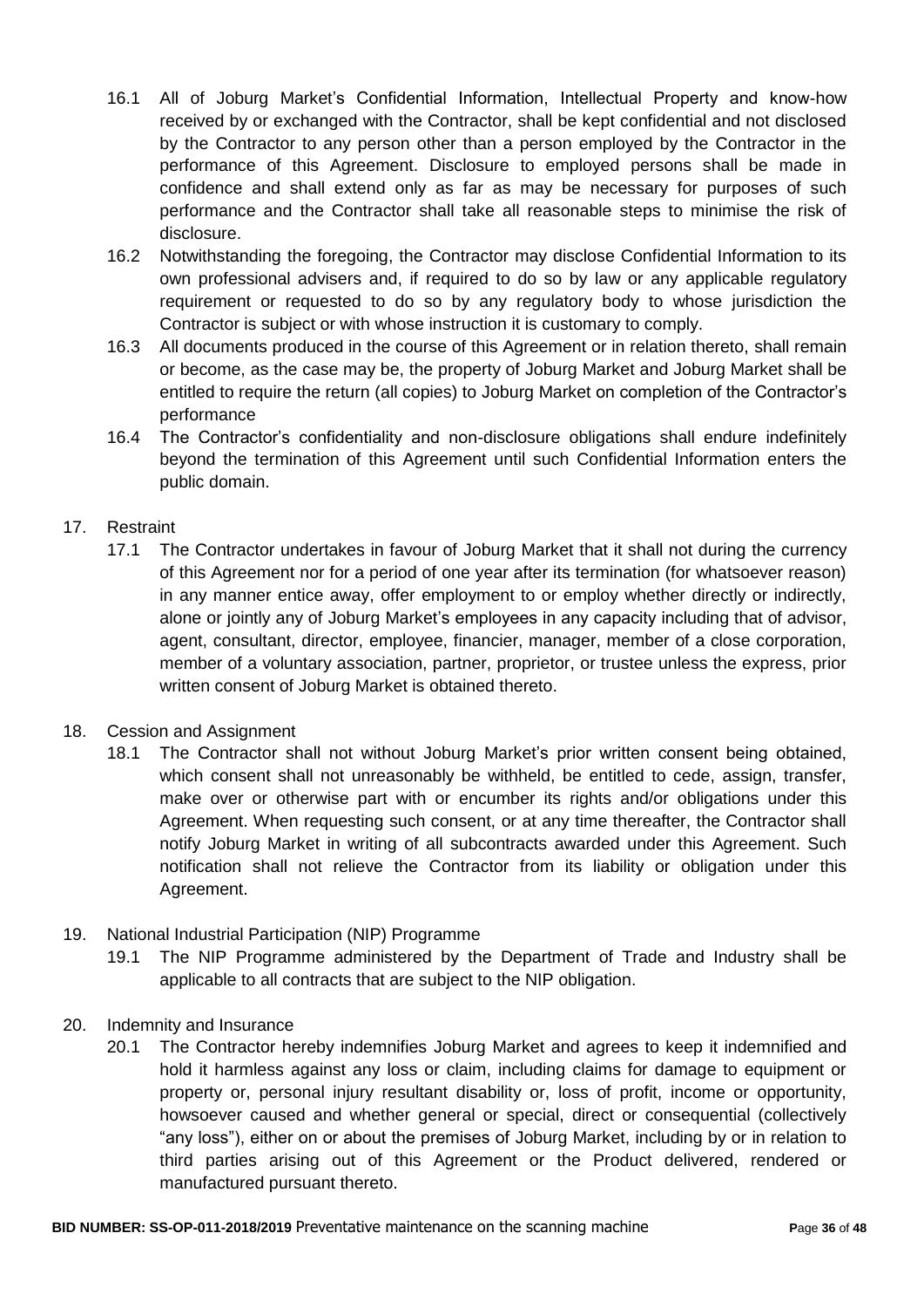16.1 All of Joburg Market's Confidential Information, Intellectual Property and know-how received by or exchanged with the Contractor, shall be kept confidential and not disclosed by the Contractor to any person other than a person employed by the Contractor in the performance of this Agreement. Disclosure to employed persons shall be made in confidence and shall extend only as far as may be necessary for purposes of such performance and the Contractor shall take all reasonable steps to minimise the risk of disclosure.

16.2 Notwithstanding the foregoing, the Contractor may disclose Confidential Information to its own professional advisers and, if required to do so by law or any applicable regulatory requirement or requested to do so by any regulatory body to whose jurisdiction the Contractor is subject or with whose instruction it is customary to comply.

16.3 All documents produced in the course of this Agreement or in relation thereto, shall remain or become, as the case may be, the property of Joburg Market and Joburg Market shall be entitled to require the return (all copies) to Joburg Market on completion of the Contractor's performance

16.4 The Contractor's confidentiality and non-disclosure obligations shall endure indefinitely beyond the termination of this Agreement until such Confidential Information enters the public domain.

17. Restraint

17.1 The Contractor undertakes in favour of Joburg Market that it shall not during the currency of this Agreement nor for a period of one year after its termination (for whatsoever reason) in any manner entice away, offer employment to or employ whether directly or indirectly, alone or jointly any of Joburg Market's employees in any capacity including that of advisor, agent, consultant, director, employee, financier, manager, member of a close corporation, member of a voluntary association, partner, proprietor, or trustee unless the express, prior written consent of Joburg Market is obtained thereto.

18. Cession and Assignment

18.1 The Contractor shall not without Joburg Market's prior written consent being obtained, which consent shall not unreasonably be withheld, be entitled to cede, assign, transfer, make over or otherwise part with or encumber its rights and/or obligations under this Agreement. When requesting such consent, or at any time thereafter, the Contractor shall notify Joburg Market in writing of all subcontracts awarded under this Agreement. Such notification shall not relieve the Contractor from its liability or obligation under this Agreement.

19. National Industrial Participation (NIP) Programme

19.1 The NIP Programme administered by the Department of Trade and Industry shall be applicable to all contracts that are subject to the NIP obligation.

20. Indemnity and Insurance

20.1 The Contractor hereby indemnifies Joburg Market and agrees to keep it indemnified and hold it harmless against any loss or claim, including claims for damage to equipment or property or, personal injury resultant disability or, loss of profit, income or opportunity, howsoever caused and whether general or special, direct or consequential (collectively "any loss"), either on or about the premises of Joburg Market, including by or in relation to third parties arising out of this Agreement or the Product delivered, rendered or manufactured pursuant thereto.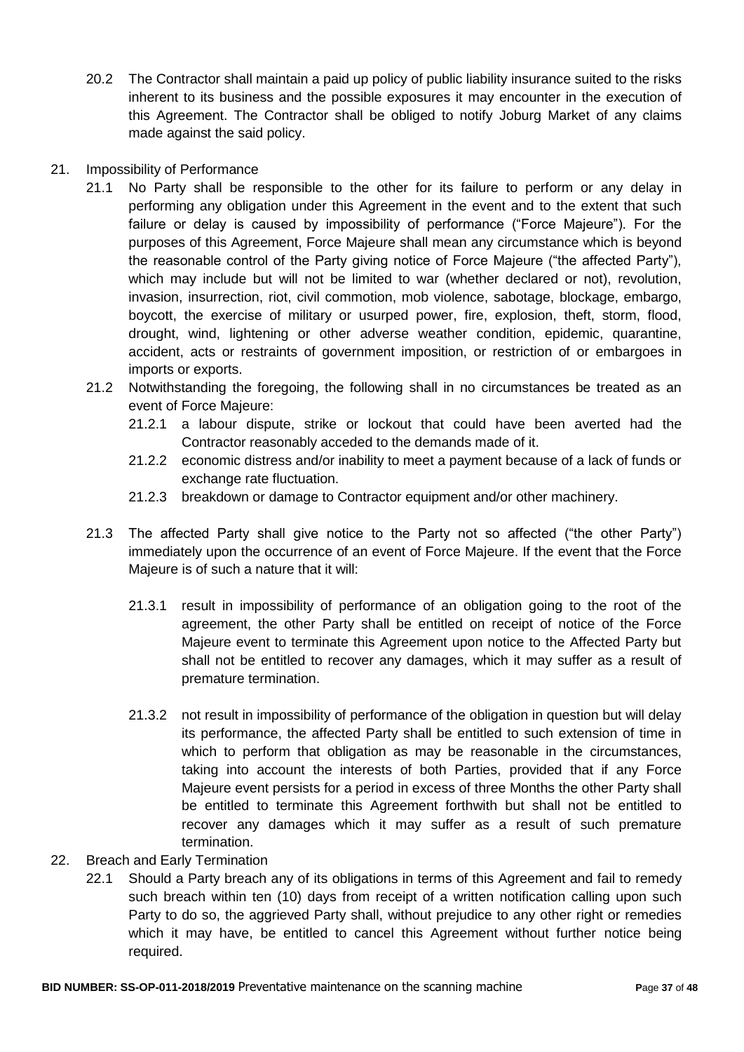20.2 The Contractor shall maintain a paid up policy of public liability insurance suited to the risks inherent to its business and the possible exposures it may encounter in the execution of this Agreement. The Contractor shall be obliged to notify Joburg Market of any claims made against the said policy.

21. Impossibility of Performance

21.1 No Party shall be responsible to the other for its failure to perform or any delay in performing any obligation under this Agreement in the event and to the extent that such failure or delay is caused by impossibility of performance ("Force Majeure"). For the purposes of this Agreement, Force Majeure shall mean any circumstance which is beyond the reasonable control of the Party giving notice of Force Majeure ("the affected Party"), which may include but will not be limited to war (whether declared or not), revolution, invasion, insurrection, riot, civil commotion, mob violence, sabotage, blockage, embargo, boycott, the exercise of military or usurped power, fire, explosion, theft, storm, flood, drought, wind, lightening or other adverse weather condition, epidemic, quarantine, accident, acts or restraints of government imposition, or restriction of or embargoes in imports or exports.

21.2 Notwithstanding the foregoing, the following shall in no circumstances be treated as an event of Force Majeure:

21.2.1 a labour dispute, strike or lockout that could have been averted had the Contractor reasonably acceded to the demands made of it.

21.2.2 economic distress and/or inability to meet a payment because of a lack of funds or exchange rate fluctuation.

21.2.3 breakdown or damage to Contractor equipment and/or other machinery.

21.3 The affected Party shall give notice to the Party not so affected ("the other Party") immediately upon the occurrence of an event of Force Majeure. If the event that the Force Majeure is of such a nature that it will:

21.3.1 result in impossibility of performance of an obligation going to the root of the agreement, the other Party shall be entitled on receipt of notice of the Force Majeure event to terminate this Agreement upon notice to the Affected Party but shall not be entitled to recover any damages, which it may suffer as a result of premature termination.

21.3.2 not result in impossibility of performance of the obligation in question but will delay its performance, the affected Party shall be entitled to such extension of time in which to perform that obligation as may be reasonable in the circumstances, taking into account the interests of both Parties, provided that if any Force Majeure event persists for a period in excess of three Months the other Party shall be entitled to terminate this Agreement forthwith but shall not be entitled to recover any damages which it may suffer as a result of such premature termination.

22. Breach and Early Termination

22.1 Should a Party breach any of its obligations in terms of this Agreement and fail to remedy such breach within ten (10) days from receipt of a written notification calling upon such Party to do so, the aggrieved Party shall, without prejudice to any other right or remedies which it may have, be entitled to cancel this Agreement without further notice being required.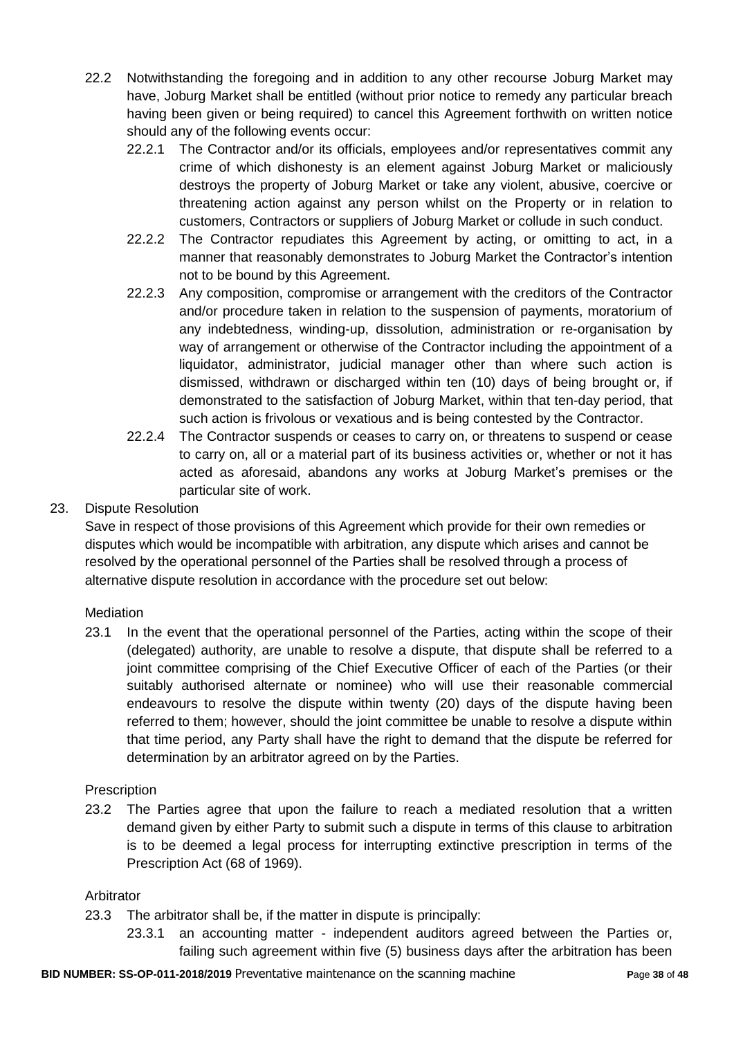22.2 Notwithstanding the foregoing and in addition to any other recourse Joburg Market may have, Joburg Market shall be entitled (without prior notice to remedy any particular breach having been given or being required) to cancel this Agreement forthwith on written notice should any of the following events occur:

22.2.1 The Contractor and/or its officials, employees and/or representatives commit any crime of which dishonesty is an element against Joburg Market or maliciously destroys the property of Joburg Market or take any violent, abusive, coercive or threatening action against any person whilst on the Property or in relation to customers, Contractors or suppliers of Joburg Market or collude in such conduct.

22.2.2 The Contractor repudiates this Agreement by acting, or omitting to act, in a manner that reasonably demonstrates to Joburg Market the Contractor's intention not to be bound by this Agreement.

22.2.3 Any composition, compromise or arrangement with the creditors of the Contractor and/or procedure taken in relation to the suspension of payments, moratorium of any indebtedness, winding-up, dissolution, administration or re-organisation by way of arrangement or otherwise of the Contractor including the appointment of a liquidator, administrator, judicial manager other than where such action is dismissed, withdrawn or discharged within ten (10) days of being brought or, if demonstrated to the satisfaction of Joburg Market, within that ten-day period, that such action is frivolous or vexatious and is being contested by the Contractor.

22.2.4 The Contractor suspends or ceases to carry on, or threatens to suspend or cease to carry on, all or a material part of its business activities or, whether or not it has acted as aforesaid, abandons any works at Joburg Market's premises or the particular site of work.

23. Dispute Resolution

Save in respect of those provisions of this Agreement which provide for their own remedies or disputes which would be incompatible with arbitration, any dispute which arises and cannot be resolved by the operational personnel of the Parties shall be resolved through a process of alternative dispute resolution in accordance with the procedure set out below:

Mediation

23.1 In the event that the operational personnel of the Parties, acting within the scope of their (delegated) authority, are unable to resolve a dispute, that dispute shall be referred to a joint committee comprising of the Chief Executive Officer of each of the Parties (or their suitably authorised alternate or nominee) who will use their reasonable commercial endeavours to resolve the dispute within twenty (20) days of the dispute having been referred to them; however, should the joint committee be unable to resolve a dispute within that time period, any Party shall have the right to demand that the dispute be referred for determination by an arbitrator agreed on by the Parties.

Prescription

23.2 The Parties agree that upon the failure to reach a mediated resolution that a written demand given by either Party to submit such a dispute in terms of this clause to arbitration is to be deemed a legal process for interrupting extinctive prescription in terms of the Prescription Act (68 of 1969).

Arbitrator

23.3 The arbitrator shall be, if the matter in dispute is principally:

23.3.1 an accounting matter - independent auditors agreed between the Parties or, failing such agreement within five (5) business days after the arbitration has been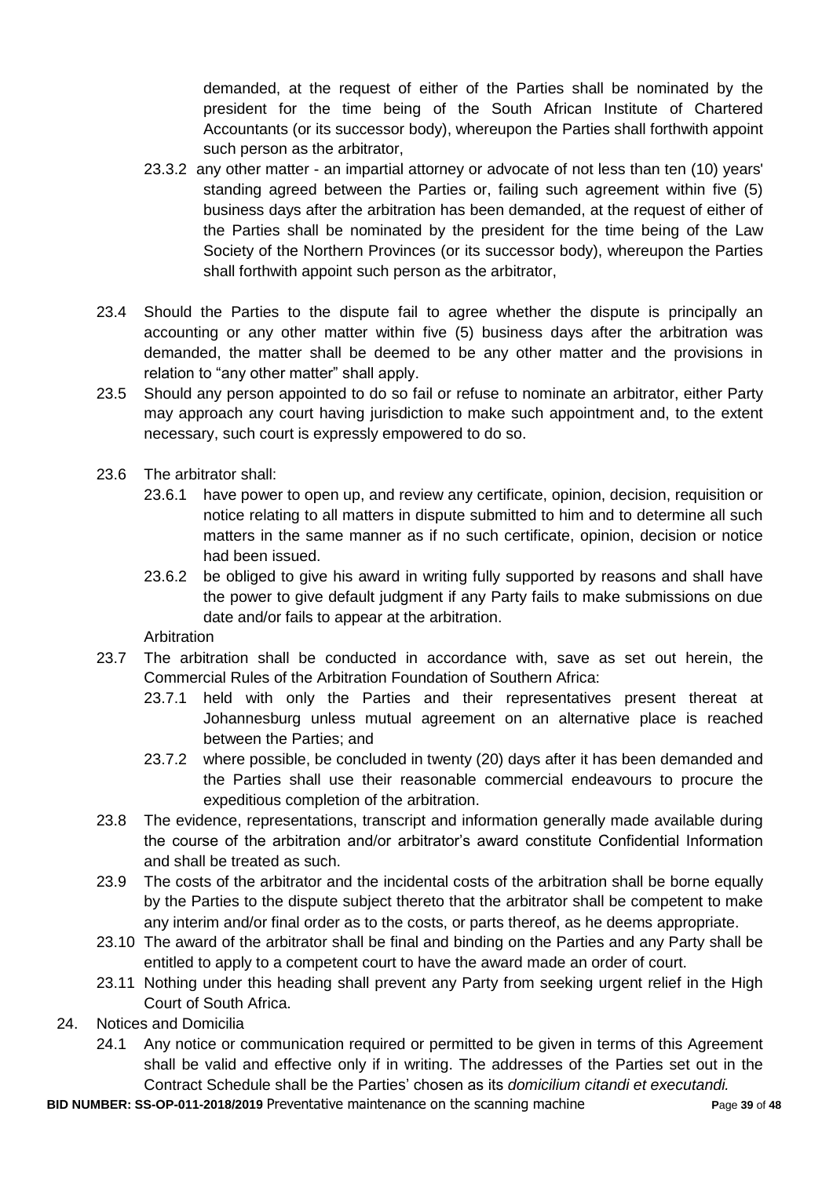demanded, at the request of either of the Parties shall be nominated by the president for the time being of the South African Institute of Chartered Accountants (or its successor body), whereupon the Parties shall forthwith appoint such person as the arbitrator,

23.3.2 any other matter - an impartial attorney or advocate of not less than ten (10) years' standing agreed between the Parties or, failing such agreement within five (5) business days after the arbitration has been demanded, at the request of either of the Parties shall be nominated by the president for the time being of the Law Society of the Northern Provinces (or its successor body), whereupon the Parties shall forthwith appoint such person as the arbitrator,

23.4 Should the Parties to the dispute fail to agree whether the dispute is principally an accounting or any other matter within five (5) business days after the arbitration was demanded, the matter shall be deemed to be any other matter and the provisions in relation to "any other matter" shall apply.

23.5 Should any person appointed to do so fail or refuse to nominate an arbitrator, either Party may approach any court having jurisdiction to make such appointment and, to the extent necessary, such court is expressly empowered to do so.

23.6 The arbitrator shall:

23.6.1 have power to open up, and review any certificate, opinion, decision, requisition or notice relating to all matters in dispute submitted to him and to determine all such matters in the same manner as if no such certificate, opinion, decision or notice had been issued.

23.6.2 be obliged to give his award in writing fully supported by reasons and shall have the power to give default judgment if any Party fails to make submissions on due date and/or fails to appear at the arbitration.

Arbitration

23.7 The arbitration shall be conducted in accordance with, save as set out herein, the Commercial Rules of the Arbitration Foundation of Southern Africa:

23.7.1 held with only the Parties and their representatives present thereat at Johannesburg unless mutual agreement on an alternative place is reached between the Parties; and

23.7.2 where possible, be concluded in twenty (20) days after it has been demanded and the Parties shall use their reasonable commercial endeavours to procure the expeditious completion of the arbitration.

23.8 The evidence, representations, transcript and information generally made available during the course of the arbitration and/or arbitrator's award constitute Confidential Information and shall be treated as such.

23.9 The costs of the arbitrator and the incidental costs of the arbitration shall be borne equally by the Parties to the dispute subject thereto that the arbitrator shall be competent to make any interim and/or final order as to the costs, or parts thereof, as he deems appropriate.

23.10 The award of the arbitrator shall be final and binding on the Parties and any Party shall be entitled to apply to a competent court to have the award made an order of court.

23.11 Nothing under this heading shall prevent any Party from seeking urgent relief in the High Court of South Africa.

24. Notices and Domicilia

24.1 Any notice or communication required or permitted to be given in terms of this Agreement shall be valid and effective only if in writing. The addresses of the Parties set out in the Contract Schedule shall be the Parties' chosen as its *domicilium citandi et executandi.*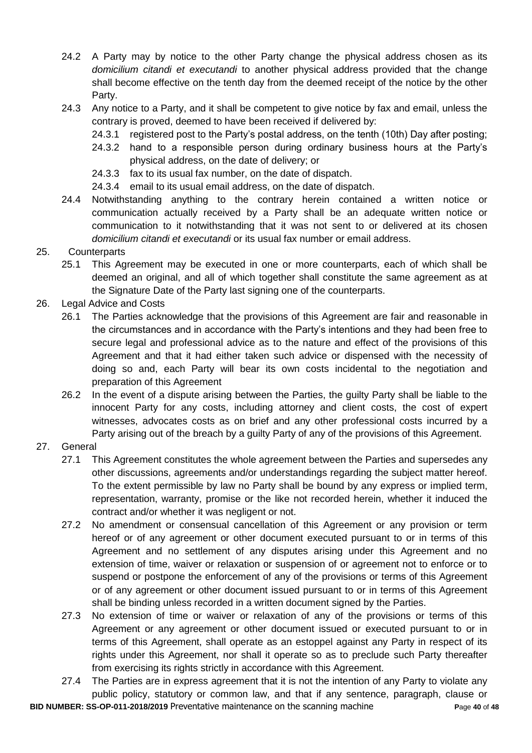24.2 A Party may by notice to the other Party change the physical address chosen as its *domicilium citandi et executandi* to another physical address provided that the change shall become effective on the tenth day from the deemed receipt of the notice by the other Party.

24.3 Any notice to a Party, and it shall be competent to give notice by fax and email, unless the contrary is proved, deemed to have been received if delivered by:

24.3.1 registered post to the Party's postal address, on the tenth (10th) Day after posting;

24.3.2 hand to a responsible person during ordinary business hours at the Party's physical address, on the date of delivery; or

24.3.3 fax to its usual fax number, on the date of dispatch.

24.3.4 email to its usual email address, on the date of dispatch.

24.4 Notwithstanding anything to the contrary herein contained a written notice or communication actually received by a Party shall be an adequate written notice or communication to it notwithstanding that it was not sent to or delivered at its chosen *domicilium citandi et executandi* or its usual fax number or email address.

25. Counterparts

25.1 This Agreement may be executed in one or more counterparts, each of which shall be deemed an original, and all of which together shall constitute the same agreement as at the Signature Date of the Party last signing one of the counterparts.

26. Legal Advice and Costs

26.1 The Parties acknowledge that the provisions of this Agreement are fair and reasonable in the circumstances and in accordance with the Party's intentions and they had been free to secure legal and professional advice as to the nature and effect of the provisions of this Agreement and that it had either taken such advice or dispensed with the necessity of doing so and, each Party will bear its own costs incidental to the negotiation and preparation of this Agreement

26.2 In the event of a dispute arising between the Parties, the guilty Party shall be liable to the innocent Party for any costs, including attorney and client costs, the cost of expert witnesses, advocates costs as on brief and any other professional costs incurred by a Party arising out of the breach by a guilty Party of any of the provisions of this Agreement.

27. General

27.1 This Agreement constitutes the whole agreement between the Parties and supersedes any other discussions, agreements and/or understandings regarding the subject matter hereof. To the extent permissible by law no Party shall be bound by any express or implied term, representation, warranty, promise or the like not recorded herein, whether it induced the contract and/or whether it was negligent or not.

27.2 No amendment or consensual cancellation of this Agreement or any provision or term hereof or of any agreement or other document executed pursuant to or in terms of this Agreement and no settlement of any disputes arising under this Agreement and no extension of time, waiver or relaxation or suspension of or agreement not to enforce or to suspend or postpone the enforcement of any of the provisions or terms of this Agreement or of any agreement or other document issued pursuant to or in terms of this Agreement shall be binding unless recorded in a written document signed by the Parties.

27.3 No extension of time or waiver or relaxation of any of the provisions or terms of this Agreement or any agreement or other document issued or executed pursuant to or in terms of this Agreement, shall operate as an estoppel against any Party in respect of its rights under this Agreement, nor shall it operate so as to preclude such Party thereafter from exercising its rights strictly in accordance with this Agreement.

27.4 The Parties are in express agreement that it is not the intention of any Party to violate any public policy, statutory or common law, and that if any sentence, paragraph, clause or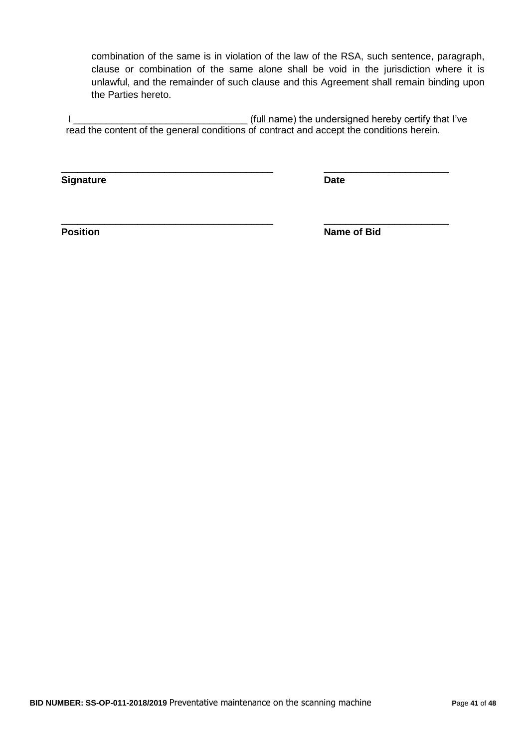combination of the same is in violation of the law of the RSA, such sentence, paragraph, clause or combination of the same alone shall be void in the jurisdiction where it is unlawful, and the remainder of such clause and this Agreement shall remain binding upon the Parties hereto.

I ________________________________ (full name) the undersigned hereby certify that I've read the content of the general conditions of contract and accept the conditions herein.

| | |
|---|---|
| ________________________________________ | _______________________ |
| **Signature** | **Date** |
| ________________________________________ | _______________________ |
| **Position** | **Name of Bid** |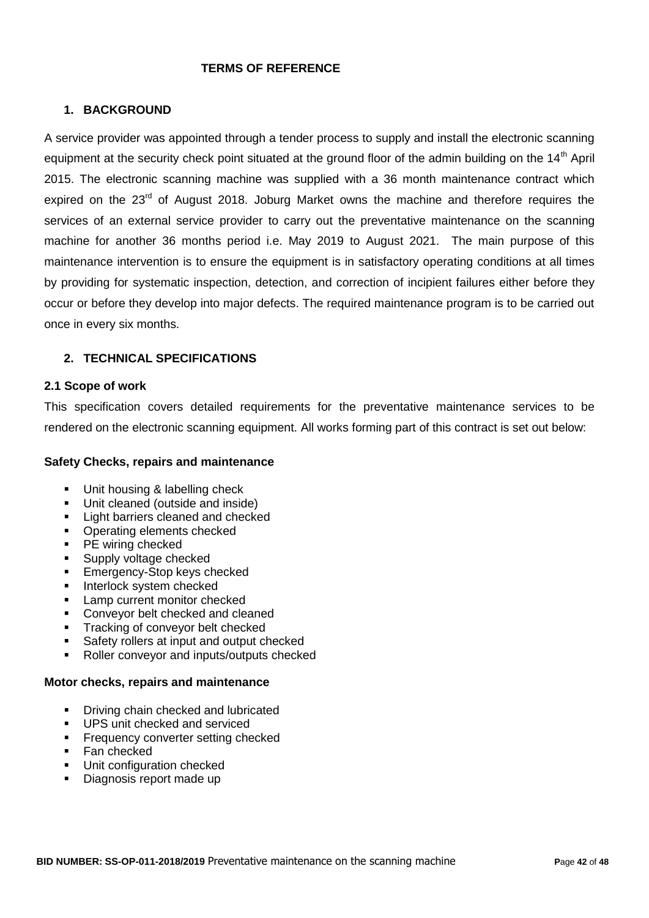# TERMS OF REFERENCE

## 1. BACKGROUND

A service provider was appointed through a tender process to supply and install the electronic scanning equipment at the security check point situated at the ground floor of the admin building on the 14th April 2015. The electronic scanning machine was supplied with a 36 month maintenance contract which expired on the 23rd of August 2018. Joburg Market owns the machine and therefore requires the services of an external service provider to carry out the preventative maintenance on the scanning machine for another 36 months period i.e. May 2019 to August 2021. The main purpose of this maintenance intervention is to ensure the equipment is in satisfactory operating conditions at all times by providing for systematic inspection, detection, and correction of incipient failures either before they occur or before they develop into major defects. The required maintenance program is to be carried out once in every six months.

## 2. TECHNICAL SPECIFICATIONS

### 2.1 Scope of work

This specification covers detailed requirements for the preventative maintenance services to be rendered on the electronic scanning equipment. All works forming part of this contract is set out below:

**Safety Checks, repairs and maintenance**

- Unit housing & labelling check
- Unit cleaned (outside and inside)
- Light barriers cleaned and checked
- Operating elements checked
- PE wiring checked
- Supply voltage checked
- Emergency-Stop keys checked
- Interlock system checked
- Lamp current monitor checked
- Conveyor belt checked and cleaned
- Tracking of conveyor belt checked
- Safety rollers at input and output checked
- Roller conveyor and inputs/outputs checked

**Motor checks, repairs and maintenance**

- Driving chain checked and lubricated
- UPS unit checked and serviced
- Frequency converter setting checked
- Fan checked
- Unit configuration checked
- Diagnosis report made up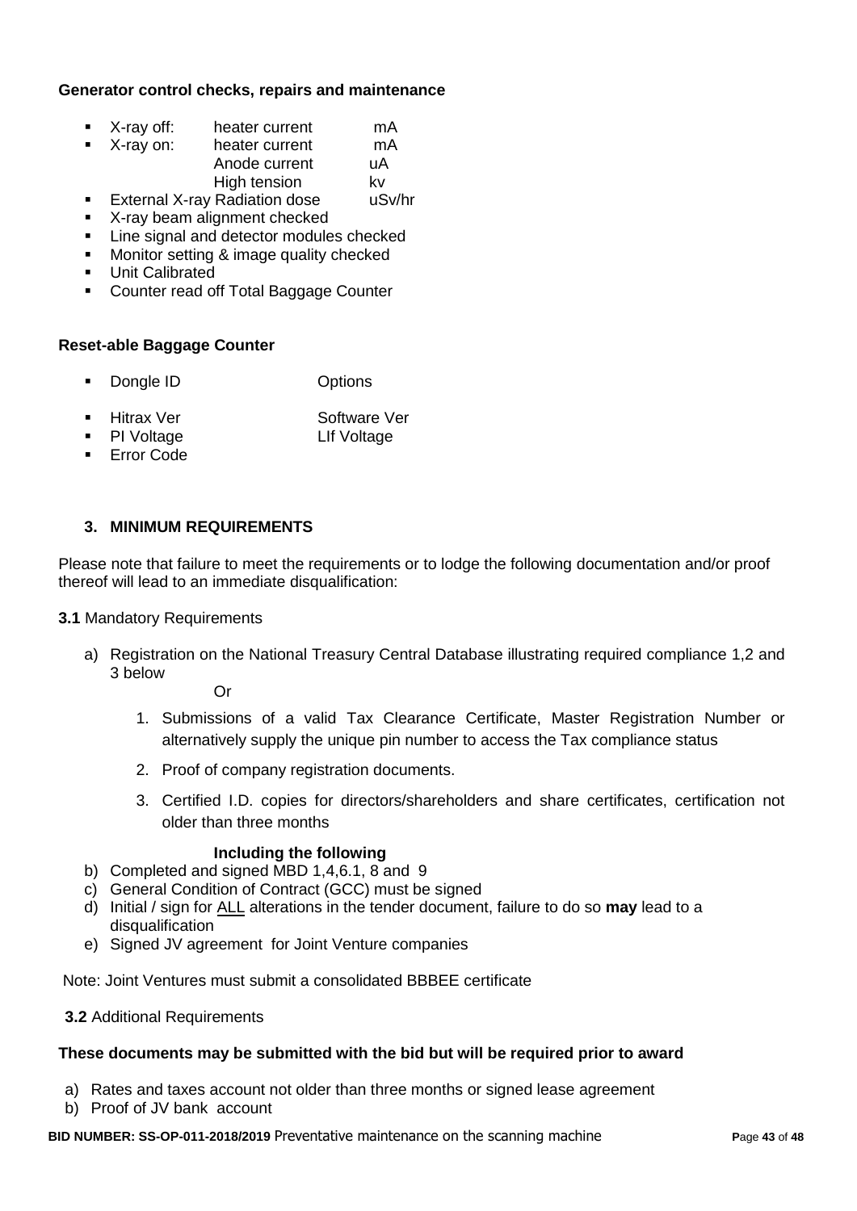**Generator control checks, repairs and maintenance**

- X-ray off: heater current mA
- X-ray on: heater current mA
  Anode current uA
  High tension kv
- External X-ray Radiation dose uSv/hr
- X-ray beam alignment checked
- Line signal and detector modules checked
- Monitor setting & image quality checked
- Unit Calibrated
- Counter read off Total Baggage Counter

**Reset-able Baggage Counter**

- Dongle ID Options
- Hitrax Ver Software Ver
- PI Voltage LIf Voltage
- Error Code

## 3. MINIMUM REQUIREMENTS

Please note that failure to meet the requirements or to lodge the following documentation and/or proof thereof will lead to an immediate disqualification:

**3.1** Mandatory Requirements

a) Registration on the National Treasury Central Database illustrating required compliance 1,2 and 3 below

Or

1. Submissions of a valid Tax Clearance Certificate, Master Registration Number or alternatively supply the unique pin number to access the Tax compliance status
2. Proof of company registration documents.
3. Certified I.D. copies for directors/shareholders and share certificates, certification not older than three months

**Including the following**

b) Completed and signed MBD 1,4,6.1, 8 and 9
c) General Condition of Contract (GCC) must be signed
d) Initial / sign for ALL alterations in the tender document, failure to do so **may** lead to a disqualification
e) Signed JV agreement for Joint Venture companies

Note: Joint Ventures must submit a consolidated BBBEE certificate

**3.2** Additional Requirements

**These documents may be submitted with the bid but will be required prior to award**

a) Rates and taxes account not older than three months or signed lease agreement
b) Proof of JV bank account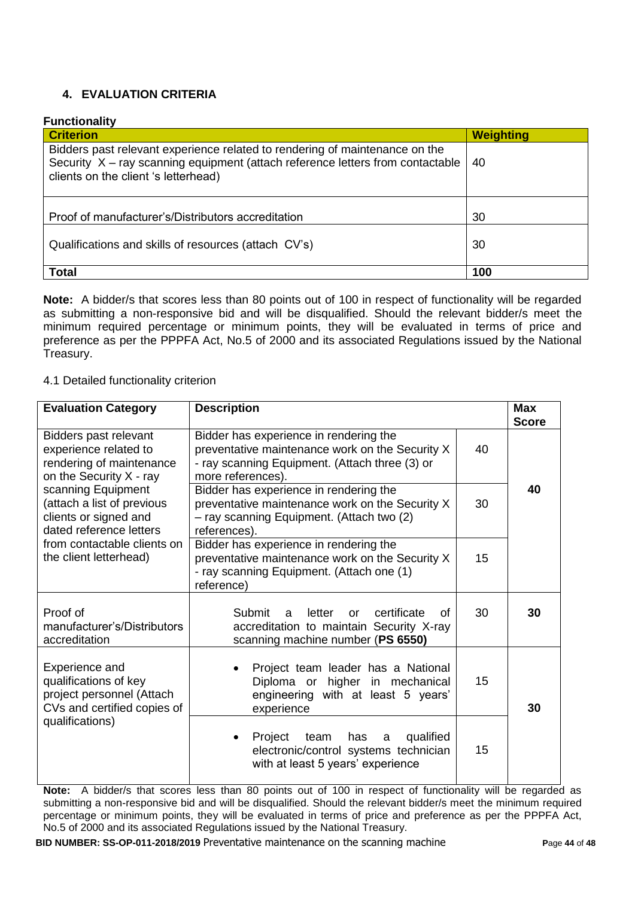## 4. EVALUATION CRITERIA

**Functionality**

| Criterion | Weighting |
|---|---|
| Bidders past relevant experience related to rendering of maintenance on the Security X – ray scanning equipment (attach reference letters from contactable clients on the client 's letterhead) | 40 |
| Proof of manufacturer's/Distributors accreditation | 30 |
| Qualifications and skills of resources (attach CV's) | 30 |
| **Total** | **100** |

**Note:** A bidder/s that scores less than 80 points out of 100 in respect of functionality will be regarded as submitting a non-responsive bid and will be disqualified. Should the relevant bidder/s meet the minimum required percentage or minimum points, they will be evaluated in terms of price and preference as per the PPPFA Act, No.5 of 2000 and its associated Regulations issued by the National Treasury.

4.1 Detailed functionality criterion

| Evaluation Category | Description | | Max Score |
|---|---|---|---|
| Bidders past relevant experience related to rendering of maintenance on the Security X - ray scanning Equipment (attach a list of previous clients or signed and dated reference letters from contactable clients on the client letterhead) | Bidder has experience in rendering the preventative maintenance work on the Security X - ray scanning Equipment. (Attach three (3) or more references). | 40 | **40** |
| | Bidder has experience in rendering the preventative maintenance work on the Security X – ray scanning Equipment. (Attach two (2) references). | 30 | |
| | Bidder has experience in rendering the preventative maintenance work on the Security X - ray scanning Equipment. (Attach one (1) reference) | 15 | |
| Proof of manufacturer's/Distributors accreditation | Submit a letter or certificate of accreditation to maintain Security X-ray scanning machine number (**PS 6550**) | 30 | **30** |
| Experience and qualifications of key project personnel (Attach CVs and certified copies of qualifications) | • Project team leader has a National Diploma or higher in mechanical engineering with at least 5 years' experience | 15 | **30** |
| | • Project team has a qualified electronic/control systems technician with at least 5 years' experience | 15 | |

**Note:** A bidder/s that scores less than 80 points out of 100 in respect of functionality will be regarded as submitting a non-responsive bid and will be disqualified. Should the relevant bidder/s meet the minimum required percentage or minimum points, they will be evaluated in terms of price and preference as per the PPPFA Act, No.5 of 2000 and its associated Regulations issued by the National Treasury.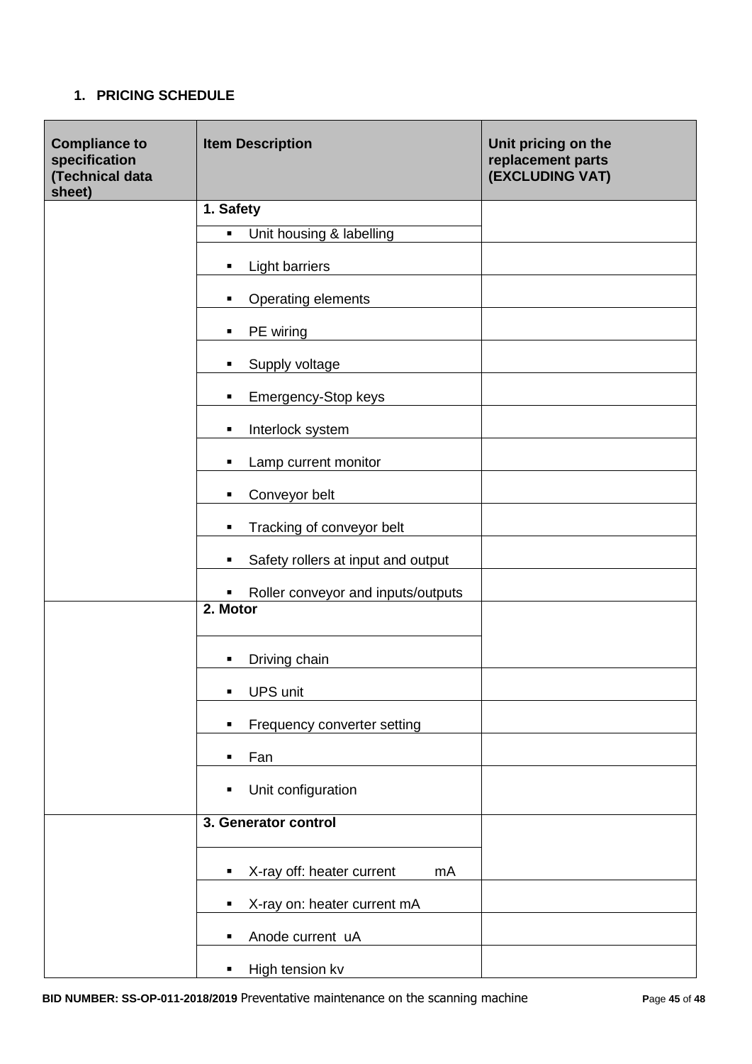## 1. PRICING SCHEDULE

| Compliance to specification (Technical data sheet) | Item Description | Unit pricing on the replacement parts (EXCLUDING VAT) |
|---|---|---|
| | **1. Safety** | |
| | ▪ Unit housing & labelling | |
| | ▪ Light barriers | |
| | ▪ Operating elements | |
| | ▪ PE wiring | |
| | ▪ Supply voltage | |
| | ▪ Emergency-Stop keys | |
| | ▪ Interlock system | |
| | ▪ Lamp current monitor | |
| | ▪ Conveyor belt | |
| | ▪ Tracking of conveyor belt | |
| | ▪ Safety rollers at input and output | |
| | ▪ Roller conveyor and inputs/outputs | |
| | **2. Motor** | |
| | ▪ Driving chain | |
| | ▪ UPS unit | |
| | ▪ Frequency converter setting | |
| | ▪ Fan | |
| | ▪ Unit configuration | |
| | **3. Generator control** | |
| | ▪ X-ray off: heater current mA | |
| | ▪ X-ray on: heater current mA | |
| | ▪ Anode current uA | |
| | ▪ High tension kv | |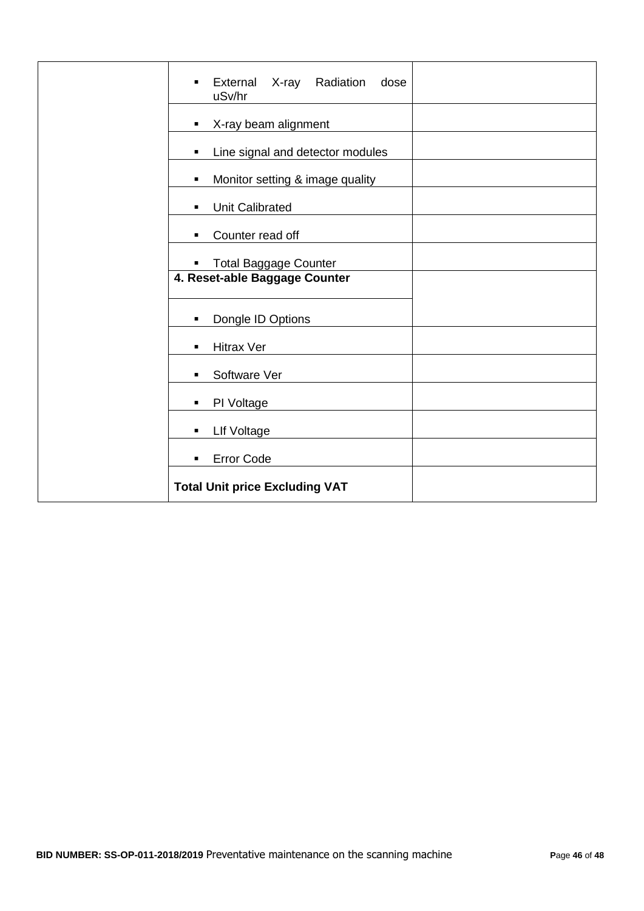| | | |
|---|---|---|
| | ▪ External X-ray Radiation dose uSv/hr | |
| | ▪ X-ray beam alignment | |
| | ▪ Line signal and detector modules | |
| | ▪ Monitor setting & image quality | |
| | ▪ Unit Calibrated | |
| | ▪ Counter read off | |
| | ▪ Total Baggage Counter | |
| | **4. Reset-able Baggage Counter** | |
| | ▪ Dongle ID Options | |
| | ▪ Hitrax Ver | |
| | ▪ Software Ver | |
| | ▪ PI Voltage | |
| | ▪ LIf Voltage | |
| | ▪ Error Code | |
| | **Total Unit price Excluding VAT** | |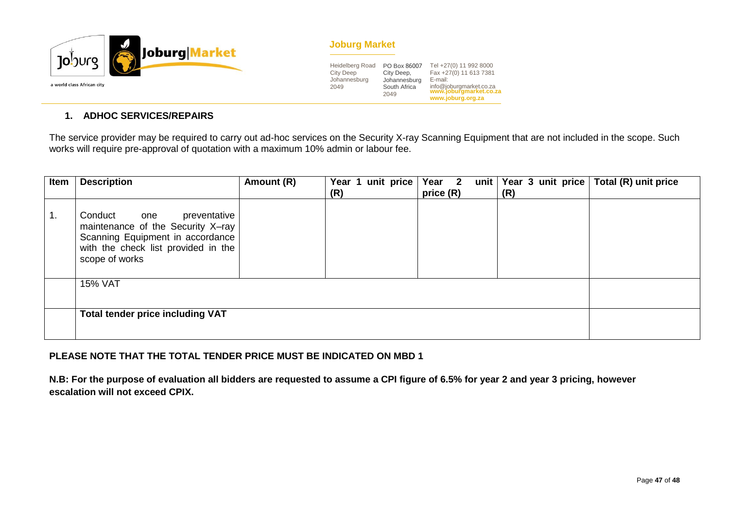## 1. ADHOC SERVICES/REPAIRS

The service provider may be required to carry out ad-hoc services on the Security X-ray Scanning Equipment that are not included in the scope. Such works will require pre-approval of quotation with a maximum 10% admin or labour fee.

| Item | Description | Amount (R) | Year 1 unit price (R) | Year 2 unit price (R) | Year 3 unit price (R) | Total (R) unit price |
|---|---|---|---|---|---|---|
| 1. | Conduct one preventative maintenance of the Security X–ray Scanning Equipment in accordance with the check list provided in the scope of works | | | | | |
| | 15% VAT | | | | | |
| | **Total tender price including VAT** | | | | | |

**PLEASE NOTE THAT THE TOTAL TENDER PRICE MUST BE INDICATED ON MBD 1**

**N.B: For the purpose of evaluation all bidders are requested to assume a CPI figure of 6.5% for year 2 and year 3 pricing, however escalation will not exceed CPIX.**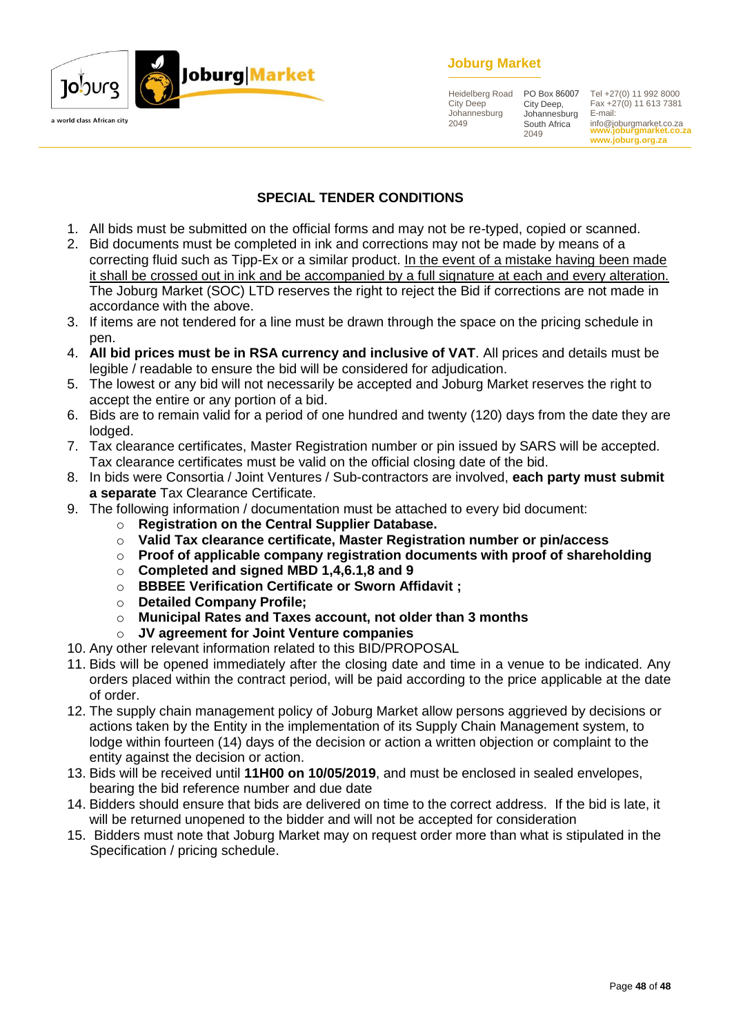**Joburg Market**

Heidelberg Road
City Deep
Johannesburg
2049

PO Box 86007
City Deep,
Johannesburg
South Africa
2049

Tel +27(0) 11 992 8000
Fax +27(0) 11 613 7381
E-mail:
info@joburgmarket.co.za
www.joburgmarket.co.za
www.joburg.org.za

## SPECIAL TENDER CONDITIONS

1. All bids must be submitted on the official forms and may not be re-typed, copied or scanned.
2. Bid documents must be completed in ink and corrections may not be made by means of a correcting fluid such as Tipp-Ex or a similar product. <u>In the event of a mistake having been made it shall be crossed out in ink and be accompanied by a full signature at each and every alteration.</u> The Joburg Market (SOC) LTD reserves the right to reject the Bid if corrections are not made in accordance with the above.
3. If items are not tendered for a line must be drawn through the space on the pricing schedule in pen.
4. **All bid prices must be in RSA currency and inclusive of VAT**. All prices and details must be legible / readable to ensure the bid will be considered for adjudication.
5. The lowest or any bid will not necessarily be accepted and Joburg Market reserves the right to accept the entire or any portion of a bid.
6. Bids are to remain valid for a period of one hundred and twenty (120) days from the date they are lodged.
7. Tax clearance certificates, Master Registration number or pin issued by SARS will be accepted. Tax clearance certificates must be valid on the official closing date of the bid.
8. In bids were Consortia / Joint Ventures / Sub-contractors are involved, **each party must submit a separate** Tax Clearance Certificate.
9. The following information / documentation must be attached to every bid document:
   - **Registration on the Central Supplier Database.**
   - **Valid Tax clearance certificate, Master Registration number or pin/access**
   - **Proof of applicable company registration documents with proof of shareholding**
   - **Completed and signed MBD 1,4,6.1,8 and 9**
   - **BBBEE Verification Certificate or Sworn Affidavit ;**
   - **Detailed Company Profile;**
   - **Municipal Rates and Taxes account, not older than 3 months**
   - **JV agreement for Joint Venture companies**
10. Any other relevant information related to this BID/PROPOSAL
11. Bids will be opened immediately after the closing date and time in a venue to be indicated. Any orders placed within the contract period, will be paid according to the price applicable at the date of order.
12. The supply chain management policy of Joburg Market allow persons aggrieved by decisions or actions taken by the Entity in the implementation of its Supply Chain Management system, to lodge within fourteen (14) days of the decision or action a written objection or complaint to the entity against the decision or action.
13. Bids will be received until **11H00 on 10/05/2019**, and must be enclosed in sealed envelopes, bearing the bid reference number and due date
14. Bidders should ensure that bids are delivered on time to the correct address. If the bid is late, it will be returned unopened to the bidder and will not be accepted for consideration
15. Bidders must note that Joburg Market may on request order more than what is stipulated in the Specification / pricing schedule.